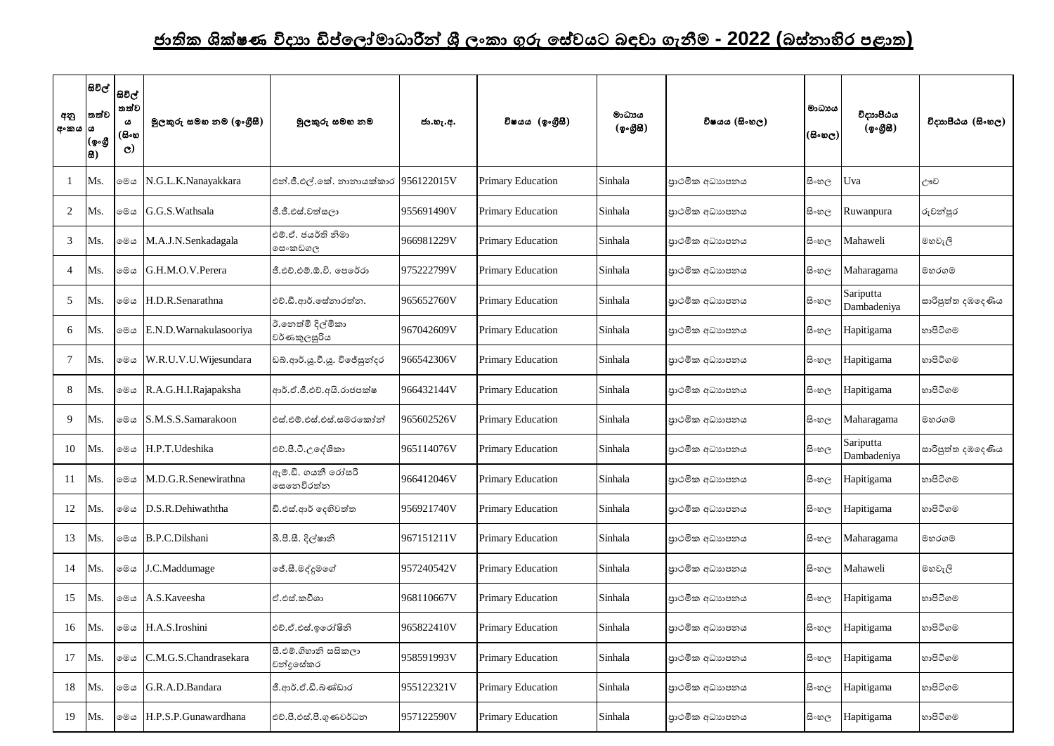# ජාතික ශික්ෂණ විද්‍යා ඩිප්ලෝමාධාරීන් ශ්‍රී ලංකා ගුරු සේවයට බඳවා ගැනීම - 2022 (බස්නාහිර පළාත)

| අනු අංකය | සිවිල් තත්වය (ඉංග්‍රීසි) | සිවිල් තත්වය (සිංහල) | මුලකුරු සමඟ නම (ඉංග්‍රීසි) | මුලකුරු සමඟ නම | ජා.හැ.අ. | විෂයය (ඉංග්‍රීසි) | මාධ්‍යය (ඉංග්‍රීසි) | විෂයය (සිංහල) | මාධ්‍යය (සිංහල) | විද්‍යාපීඨය (ඉංග්‍රීසි) | විද්‍යාපීඨය (සිංහල) |
|---|---|---|---|---|---|---|---|---|---|---|---|
| 1 | Ms. | මෙය | N.G.L.K.Nanayakkara | එන්.ජී.එල්.කේ. නානායක්කාර | 956122015V | Primary Education | Sinhala | ප්‍රාථමික අධ්‍යාපනය | සිංහල | Uva | ඌව |
| 2 | Ms. | මෙය | G.G.S.Wathsala | ජී.ජී.එස්.වත්සලා | 955691490V | Primary Education | Sinhala | ප්‍රාථමික අධ්‍යාපනය | සිංහල | Ruwanpura | රුවන්පුර |
| 3 | Ms. | මෙය | M.A.J.N.Senkadagala | එම්.ඒ. ජයර්නි නිමා සෙංකඩගල | 966981229V | Primary Education | Sinhala | ප්‍රාථමික අධ්‍යාපනය | සිංහල | Mahaweli | මහවැලි |
| 4 | Ms. | මෙය | G.H.M.O.V.Perera | ජී.එච්.එම්.ඕ.වී. පෙරේරා | 975222799V | Primary Education | Sinhala | ප්‍රාථමික අධ්‍යාපනය | සිංහල | Maharagama | මහරගම |
| 5 | Ms. | මෙය | H.D.R.Senarathna | එච්.ඩී.ආර්.සේනාරත්න. | 965652760V | Primary Education | Sinhala | ප්‍රාථමික අධ්‍යාපනය | සිංහල | Sariputta Dambadeniya | සාරිපුත්ත දඹදෙණිය |
| 6 | Ms. | මෙය | E.N.D.Warnakulasooriya | ඊ.නෙත්මි දිල්මිකා වර්ණකුලසූරිය | 967042609V | Primary Education | Sinhala | ප්‍රාථමික අධ්‍යාපනය | සිංහල | Hapitigama | හාපිටිගම |
| 7 | Ms. | මෙය | W.R.U.V.U.Wijesundara | ඩබ්.ආර්.යූ.වී.යූ. විජේසුන්දර | 966542306V | Primary Education | Sinhala | ප්‍රාථමික අධ්‍යාපනය | සිංහල | Hapitigama | හාපිටිගම |
| 8 | Ms. | මෙය | R.A.G.H.I.Rajapaksha | ආර්.ඒ.ජී.එච්.අයි.රාජපක්ෂ | 966432144V | Primary Education | Sinhala | ප්‍රාථමික අධ්‍යාපනය | සිංහල | Hapitigama | හාපිටිගම |
| 9 | Ms. | මෙය | S.M.S.S.Samarakoon | එස්.එම්.එස්.එස්.සමරකෝන් | 965602526V | Primary Education | Sinhala | ප්‍රාථමික අධ්‍යාපනය | සිංහල | Maharagama | මහරගම |
| 10 | Ms. | මෙය | H.P.T.Udeshika | එච්.පී.ටී.උදේශිකා | 965114076V | Primary Education | Sinhala | ප්‍රාථමික අධ්‍යාපනය | සිංහල | Sariputta Dambadeniya | සාරිපුත්ත දඹදෙණිය |
| 11 | Ms. | මෙය | M.D.G.R.Senewirathna | ඇම්.ඩී. ගයනි රෝසරි සෙනෙවිරත්න | 966412046V | Primary Education | Sinhala | ප්‍රාථමික අධ්‍යාපනය | සිංහල | Hapitigama | හාපිටිගම |
| 12 | Ms. | මෙය | D.S.R.Dehiwaththa | ඩී.එස්.ආර් දෙහිවත්ත | 956921740V | Primary Education | Sinhala | ප්‍රාථමික අධ්‍යාපනය | සිංහල | Hapitigama | හාපිටිගම |
| 13 | Ms. | මෙය | B.P.C.Dilshani | බී.පී.සී. දිල්ෂානි | 967151211V | Primary Education | Sinhala | ප්‍රාථමික අධ්‍යාපනය | සිංහල | Maharagama | මහරගම |
| 14 | Ms. | මෙය | J.C.Maddumage | ජේ.සී.මද්දුමගේ | 957240542V | Primary Education | Sinhala | ප්‍රාථමික අධ්‍යාපනය | සිංහල | Mahaweli | මහවැලි |
| 15 | Ms. | මෙය | A.S.Kaveesha | ඒ.එස්.කවීශා | 968110667V | Primary Education | Sinhala | ප්‍රාථමික අධ්‍යාපනය | සිංහල | Hapitigama | හාපිටිගම |
| 16 | Ms. | මෙය | H.A.S.Iroshini | එච්.ඒ.එස්.ඉරෝෂිනි | 965822410V | Primary Education | Sinhala | ප්‍රාථමික අධ්‍යාපනය | සිංහල | Hapitigama | හාපිටිගම |
| 17 | Ms. | මෙය | C.M.G.S.Chandrasekara | සී.එම්.ගිහානි සසිකලා චන්ද්‍රසේකර | 958591993V | Primary Education | Sinhala | ප්‍රාථමික අධ්‍යාපනය | සිංහල | Hapitigama | හාපිටිගම |
| 18 | Ms. | මෙය | G.R.A.D.Bandara | ජී.ආර්.ඒ.ඩී.බණ්ඩාර | 955122321V | Primary Education | Sinhala | ප්‍රාථමික අධ්‍යාපනය | සිංහල | Hapitigama | හාපිටිගම |
| 19 | Ms. | මෙය | H.P.S.P.Gunawardhana | එච්.පී.එස්.පී.ගුණවර්ධන | 957122590V | Primary Education | Sinhala | ප්‍රාථමික අධ්‍යාපනය | සිංහල | Hapitigama | හාපිටිගම |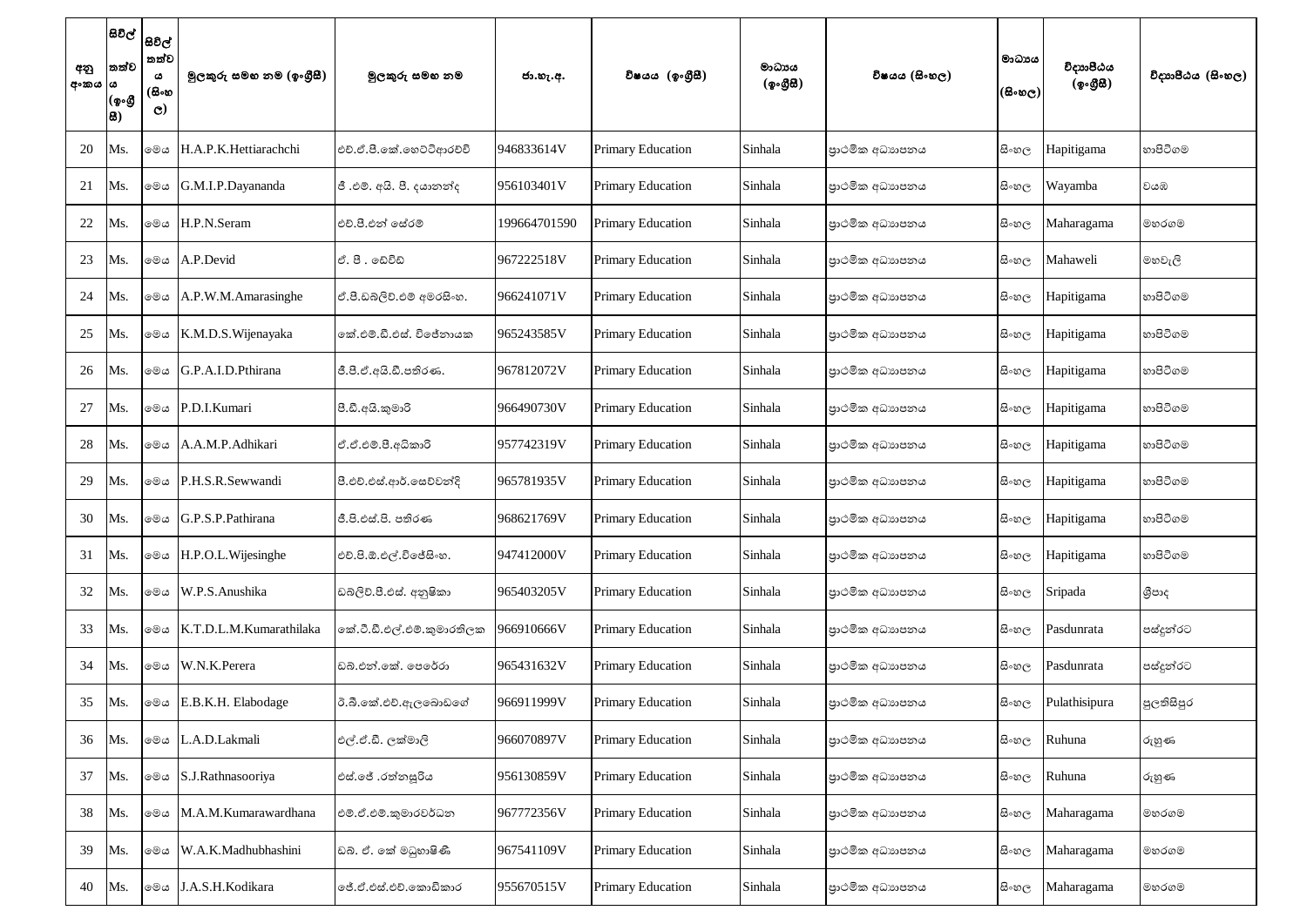| අනු අංකය | සිවිල් තත්වය (ඉංග්‍රීසි) | සිවිල් තත්වය (සිංහල) | මුලකුරු සමඟ නම (ඉංග්‍රීසි) | මුලකුරු සමඟ නම | ජා.හැ.අ. | විෂයය (ඉංග්‍රීසි) | මාධ්‍යය (ඉංග්‍රීසි) | විෂයය (සිංහල) | මාධ්‍යය (සිංහල) | විද්‍යාපීඨය (ඉංග්‍රීසි) | විද්‍යාපීඨය (සිංහල) |
|---|---|---|---|---|---|---|---|---|---|---|---|
| 20 | Ms. | මෙය | H.A.P.K.Hettiarachchi | එච්.ඒ.පී.කේ.හෙට්ටිආරච්චි | 946833614V | Primary Education | Sinhala | ප්‍රාථමික අධ්‍යාපනය | සිංහල | Hapitigama | හාපිටිගම |
| 21 | Ms. | මෙය | G.M.I.P.Dayananda | ජී .එම්. අයි. පී. දයානන්ද | 956103401V | Primary Education | Sinhala | ප්‍රාථමික අධ්‍යාපනය | සිංහල | Wayamba | වයඹ |
| 22 | Ms. | මෙය | H.P.N.Seram | එච්.පී.එන් සේරම් | 199664701590 | Primary Education | Sinhala | ප්‍රාථමික අධ්‍යාපනය | සිංහල | Maharagama | මහරගම |
| 23 | Ms. | මෙය | A.P.Devid | ඒ. පී . ඩේවිඩ් | 967222518V | Primary Education | Sinhala | ප්‍රාථමික අධ්‍යාපනය | සිංහල | Mahaweli | මහවැලි |
| 24 | Ms. | මෙය | A.P.W.M.Amarasinghe | ඒ.පී.ඩබ්ලිව්.එම් අමරසිංහ. | 966241071V | Primary Education | Sinhala | ප්‍රාථමික අධ්‍යාපනය | සිංහල | Hapitigama | හාපිටිගම |
| 25 | Ms. | මෙය | K.M.D.S.Wijenayaka | කේ.එම්.ඩී.එස්. විජේනායක | 965243585V | Primary Education | Sinhala | ප්‍රාථමික අධ්‍යාපනය | සිංහල | Hapitigama | හාපිටිගම |
| 26 | Ms. | මෙය | G.P.A.I.D.Pthirana | ජී.පී.ඒ.අයි.ඩී.පතිරණ. | 967812072V | Primary Education | Sinhala | ප්‍රාථමික අධ්‍යාපනය | සිංහල | Hapitigama | හාපිටිගම |
| 27 | Ms. | මෙය | P.D.I.Kumari | පී.ඩී.අයි.කුමාරි | 966490730V | Primary Education | Sinhala | ප්‍රාථමික අධ්‍යාපනය | සිංහල | Hapitigama | හාපිටිගම |
| 28 | Ms. | මෙය | A.A.M.P.Adhikari | ඒ.ඒ.එම්.පී.අධිකාරි | 957742319V | Primary Education | Sinhala | ප්‍රාථමික අධ්‍යාපනය | සිංහල | Hapitigama | හාපිටිගම |
| 29 | Ms. | මෙය | P.H.S.R.Sewwandi | පී.එච්.එස්.ආර්.සෙව්වන්දි | 965781935V | Primary Education | Sinhala | ප්‍රාථමික අධ්‍යාපනය | සිංහල | Hapitigama | හාපිටිගම |
| 30 | Ms. | මෙය | G.P.S.P.Pathirana | ජී.පී.එස්.පී. පතිරණ | 968621769V | Primary Education | Sinhala | ප්‍රාථමික අධ්‍යාපනය | සිංහල | Hapitigama | හාපිටිගම |
| 31 | Ms. | මෙය | H.P.O.L.Wijesinghe | එච්.පී.ඕ.එල්.විජේසිංහ. | 947412000V | Primary Education | Sinhala | ප්‍රාථමික අධ්‍යාපනය | සිංහල | Hapitigama | හාපිටිගම |
| 32 | Ms. | මෙය | W.P.S.Anushika | ඩබ්ලිව්.පී.එස්. අනුෂිකා | 965403205V | Primary Education | Sinhala | ප්‍රාථමික අධ්‍යාපනය | සිංහල | Sripada | ශ්‍රීපාද |
| 33 | Ms. | මෙය | K.T.D.L.M.Kumarathilaka | කේ.ටී.ඩී.එල්.එම්.කුමාරතිලක | 966910666V | Primary Education | Sinhala | ප්‍රාථමික අධ්‍යාපනය | සිංහල | Pasdunrata | පස්දුන්රට |
| 34 | Ms. | මෙය | W.N.K.Perera | ඩබ්.එන්.කේ. පෙරේරා | 965431632V | Primary Education | Sinhala | ප්‍රාථමික අධ්‍යාපනය | සිංහල | Pasdunrata | පස්දුන්රට |
| 35 | Ms. | මෙය | E.B.K.H. Elabodage | ඊ.බී.කේ.එච්.ඇලබොඩගේ | 966911999V | Primary Education | Sinhala | ප්‍රාථමික අධ්‍යාපනය | සිංහල | Pulathisipura | පුලතිසිපුර |
| 36 | Ms. | මෙය | L.A.D.Lakmali | එල්.ඒ.ඩී. ලක්මාලි | 966070897V | Primary Education | Sinhala | ප්‍රාථමික අධ්‍යාපනය | සිංහල | Ruhuna | රුහුණ |
| 37 | Ms. | මෙය | S.J.Rathnasooriya | එස්.ජේ .රත්නසූරිය | 956130859V | Primary Education | Sinhala | ප්‍රාථමික අධ්‍යාපනය | සිංහල | Ruhuna | රුහුණ |
| 38 | Ms. | මෙය | M.A.M.Kumarawardhana | එම්.ඒ.එම්.කුමාරවර්ධන | 967772356V | Primary Education | Sinhala | ප්‍රාථමික අධ්‍යාපනය | සිංහල | Maharagama | මහරගම |
| 39 | Ms. | මෙය | W.A.K.Madhubhashini | ඩබ්. ඒ. කේ මධුභාෂිණී | 967541109V | Primary Education | Sinhala | ප්‍රාථමික අධ්‍යාපනය | සිංහල | Maharagama | මහරගම |
| 40 | Ms. | මෙය | J.A.S.H.Kodikara | ජේ.ඒ.එස්.එච්.කොඩිකාර | 955670515V | Primary Education | Sinhala | ප්‍රාථමික අධ්‍යාපනය | සිංහල | Maharagama | මහරගම |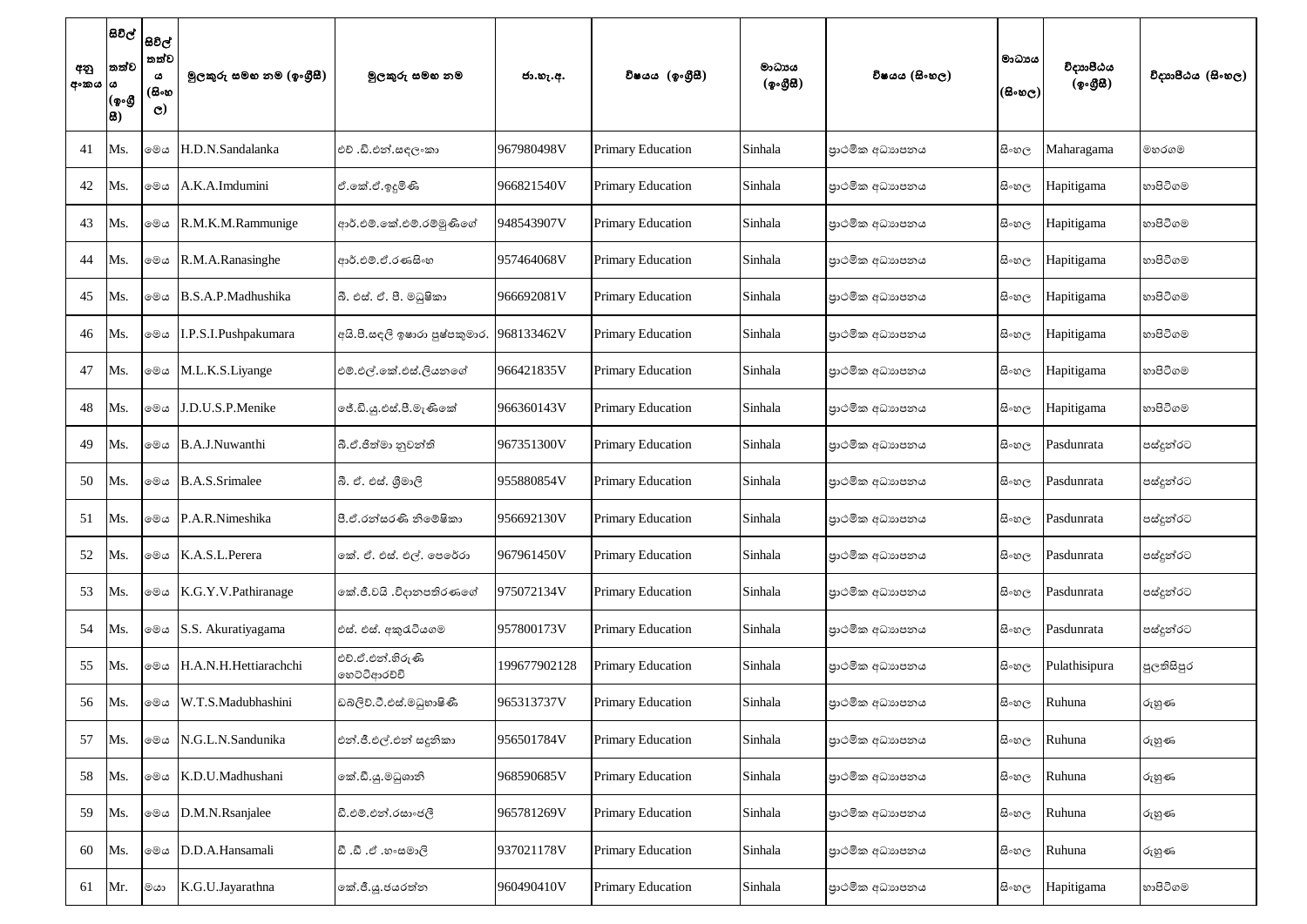| අනු අංකය | සිවිල් තත්වය (ඉංග්‍රීසී) | සිවිල් තත්වය (සිංහල) | මුලකුරු සමඟ නම (ඉංග්‍රීසී) | මුලකුරු සමඟ නම | ජා.හැ.අ. | විෂයය (ඉංග්‍රීසී) | මාධ්‍යය (ඉංග්‍රීසී) | විෂයය (සිංහල) | මාධ්‍යය (සිංහල) | විද්‍යාපීඨය (ඉංග්‍රීසී) | විද්‍යාපීඨය (සිංහල) |
|---|---|---|---|---|---|---|---|---|---|---|---|
| 41 | Ms. | මෙය | H.D.N.Sandalanka | එච් .ඩී.එන්.සඳලංකා | 967980498V | Primary Education | Sinhala | ප්‍රාථමික අධ්‍යාපනය | සිංහල | Maharagama | මහරගම |
| 42 | Ms. | මෙය | A.K.A.Imdumini | ඒ.කේ.ඒ.ඉඳුමිණි | 966821540V | Primary Education | Sinhala | ප්‍රාථමික අධ්‍යාපනය | සිංහල | Hapitigama | හාපිටිගම |
| 43 | Ms. | මෙය | R.M.K.M.Rammunige | ආර්.එම්.කේ.එම්.රම්මුණිගේ | 948543907V | Primary Education | Sinhala | ප්‍රාථමික අධ්‍යාපනය | සිංහල | Hapitigama | හාපිටිගම |
| 44 | Ms. | මෙය | R.M.A.Ranasinghe | ආර්.එම්.ඒ.රණසිංහ | 957464068V | Primary Education | Sinhala | ප්‍රාථමික අධ්‍යාපනය | සිංහල | Hapitigama | හාපිටිගම |
| 45 | Ms. | මෙය | B.S.A.P.Madhushika | බී. එස්. ඒ. පී. මධුෂිකා | 966692081V | Primary Education | Sinhala | ප්‍රාථමික අධ්‍යාපනය | සිංහල | Hapitigama | හාපිටිගම |
| 46 | Ms. | මෙය | I.P.S.I.Pushpakumara | අයි.පී.සඳලි ඉෂාරා පුෂ්පකුමාර. | 968133462V | Primary Education | Sinhala | ප්‍රාථමික අධ්‍යාපනය | සිංහල | Hapitigama | හාපිටිගම |
| 47 | Ms. | මෙය | M.L.K.S.Liyange | එම්.එල්.කේ.එස්.ලියනගේ | 966421835V | Primary Education | Sinhala | ප්‍රාථමික අධ්‍යාපනය | සිංහල | Hapitigama | හාපිටිගම |
| 48 | Ms. | මෙය | J.D.U.S.P.Menike | ජේ.ඩී.යූ.එස්.පී.මැණිකේ | 966360143V | Primary Education | Sinhala | ප්‍රාථමික අධ්‍යාපනය | සිංහල | Hapitigama | හාපිටිගම |
| 49 | Ms. | මෙය | B.A.J.Nuwanthi | බී.ඒ.ජිත්මා නුවන්ති | 967351300V | Primary Education | Sinhala | ප්‍රාථමික අධ්‍යාපනය | සිංහල | Pasdunrata | පස්දුන්රට |
| 50 | Ms. | මෙය | B.A.S.Srimalee | බී. ඒ. එස්. ශ්‍රීමාලි | 955880854V | Primary Education | Sinhala | ප්‍රාථමික අධ්‍යාපනය | සිංහල | Pasdunrata | පස්දුන්රට |
| 51 | Ms. | මෙය | P.A.R.Nimeshika | පී.ඒ.රන්සරණි නිමේෂිකා | 956692130V | Primary Education | Sinhala | ප්‍රාථමික අධ්‍යාපනය | සිංහල | Pasdunrata | පස්දුන්රට |
| 52 | Ms. | මෙය | K.A.S.L.Perera | කේ. ඒ. එස්. එල්. පෙරේරා | 967961450V | Primary Education | Sinhala | ප්‍රාථමික අධ්‍යාපනය | සිංහල | Pasdunrata | පස්දුන්රට |
| 53 | Ms. | මෙය | K.G.Y.V.Pathiranage | කේ.ජී.වයි .විද්‍යාපතිරණගේ | 975072134V | Primary Education | Sinhala | ප්‍රාථමික අධ්‍යාපනය | සිංහල | Pasdunrata | පස්දුන්රට |
| 54 | Ms. | මෙය | S.S. Akuratiyagama | එස්. එස්. අකුරැටියගම | 957800173V | Primary Education | Sinhala | ප්‍රාථමික අධ්‍යාපනය | සිංහල | Pasdunrata | පස්දුන්රට |
| 55 | Ms. | මෙය | H.A.N.H.Hettiarachchi | එච්.ඒ.එන්.හිරුණි හෙට්ටිආරච්චි | 199677902128 | Primary Education | Sinhala | ප්‍රාථමික අධ්‍යාපනය | සිංහල | Pulathisipura | පුලතිසිපුර |
| 56 | Ms. | මෙය | W.T.S.Madubhashini | ඩබ්ලිව්.ටී.එස්.මධුභාෂිණී | 965313737V | Primary Education | Sinhala | ප්‍රාථමික අධ්‍යාපනය | සිංහල | Ruhuna | රුහුණ |
| 57 | Ms. | මෙය | N.G.L.N.Sandunika | එන්.ජී.එල්.එන් සඳුනිකා | 956501784V | Primary Education | Sinhala | ප්‍රාථමික අධ්‍යාපනය | සිංහල | Ruhuna | රුහුණ |
| 58 | Ms. | මෙය | K.D.U.Madhushani | කේ.ඩී.යූ.මධුශානි | 968590685V | Primary Education | Sinhala | ප්‍රාථමික අධ්‍යාපනය | සිංහල | Ruhuna | රුහුණ |
| 59 | Ms. | මෙය | D.M.N.Rsanjalee | ඩී.එම්.එන්.රසාංජලී | 965781269V | Primary Education | Sinhala | ප්‍රාථමික අධ්‍යාපනය | සිංහල | Ruhuna | රුහුණ |
| 60 | Ms. | මෙය | D.D.A.Hansamali | ඩී .ඩී .ඒ .හංසමාලි | 937021178V | Primary Education | Sinhala | ප්‍රාථමික අධ්‍යාපනය | සිංහල | Ruhuna | රුහුණ |
| 61 | Mr. | මයා | K.G.U.Jayarathna | කේ.ජී.යූ.ජයරත්න | 960490410V | Primary Education | Sinhala | ප්‍රාථමික අධ්‍යාපනය | සිංහල | Hapitigama | හාපිටිගම |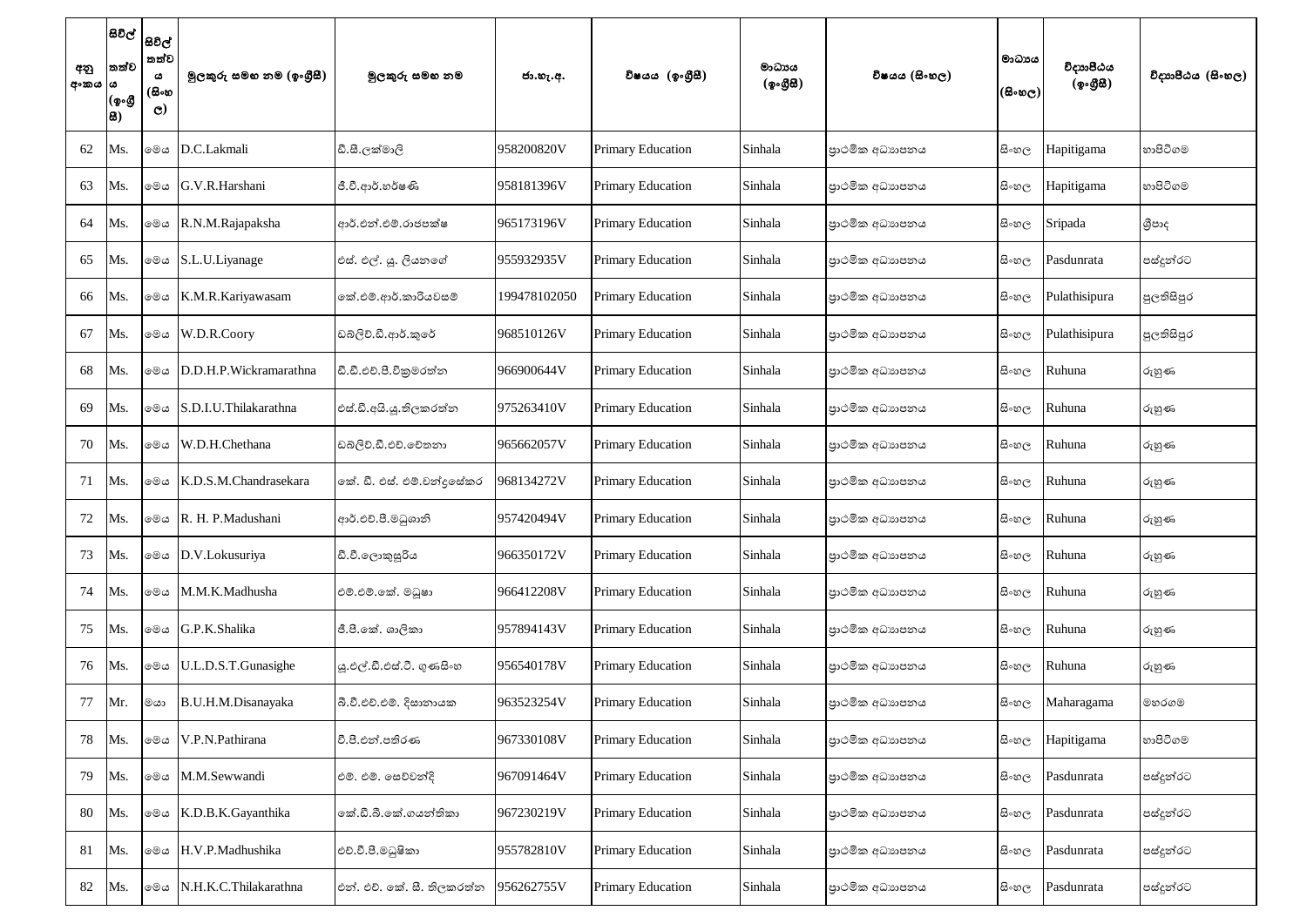| අනු අංකය | සිවිල් තත්වය (ඉංග්‍රීසි) | සිවිල් තත්වය (සිංහල) | මුලකුරු සමඟ නම (ඉංග්‍රීසි) | මුලකුරු සමඟ නම | ජා.හැ.අ. | විෂයය (ඉංග්‍රීසි) | මාධ්‍යය (ඉංග්‍රීසි) | විෂයය (සිංහල) | මාධ්‍යය (සිංහල) | විද්‍යාපීඨය (ඉංග්‍රීසි) | විද්‍යාපීඨය (සිංහල) |
|---|---|---|---|---|---|---|---|---|---|---|---|
| 62 | Ms. | මෙය | D.C.Lakmali | ඩී.සී.ලක්මාලි | 958200820V | Primary Education | Sinhala | ප්‍රාථමික අධ්‍යාපනය | සිංහල | Hapitigama | හාපිටිගම |
| 63 | Ms. | මෙය | G.V.R.Harshani | ජී.වී.ආර්.හර්ෂණි | 958181396V | Primary Education | Sinhala | ප්‍රාථමික අධ්‍යාපනය | සිංහල | Hapitigama | හාපිටිගම |
| 64 | Ms. | මෙය | R.N.M.Rajapaksha | ආර්.එන්.එම්.රාජපක්ෂ | 965173196V | Primary Education | Sinhala | ප්‍රාථමික අධ්‍යාපනය | සිංහල | Sripada | ශ්‍රීපාද |
| 65 | Ms. | මෙය | S.L.U.Liyanage | එස්. එල්. යූ. ලියනගේ | 955932935V | Primary Education | Sinhala | ප්‍රාථමික අධ්‍යාපනය | සිංහල | Pasdunrata | පස්දුන්රට |
| 66 | Ms. | මෙය | K.M.R.Kariyawasam | කේ.එම්.ආර්.කාරියවසම් | 199478102050 | Primary Education | Sinhala | ප්‍රාථමික අධ්‍යාපනය | සිංහල | Pulathisipura | පුලතිසිපුර |
| 67 | Ms. | මෙය | W.D.R.Coory | ඩබ්ලිව්.ඩී.ආර්.කුරේ | 968510126V | Primary Education | Sinhala | ප්‍රාථමික අධ්‍යාපනය | සිංහල | Pulathisipura | පුලතිසිපුර |
| 68 | Ms. | මෙය | D.D.H.P.Wickramarathna | ඩී.ඩී.එච්.පී.වික්‍රමරත්න | 966900644V | Primary Education | Sinhala | ප්‍රාථමික අධ්‍යාපනය | සිංහල | Ruhuna | රුහුණ |
| 69 | Ms. | මෙය | S.D.I.U.Thilakarathna | එස්.ඩී.අයි.යූ.තිලකරත්න | 975263410V | Primary Education | Sinhala | ප්‍රාථමික අධ්‍යාපනය | සිංහල | Ruhuna | රුහුණ |
| 70 | Ms. | මෙය | W.D.H.Chethana | ඩබ්ලිව්.ඩී.එච්.චේතනා | 965662057V | Primary Education | Sinhala | ප්‍රාථමික අධ්‍යාපනය | සිංහල | Ruhuna | රුහුණ |
| 71 | Ms. | මෙය | K.D.S.M.Chandrasekara | කේ. ඩී. එස්. එම්.චන්ද්‍රසේකර | 968134272V | Primary Education | Sinhala | ප්‍රාථමික අධ්‍යාපනය | සිංහල | Ruhuna | රුහුණ |
| 72 | Ms. | මෙය | R. H. P.Madushani | ආර්.එච්.පී.මධුශානි | 957420494V | Primary Education | Sinhala | ප්‍රාථමික අධ්‍යාපනය | සිංහල | Ruhuna | රුහුණ |
| 73 | Ms. | මෙය | D.V.Lokusuriya | ඩී.වී.ලොකුසූරිය | 966350172V | Primary Education | Sinhala | ප්‍රාථමික අධ්‍යාපනය | සිංහල | Ruhuna | රුහුණ |
| 74 | Ms. | මෙය | M.M.K.Madhusha | එම්.එම්.කේ. මධුෂා | 966412208V | Primary Education | Sinhala | ප්‍රාථමික අධ්‍යාපනය | සිංහල | Ruhuna | රුහුණ |
| 75 | Ms. | මෙය | G.P.K.Shalika | ජී.පී.කේ. ශාලිකා | 957894143V | Primary Education | Sinhala | ප්‍රාථමික අධ්‍යාපනය | සිංහල | Ruhuna | රුහුණ |
| 76 | Ms. | මෙය | U.L.D.S.T.Gunasighe | යූ.එල්.ඩී.එස්.ටී. ගුණසිංහ | 956540178V | Primary Education | Sinhala | ප්‍රාථමික අධ්‍යාපනය | සිංහල | Ruhuna | රුහුණ |
| 77 | Mr. | මයා | B.U.H.M.Disanayaka | බී.වී.එච්.එම්. දිසානායක | 963523254V | Primary Education | Sinhala | ප්‍රාථමික අධ්‍යාපනය | සිංහල | Maharagama | මහරගම |
| 78 | Ms. | මෙය | V.P.N.Pathirana | වී.පී.එන්.පතිරණ | 967330108V | Primary Education | Sinhala | ප්‍රාථමික අධ්‍යාපනය | සිංහල | Hapitigama | හාපිටිගම |
| 79 | Ms. | මෙය | M.M.Sewwandi | එම්. එම්. සෙව්වන්දි | 967091464V | Primary Education | Sinhala | ප්‍රාථමික අධ්‍යාපනය | සිංහල | Pasdunrata | පස්දුන්රට |
| 80 | Ms. | මෙය | K.D.B.K.Gayanthika | කේ.ඩී.බී.කේ.ගයන්තිකා | 967230219V | Primary Education | Sinhala | ප්‍රාථමික අධ්‍යාපනය | සිංහල | Pasdunrata | පස්දුන්රට |
| 81 | Ms. | මෙය | H.V.P.Madhushika | එච්.වී.පී.මධුෂිකා | 955782810V | Primary Education | Sinhala | ප්‍රාථමික අධ්‍යාපනය | සිංහල | Pasdunrata | පස්දුන්රට |
| 82 | Ms. | මෙය | N.H.K.C.Thilakarathna | එන්. එච්. කේ. සී. තිලකරත්න | 956262755V | Primary Education | Sinhala | ප්‍රාථමික අධ්‍යාපනය | සිංහල | Pasdunrata | පස්දුන්රට |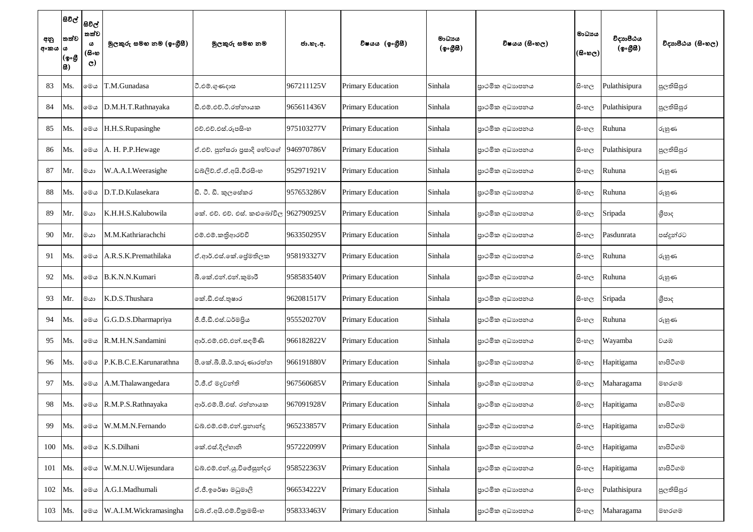| අනු අංකය | සිවිල් තත්වය (ඉංග්‍රීසි) | සිවිල් තත්වය (සිංහල) | මුලකුරු සමඟ නම (ඉංග්‍රීසි) | මුලකුරු සමඟ නම | ජා.හැ.අ. | විෂයය (ඉංග්‍රීසි) | මාධ්‍යය (ඉංග්‍රීසි) | විෂයය (සිංහල) | මාධ්‍යය (සිංහල) | විද්‍යාපීඨය (ඉංග්‍රීසි) | විද්‍යාපීඨය (සිංහල) |
|---|---|---|---|---|---|---|---|---|---|---|---|
| 83 | Ms. | මෙය | T.M.Gunadasa | ටී.එම්.ගුණදාස | 967211125V | Primary Education | Sinhala | ප්‍රාථමික අධ්‍යාපනය | සිංහල | Pulathisipura | පුලතිසිපුර |
| 84 | Ms. | මෙය | D.M.H.T.Rathnayaka | ඩී.එම්.එච්.ටී.රත්නායක | 965611436V | Primary Education | Sinhala | ප්‍රාථමික අධ්‍යාපනය | සිංහල | Pulathisipura | පුලතිසිපුර |
| 85 | Ms. | මෙය | H.H.S.Rupasinghe | එච්.එච්.එස්.රූපසිංහ | 975103277V | Primary Education | Sinhala | ප්‍රාථමික අධ්‍යාපනය | සිංහල | Ruhuna | රුහුණ |
| 86 | Ms. | මෙය | A. H. P.P.Hewage | ඒ.එච්. පුන්සරා ප්‍රසාදි හේවගේ | 946970786V | Primary Education | Sinhala | ප්‍රාථමික අධ්‍යාපනය | සිංහල | Pulathisipura | පුලතිසිපුර |
| 87 | Mr. | මයා | W.A.A.I.Weerasighe | ඩබ්ලිව්.ඒ.ඒ.අයි.වීරසිංහ | 952971921V | Primary Education | Sinhala | ප්‍රාථමික අධ්‍යාපනය | සිංහල | Ruhuna | රුහුණ |
| 88 | Ms. | මෙය | D.T.D.Kulasekara | ඩී. ටී. ඩී. කුලසේකර | 957653286V | Primary Education | Sinhala | ප්‍රාථමික අධ්‍යාපනය | සිංහල | Ruhuna | රුහුණ |
| 89 | Mr. | මයා | K.H.H.S.Kalubowila | කේ. එච්. එච්. එස්. කළුබෝවිල | 962790925V | Primary Education | Sinhala | ප්‍රාථමික අධ්‍යාපනය | සිංහල | Sripada | ශ්‍රීපාද |
| 90 | Mr. | මයා | M.M.Kathriarachchi | එම්.එම්.කත්‍රිආරච්චි | 963350295V | Primary Education | Sinhala | ප්‍රාථමික අධ්‍යාපනය | සිංහල | Pasdunrata | පස්දුන්රට |
| 91 | Ms. | මෙය | A.R.S.K.Premathilaka | ඒ.ආර්.එස්.කේ.ප්‍රේමතිලක | 958193327V | Primary Education | Sinhala | ප්‍රාථමික අධ්‍යාපනය | සිංහල | Ruhuna | රුහුණ |
| 92 | Ms. | මෙය | B.K.N.N.Kumari | බී.කේ.එන්.එන්.කුමාරි | 958583540V | Primary Education | Sinhala | ප්‍රාථමික අධ්‍යාපනය | සිංහල | Ruhuna | රුහුණ |
| 93 | Mr. | මයා | K.D.S.Thushara | කේ.ඩී.එස්.තුෂාර | 962081517V | Primary Education | Sinhala | ප්‍රාථමික අධ්‍යාපනය | සිංහල | Sripada | ශ්‍රීපාද |
| 94 | Ms. | මෙය | G.G.D.S.Dharmapriya | ජී.ජී.ඩී.එස්.ධර්මප්‍රිය | 955520270V | Primary Education | Sinhala | ප්‍රාථමික අධ්‍යාපනය | සිංහල | Ruhuna | රුහුණ |
| 95 | Ms. | මෙය | R.M.H.N.Sandamini | ආර්.එම්.එච්.එන්.සඳමිණි | 966182822V | Primary Education | Sinhala | ප්‍රාථමික අධ්‍යාපනය | සිංහල | Wayamba | වයඹ |
| 96 | Ms. | මෙය | P.K.B.C.E.Karunarathna | පී.කේ.බී.සී.ඊ.කරුණාරත්න | 966191880V | Primary Education | Sinhala | ප්‍රාථමික අධ්‍යාපනය | සිංහල | Hapitigama | හාපිටිගම |
| 97 | Ms. | මෙය | A.M.Thalawangedara | ට්.ජී.ඒ මදුවන්ති | 967560685V | Primary Education | Sinhala | ප්‍රාථමික අධ්‍යාපනය | සිංහල | Maharagama | මහරගම |
| 98 | Ms. | මෙය | R.M.P.S.Rathnayaka | ආර්.එම්.පී.එස්. රත්නායක | 967091928V | Primary Education | Sinhala | ප්‍රාථමික අධ්‍යාපනය | සිංහල | Hapitigama | හාපිටිගම |
| 99 | Ms. | මෙය | W.M.M.N.Fernando | ඩබ්.එම්.එම්.එන්.ප්‍රනාන්දු | 965233857V | Primary Education | Sinhala | ප්‍රාථමික අධ්‍යාපනය | සිංහල | Hapitigama | හාපිටිගම |
| 100 | Ms. | මෙය | K.S.Dilhani | කේ.එස්.දිල්හානි | 957222099V | Primary Education | Sinhala | ප්‍රාථමික අධ්‍යාපනය | සිංහල | Hapitigama | හාපිටිගම |
| 101 | Ms. | මෙය | W.M.N.U.Wijesundara | ඩබ්.එම්.එන්.යූ.විජේසුන්දර | 958522363V | Primary Education | Sinhala | ප්‍රාථමික අධ්‍යාපනය | සිංහල | Hapitigama | හාපිටිගම |
| 102 | Ms. | මෙය | A.G.I.Madhumali | ඒ.ජී.ඉරේෂා මධුමාලි | 966534222V | Primary Education | Sinhala | ප්‍රාථමික අධ්‍යාපනය | සිංහල | Pulathisipura | පුලතිසිපුර |
| 103 | Ms. | මෙය | W.A.I.M.Wickramasingha | ඩබ්.ඒ.අයි.එම්.වික්‍රමසිංහ | 958333463V | Primary Education | Sinhala | ප්‍රාථමික අධ්‍යාපනය | සිංහල | Maharagama | මහරගම |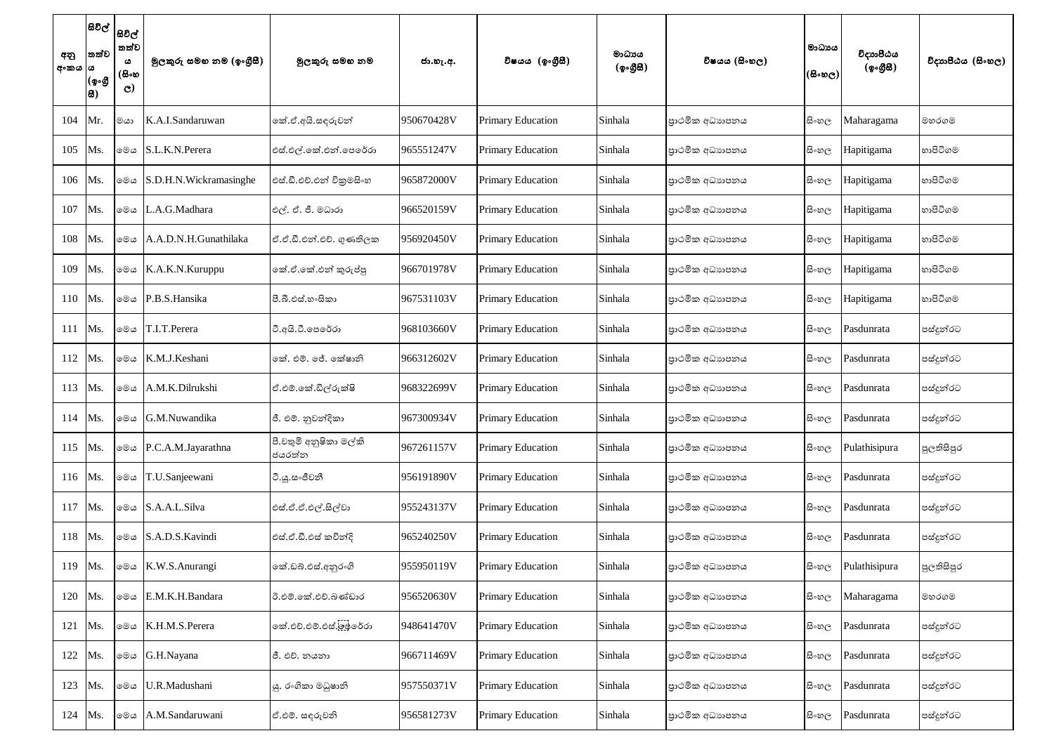| අනු අංකය | සිවිල් තත්වය (ඉංග්‍රීසි) | සිවිල් තත්වය (සිංහල) | මුලකුරු සමඟ නම (ඉංග්‍රීසි) | මුලකුරු සමඟ නම | ජා.හැ.අ. | විෂයය (ඉංග්‍රීසි) | මාධ්‍යය (ඉංග්‍රීසි) | විෂයය (සිංහල) | මාධ්‍යය (සිංහල) | විද්‍යාපීඨය (ඉංග්‍රීසි) | විද්‍යාපීඨය (සිංහල) |
|---|---|---|---|---|---|---|---|---|---|---|---|
| 104 | Mr. | මයා | K.A.I.Sandaruwan | කේ.ඒ.අයි.සඳරුවන් | 950670428V | Primary Education | Sinhala | ප්‍රාථමික අධ්‍යාපනය | සිංහල | Maharagama | මහරගම |
| 105 | Ms. | මෙය | S.L.K.N.Perera | එස්.එල්.කේ.එන්.පෙරේරා | 965551247V | Primary Education | Sinhala | ප්‍රාථමික අධ්‍යාපනය | සිංහල | Hapitigama | හාපිටිගම |
| 106 | Ms. | මෙය | S.D.H.N.Wickramasinghe | එස්.ඩී.එච්.එන් වික්‍රමසිංහ | 965872000V | Primary Education | Sinhala | ප්‍රාථමික අධ්‍යාපනය | සිංහල | Hapitigama | හාපිටිගම |
| 107 | Ms. | මෙය | L.A.G.Madhara | එල්. ඒ. ජී. මධාරා | 966520159V | Primary Education | Sinhala | ප්‍රාථමික අධ්‍යාපනය | සිංහල | Hapitigama | හාපිටිගම |
| 108 | Ms. | මෙය | A.A.D.N.H.Gunathilaka | ඒ.ඒ.ඩී.එන්.එච්. ගුණතිලක | 956920450V | Primary Education | Sinhala | ප්‍රාථමික අධ්‍යාපනය | සිංහල | Hapitigama | හාපිටිගම |
| 109 | Ms. | මෙය | K.A.K.N.Kuruppu | කේ.ඒ.කේ.එන් කුරුප්පු | 966701978V | Primary Education | Sinhala | ප්‍රාථමික අධ්‍යාපනය | සිංහල | Hapitigama | හාපිටිගම |
| 110 | Ms. | මෙය | P.B.S.Hansika | පී.බී.එස්.හංසිකා | 967531103V | Primary Education | Sinhala | ප්‍රාථමික අධ්‍යාපනය | සිංහල | Hapitigama | හාපිටිගම |
| 111 | Ms. | මෙය | T.I.T.Perera | ටී.අයි.ටී.පෙරේරා | 968103660V | Primary Education | Sinhala | ප්‍රාථමික අධ්‍යාපනය | සිංහල | Pasdunrata | පස්දුන්රට |
| 112 | Ms. | මෙය | K.M.J.Keshani | කේ. එම්. ජේ. කේෂානි | 966312602V | Primary Education | Sinhala | ප්‍රාථමික අධ්‍යාපනය | සිංහල | Pasdunrata | පස්දුන්රට |
| 113 | Ms. | මෙය | A.M.K.Dilrukshi | ඒ.එම්.කේ.ඩිල්රුක්ෂි | 968322699V | Primary Education | Sinhala | ප්‍රාථමික අධ්‍යාපනය | සිංහල | Pasdunrata | පස්දුන්රට |
| 114 | Ms. | මෙය | G.M.Nuwandika | ජී. එම්. නුවන්දිකා | 967300934V | Primary Education | Sinhala | ප්‍රාථමික අධ්‍යාපනය | සිංහල | Pasdunrata | පස්දුන්රට |
| 115 | Ms. | මෙය | P.C.A.M.Jayarathna | පී.චතුමි අනුෂිකා මල්කි ජයරත්න | 967261157V | Primary Education | Sinhala | ප්‍රාථමික අධ්‍යාපනය | සිංහල | Pulathisipura | පුලතිසිපුර |
| 116 | Ms. | මෙය | T.U.Sanjeewani | ටී.යූ.සංජීවනී | 956191890V | Primary Education | Sinhala | ප්‍රාථමික අධ්‍යාපනය | සිංහල | Pasdunrata | පස්දුන්රට |
| 117 | Ms. | මෙය | S.A.A.L.Silva | එස්.ඒ.ඒ.එල්.සිල්වා | 955243137V | Primary Education | Sinhala | ප්‍රාථමික අධ්‍යාපනය | සිංහල | Pasdunrata | පස්දුන්රට |
| 118 | Ms. | මෙය | S.A.D.S.Kavindi | එස්.ඒ.ඩී.එස් කවින්දි | 965240250V | Primary Education | Sinhala | ප්‍රාථමික අධ්‍යාපනය | සිංහල | Pasdunrata | පස්දුන්රට |
| 119 | Ms. | මෙය | K.W.S.Anurangi | කේ.ඩබ්.එස්.අනුරංගි | 955950119V | Primary Education | Sinhala | ප්‍රාථමික අධ්‍යාපනය | සිංහල | Pulathisipura | පුලතිසිපුර |
| 120 | Ms. | මෙය | E.M.K.H.Bandara | ඊ.එම්.කේ.එච්.බණ්ඩාර | 956520630V | Primary Education | Sinhala | ප්‍රාථමික අධ්‍යාපනය | සිංහල | Maharagama | මහරගම |
| 121 | Ms. | මෙය | K.H.M.S.Perera | කේ.එච්.එම්.එස්.පෙරේරා | 948641470V | Primary Education | Sinhala | ප්‍රාථමික අධ්‍යාපනය | සිංහල | Pasdunrata | පස්දුන්රට |
| 122 | Ms. | මෙය | G.H.Nayana | ජී. එච්. නයනා | 966711469V | Primary Education | Sinhala | ප්‍රාථමික අධ්‍යාපනය | සිංහල | Pasdunrata | පස්දුන්රට |
| 123 | Ms. | මෙය | U.R.Madushani | යූ. රංගිකා මධුෂානි | 957550371V | Primary Education | Sinhala | ප්‍රාථමික අධ්‍යාපනය | සිංහල | Pasdunrata | පස්දුන්රට |
| 124 | Ms. | මෙය | A.M.Sandaruwani | ඒ.එම්. සඳරුවනි | 956581273V | Primary Education | Sinhala | ප්‍රාථමික අධ්‍යාපනය | සිංහල | Pasdunrata | පස්දුන්රට |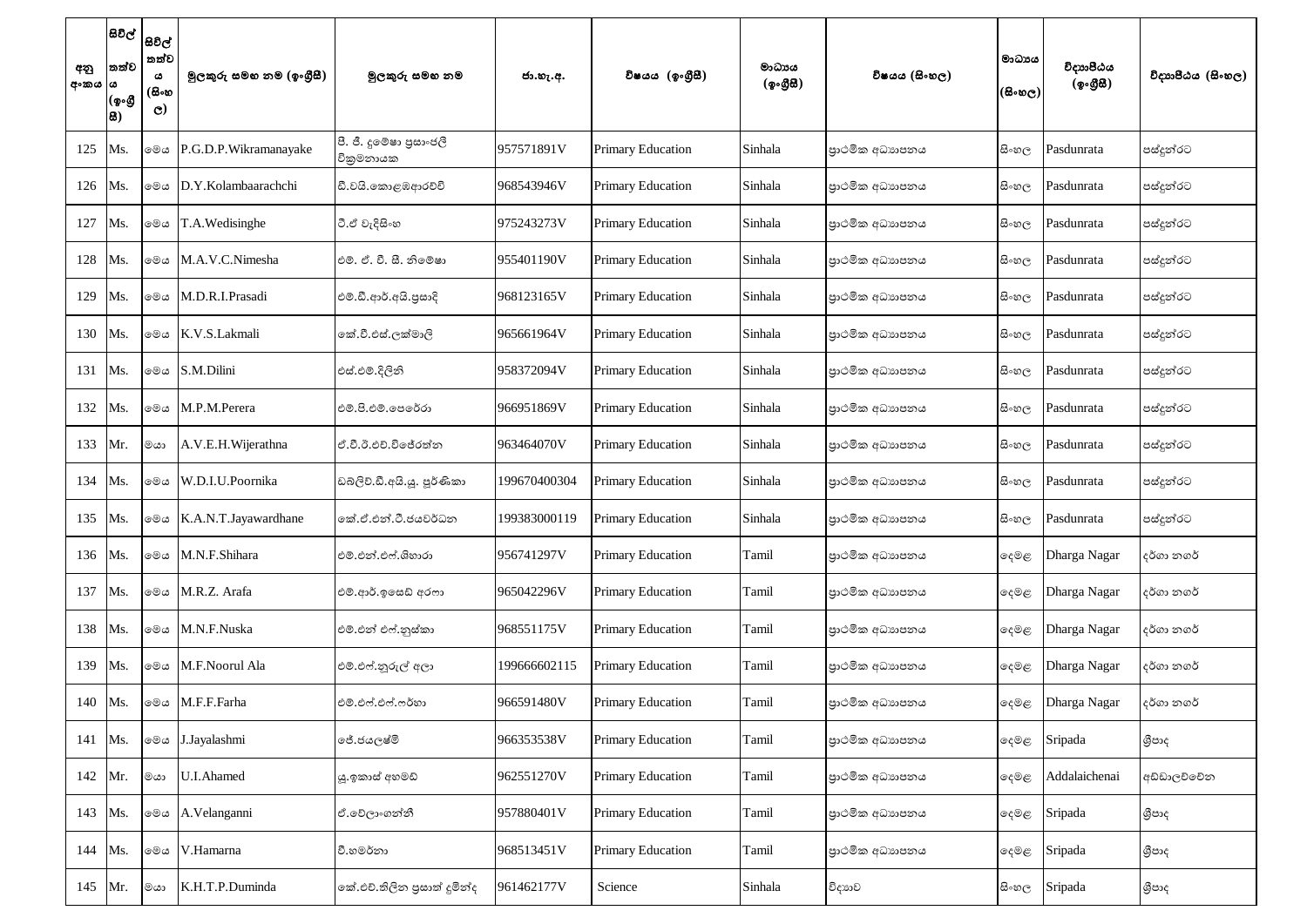| අනු අංකය | සිවිල් තත්ව ය (ඉංග්‍රීසි) | සිවිල් තත්ව ය (සිංහල) | මුලකුරු සමඟ නම (ඉංග්‍රීසි) | මුලකුරු සමඟ නම | ජා.හැ.අ. | විෂයය (ඉංග්‍රීසි) | මාධ්‍යය (ඉංග්‍රීසි) | විෂයය (සිංහල) | මාධ්‍යය (සිංහල) | විද්‍යාපීඨය (ඉංග්‍රීසි) | විද්‍යාපීඨය (සිංහල) |
|---|---|---|---|---|---|---|---|---|---|---|---|
| 125 | Ms. | මෙය | P.G.D.P.Wikramanayake | පී. ජී. දුමේෂා ප්‍රසාංජලී වික්‍රමනායක | 957571891V | Primary Education | Sinhala | ප්‍රාථමික අධ්‍යාපනය | සිංහල | Pasdunrata | පස්දුන්රට |
| 126 | Ms. | මෙය | D.Y.Kolambaarachchi | ඩී.වයි.කොළඹආරච්චි | 968543946V | Primary Education | Sinhala | ප්‍රාථමික අධ්‍යාපනය | සිංහල | Pasdunrata | පස්දුන්රට |
| 127 | Ms. | මෙය | T.A.Wedisinghe | ටී.ඒ වැදිසිංහ | 975243273V | Primary Education | Sinhala | ප්‍රාථමික අධ්‍යාපනය | සිංහල | Pasdunrata | පස්දුන්රට |
| 128 | Ms. | මෙය | M.A.V.C.Nimesha | එම්. ඒ. වී. සී. නිමේෂා | 955401190V | Primary Education | Sinhala | ප්‍රාථමික අධ්‍යාපනය | සිංහල | Pasdunrata | පස්දුන්රට |
| 129 | Ms. | මෙය | M.D.R.I.Prasadi | එම්.ඩී.ආර්.අයි.ප්‍රසාදි | 968123165V | Primary Education | Sinhala | ප්‍රාථමික අධ්‍යාපනය | සිංහල | Pasdunrata | පස්දුන්රට |
| 130 | Ms. | මෙය | K.V.S.Lakmali | කේ.වී.එස්.ලක්මාලි | 965661964V | Primary Education | Sinhala | ප්‍රාථමික අධ්‍යාපනය | සිංහල | Pasdunrata | පස්දුන්රට |
| 131 | Ms. | මෙය | S.M.Dilini | එස්.එම්.දිලිනි | 958372094V | Primary Education | Sinhala | ප්‍රාථමික අධ්‍යාපනය | සිංහල | Pasdunrata | පස්දුන්රට |
| 132 | Ms. | මෙය | M.P.M.Perera | එම්.පී.එම්.පෙරේරා | 966951869V | Primary Education | Sinhala | ප්‍රාථමික අධ්‍යාපනය | සිංහල | Pasdunrata | පස්දුන්රට |
| 133 | Mr. | මයා | A.V.E.H.Wijerathna | ඒ.වී.ඊ.එච්.විජේරත්න | 963464070V | Primary Education | Sinhala | ප්‍රාථමික අධ්‍යාපනය | සිංහල | Pasdunrata | පස්දුන්රට |
| 134 | Ms. | මෙය | W.D.I.U.Poornika | ඩබ්ලිව්.ඩී.අයි.යූ. පූර්ණිකා | 199670400304 | Primary Education | Sinhala | ප්‍රාථමික අධ්‍යාපනය | සිංහල | Pasdunrata | පස්දුන්රට |
| 135 | Ms. | මෙය | K.A.N.T.Jayawardhane | කේ.ඒ.එන්.ටී.ජයවර්ධන | 199383000119 | Primary Education | Sinhala | ප්‍රාථමික අධ්‍යාපනය | සිංහල | Pasdunrata | පස්දුන්රට |
| 136 | Ms. | මෙය | M.N.F.Shihara | එම්.එන්.එෆ්.ශිහාරා | 956741297V | Primary Education | Tamil | ප්‍රාථමික අධ්‍යාපනය | දෙමළ | Dharga Nagar | දර්ගා නගර් |
| 137 | Ms. | මෙය | M.R.Z. Arafa | එම්.ආර්.ඉසෙඩ් අරෆා | 965042296V | Primary Education | Tamil | ප්‍රාථමික අධ්‍යාපනය | දෙමළ | Dharga Nagar | දර්ගා නගර් |
| 138 | Ms. | මෙය | M.N.F.Nuska | එම්.එන් එෆ්.නුස්කා | 968551175V | Primary Education | Tamil | ප්‍රාථමික අධ්‍යාපනය | දෙමළ | Dharga Nagar | දර්ගා නගර් |
| 139 | Ms. | මෙය | M.F.Noorul Ala | එම්.එෆ්.නූරුල් අලා | 199666602115 | Primary Education | Tamil | ප්‍රාථමික අධ්‍යාපනය | දෙමළ | Dharga Nagar | දර්ගා නගර් |
| 140 | Ms. | මෙය | M.F.F.Farha | එම්.එෆ්.එෆ්.ෆර්හා | 966591480V | Primary Education | Tamil | ප්‍රාථමික අධ්‍යාපනය | දෙමළ | Dharga Nagar | දර්ගා නගර් |
| 141 | Ms. | මෙය | J.Jayalashmi | ජේ.ජයලෂ්මි | 966353538V | Primary Education | Tamil | ප්‍රාථමික අධ්‍යාපනය | දෙමළ | Sripada | ශ්‍රීපාද |
| 142 | Mr. | මයා | U.I.Ahamed | යූ.ඉකාස් අහමඩ් | 962551270V | Primary Education | Tamil | ප්‍රාථමික අධ්‍යාපනය | දෙමළ | Addalaichenai | අඩ්ඩාලච්චේන |
| 143 | Ms. | මෙය | A.Velanganni | ඒ.වේලාංගන්නි | 957880401V | Primary Education | Tamil | ප්‍රාථමික අධ්‍යාපනය | දෙමළ | Sripada | ශ්‍රීපාද |
| 144 | Ms. | මෙය | V.Hamarna | වී.හමර්නා | 968513451V | Primary Education | Tamil | ප්‍රාථමික අධ්‍යාපනය | දෙමළ | Sripada | ශ්‍රීපාද |
| 145 | Mr. | මයා | K.H.T.P.Duminda | කේ.එච්.තිලින ප්‍රසාත් දුමින්ද | 961462177V | Science | Sinhala | විද්‍යාව | සිංහල | Sripada | ශ්‍රීපාද |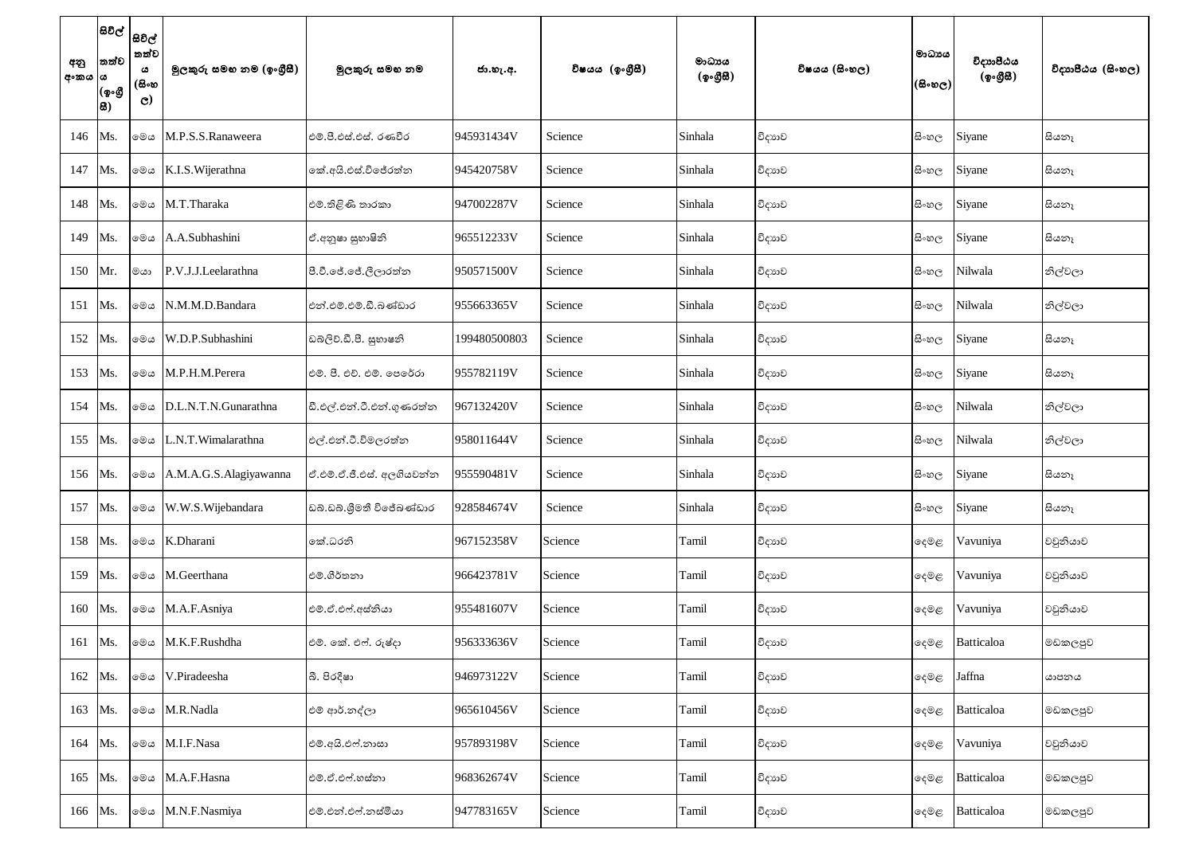| අනු අංකය | සිවිල් තත්වය (ඉංග්‍රීසි) | සිවිල් තත්වය (සිංහල) | මුලකුරු සමඟ නම (ඉංග්‍රීසි) | මුලකුරු සමඟ නම | ජා.හැ.අ. | විෂයය (ඉංග්‍රීසි) | මාධ්‍යය (ඉංග්‍රීසි) | විෂයය (සිංහල) | මාධ්‍යය (සිංහල) | විද්‍යාපීඨය (ඉංග්‍රීසි) | විද්‍යාපීඨය (සිංහල) |
|---|---|---|---|---|---|---|---|---|---|---|---|
| 146 | Ms. | මෙය | M.P.S.S.Ranaweera | එම්.පී.එස්.එස්. රණවීර | 945931434V | Science | Sinhala | විද්‍යාව | සිංහල | Siyane | සියනෑ |
| 147 | Ms. | මෙය | K.I.S.Wijerathna | කේ.අයි.එස්.විජේරත්න | 945420758V | Science | Sinhala | විද්‍යාව | සිංහල | Siyane | සියනෑ |
| 148 | Ms. | මෙය | M.T.Tharaka | එම්.තිළිණි තාරකා | 947002287V | Science | Sinhala | විද්‍යාව | සිංහල | Siyane | සියනෑ |
| 149 | Ms. | මෙය | A.A.Subhashini | ඒ.අනුෂා සුභාෂිනි | 965512233V | Science | Sinhala | විද්‍යාව | සිංහල | Siyane | සියනෑ |
| 150 | Mr. | මයා | P.V.J.J.Leelarathna | පී.වී.ජේ.ජේ.ලීලාරත්න | 950571500V | Science | Sinhala | විද්‍යාව | සිංහල | Nilwala | නිල්වලා |
| 151 | Ms. | මෙය | N.M.M.D.Bandara | එන්.එම්.එම්.ඩී.බණ්ඩාර | 955663365V | Science | Sinhala | විද්‍යාව | සිංහල | Nilwala | නිල්වලා |
| 152 | Ms. | මෙය | W.D.P.Subhashini | ඩබලිව්.ඩී.පී. සුභාෂනි | 199480500803 | Science | Sinhala | විද්‍යාව | සිංහල | Siyane | සියනෑ |
| 153 | Ms. | මෙය | M.P.H.M.Perera | එම්. පී. එච්. එම්. පෙරේරා | 955782119V | Science | Sinhala | විද්‍යාව | සිංහල | Siyane | සියනෑ |
| 154 | Ms. | මෙය | D.L.N.T.N.Gunarathna | ඩී.එල්.එන්.ටී.එන්.ගුණරත්න | 967132420V | Science | Sinhala | විද්‍යාව | සිංහල | Nilwala | නිල්වලා |
| 155 | Ms. | මෙය | L.N.T.Wimalarathna | එල්.එන්.ටී.විමලරත්න | 958011644V | Science | Sinhala | විද්‍යාව | සිංහල | Nilwala | නිල්වලා |
| 156 | Ms. | මෙය | A.M.A.G.S.Alagiyawanna | ඒ.එම්.ඒ.ජී.එස්. අලගියවන්න | 955590481V | Science | Sinhala | විද්‍යාව | සිංහල | Siyane | සියනෑ |
| 157 | Ms. | මෙය | W.W.S.Wijebandara | ඩබ්.ඩබ්.ශ්‍රිමති විජේබණ්ඩාර | 928584674V | Science | Sinhala | විද්‍යාව | සිංහල | Siyane | සියනෑ |
| 158 | Ms. | මෙය | K.Dharani | කේ.ධරනි | 967152358V | Science | Tamil | විද්‍යාව | දෙමළ | Vavuniya | වවුනියාව |
| 159 | Ms. | මෙය | M.Geerthana | එම්.ගීර්තනා | 966423781V | Science | Tamil | විද්‍යාව | දෙමළ | Vavuniya | වවුනියාව |
| 160 | Ms. | මෙය | M.A.F.Asniya | එම්.ඒ.එෆ්.අස්නියා | 955481607V | Science | Tamil | විද්‍යාව | දෙමළ | Vavuniya | වවුනියාව |
| 161 | Ms. | මෙය | M.K.F.Rushdha | එම්. කේ. එෆ්. රුෂ්දා | 956333636V | Science | Tamil | විද්‍යාව | දෙමළ | Batticaloa | මඩකලපුව |
| 162 | Ms. | මෙය | V.Piradeesha | බී. පිරදීෂා | 946973122V | Science | Tamil | විද්‍යාව | දෙමළ | Jaffna | යාපනය |
| 163 | Ms. | මෙය | M.R.Nadla | එම් ආර්.නද්ලා | 965610456V | Science | Tamil | විද්‍යාව | දෙමළ | Batticaloa | මඩකලපුව |
| 164 | Ms. | මෙය | M.I.F.Nasa | එම්.අයි.එෆ්.නාසා | 957893198V | Science | Tamil | විද්‍යාව | දෙමළ | Vavuniya | වවුනියාව |
| 165 | Ms. | මෙය | M.A.F.Hasna | එම්.ඒ.එෆ්.හස්නා | 968362674V | Science | Tamil | විද්‍යාව | දෙමළ | Batticaloa | මඩකලපුව |
| 166 | Ms. | මෙය | M.N.F.Nasmiya | එම්.එන්.එෆ්.නස්මියා | 947783165V | Science | Tamil | විද්‍යාව | දෙමළ | Batticaloa | මඩකලපුව |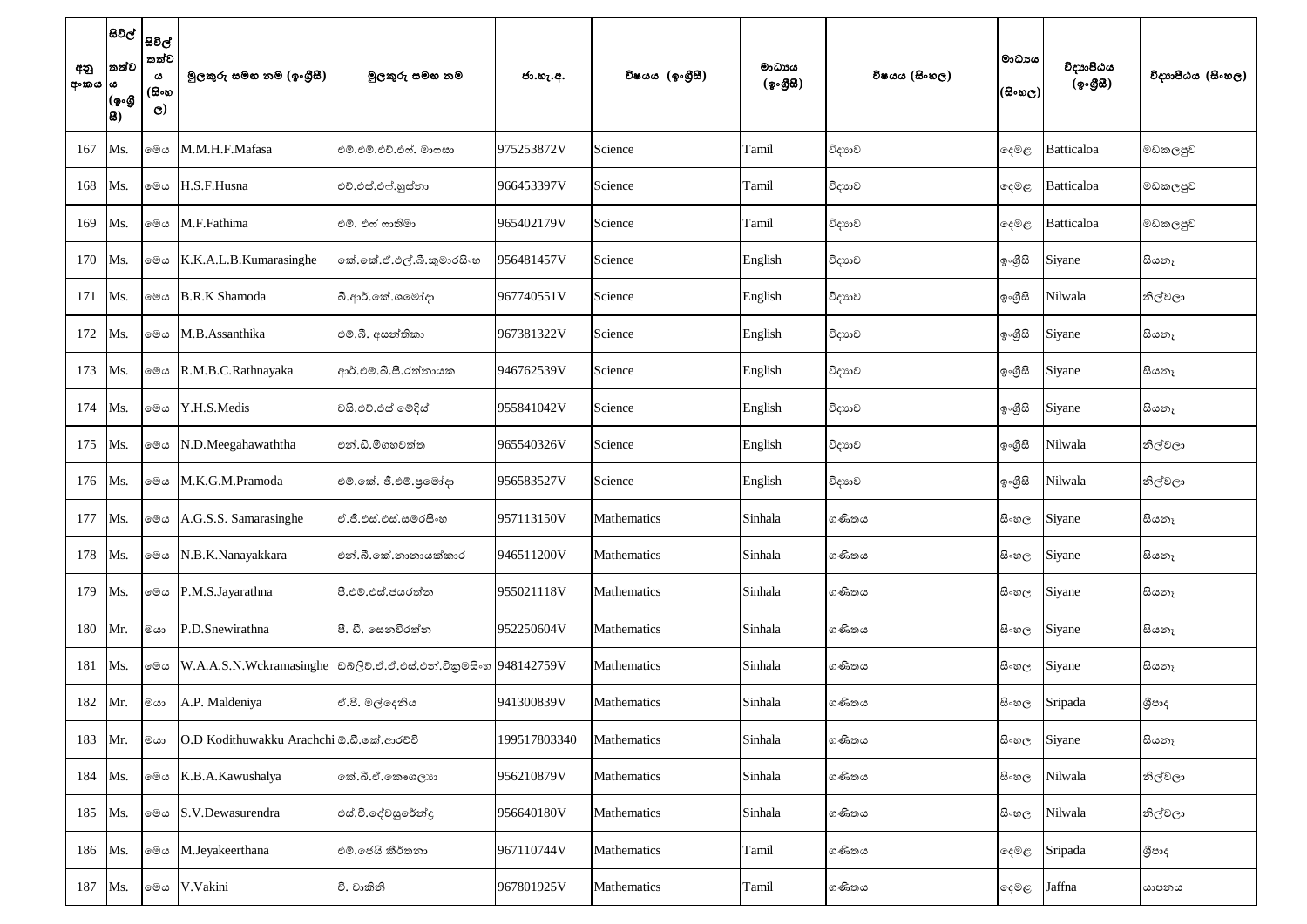| අනු අංකය | සිවිල් තත්වය (ඉංග්‍රීසි) | සිවිල් තත්වය (සිංහල) | මුලකුරු සමඟ නම (ඉංග්‍රීසි) | මුලකුරු සමඟ නම | ජා.හැ.අ. | විෂයය (ඉංග්‍රීසි) | මාධ්‍යය (ඉංග්‍රීසි) | විෂයය (සිංහල) | මාධ්‍යය (සිංහල) | විද්‍යාපීඨය (ඉංග්‍රීසි) | විද්‍යාපීඨය (සිංහල) |
|---|---|---|---|---|---|---|---|---|---|---|---|
| 167 | Ms. | මෙය | M.M.H.F.Mafasa | එම්.එම්.එච්.එෆ්. මාෆසා | 975253872V | Science | Tamil | විද්‍යාව | දෙමළ | Batticaloa | මඩකලපුව |
| 168 | Ms. | මෙය | H.S.F.Husna | එච්.එස්.එෆ්.හුස්නා | 966453397V | Science | Tamil | විද්‍යාව | දෙමළ | Batticaloa | මඩකලපුව |
| 169 | Ms. | මෙය | M.F.Fathima | එම්. එෆ් ෆාතිමා | 965402179V | Science | Tamil | විද්‍යාව | දෙමළ | Batticaloa | මඩකලපුව |
| 170 | Ms. | මෙය | K.K.A.L.B.Kumarasinghe | කේ.කේ.ඒ.එල්.බී.කුමාරසිංහ | 956481457V | Science | English | විද්‍යාව | ඉංග්‍රීසි | Siyane | සියනෑ |
| 171 | Ms. | මෙය | B.R.K Shamoda | බී.ආර්.කේ.ශමෝදා | 967740551V | Science | English | විද්‍යාව | ඉංග්‍රීසි | Nilwala | නිල්වලා |
| 172 | Ms. | මෙය | M.B.Assanthika | එම්.බී. අසන්තිකා | 967381322V | Science | English | විද්‍යාව | ඉංග්‍රීසි | Siyane | සියනෑ |
| 173 | Ms. | මෙය | R.M.B.C.Rathnayaka | ආර්.එම්.බී.සී.රත්නායක | 946762539V | Science | English | විද්‍යාව | ඉංග්‍රීසි | Siyane | සියනෑ |
| 174 | Ms. | මෙය | Y.H.S.Medis | වයි.එච්.එස් මෙදිස් | 955841042V | Science | English | විද්‍යාව | ඉංග්‍රීසි | Siyane | සියනෑ |
| 175 | Ms. | මෙය | N.D.Meegahawaththa | එන්.ඩී.මීගහවත්ත | 965540326V | Science | English | විද්‍යාව | ඉංග්‍රීසි | Nilwala | නිල්වලා |
| 176 | Ms. | මෙය | M.K.G.M.Pramoda | එම්.කේ. ජී.එම්.ප්‍රමෝදා | 956583527V | Science | English | විද්‍යාව | ඉංග්‍රීසි | Nilwala | නිල්වලා |
| 177 | Ms. | මෙය | A.G.S.S. Samarasinghe | ඒ.ජී.එස්.එස්.සමරසිංහ | 957113150V | Mathematics | Sinhala | ගණිතය | සිංහල | Siyane | සියනෑ |
| 178 | Ms. | මෙය | N.B.K.Nanayakkara | එන්.බී.කේ.නානායක්කාර | 946511200V | Mathematics | Sinhala | ගණිතය | සිංහල | Siyane | සියනෑ |
| 179 | Ms. | මෙය | P.M.S.Jayarathna | පී.එම්.එස්.ජයරත්න | 955021118V | Mathematics | Sinhala | ගණිතය | සිංහල | Siyane | සියනෑ |
| 180 | Mr. | මයා | P.D.Snewirathna | පී. ඩී. සෙනවිරත්න | 952250604V | Mathematics | Sinhala | ගණිතය | සිංහල | Siyane | සියනෑ |
| 181 | Ms. | මෙය | W.A.A.S.N.Wckramasinghe | ඩබ්ලිව්.ඒ.ඒ.එස්.එන්.වික්‍රමසිංහ | 948142759V | Mathematics | Sinhala | ගණිතය | සිංහල | Siyane | සියනෑ |
| 182 | Mr. | මයා | A.P. Maldeniya | ඒ.පී. මල්දෙනිය | 941300839V | Mathematics | Sinhala | ගණිතය | සිංහල | Sripada | ශ්‍රීපාද |
| 183 | Mr. | මයා | O.D Kodithuwakku Arachchi | ඕ.ඩී.කේ.ආරච්චි | 199517803340 | Mathematics | Sinhala | ගණිතය | සිංහල | Siyane | සියනෑ |
| 184 | Ms. | මෙය | K.B.A.Kawushalya | කේ.බී.ඒ.කෞශල්‍යා | 956210879V | Mathematics | Sinhala | ගණිතය | සිංහල | Nilwala | නිල්වලා |
| 185 | Ms. | මෙය | S.V.Dewasurendra | එස්.වී.දේවසුරේන්ද්‍ර | 956640180V | Mathematics | Sinhala | ගණිතය | සිංහල | Nilwala | නිල්වලා |
| 186 | Ms. | මෙය | M.Jeyakeerthana | එම්.ජෙයි කීර්තනා | 967110744V | Mathematics | Tamil | ගණිතය | දෙමළ | Sripada | ශ්‍රීපාද |
| 187 | Ms. | මෙය | V.Vakini | වී. වාකිනි | 967801925V | Mathematics | Tamil | ගණිතය | දෙමළ | Jaffna | යාපනය |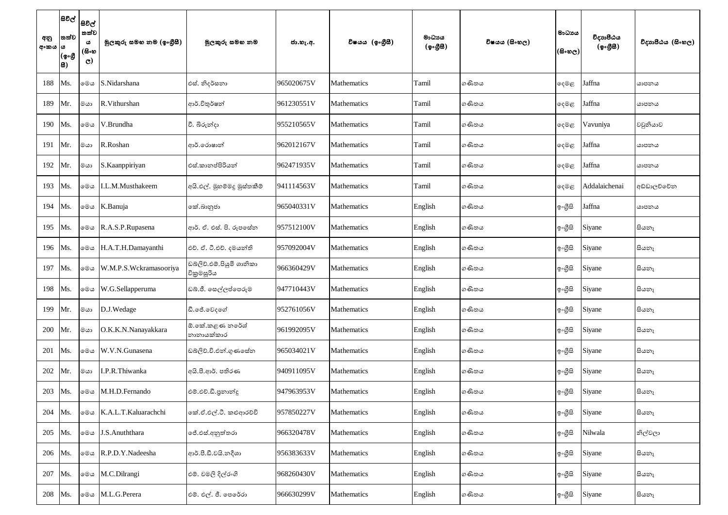| අනු අංකය | සිවිල් තත්වය (ඉංග්‍රීසි) | සිවිල් තත්වය (සිංහල) | මුලකුරු සමඟ නම (ඉංග්‍රීසි) | මුලකුරු සමඟ නම | ජා.හැ.අ. | විෂයය (ඉංග්‍රීසි) | මාධ්‍යය (ඉංග්‍රීසි) | විෂයය (සිංහල) | මාධ්‍යය (සිංහල) | විද්‍යාපීඨය (ඉංග්‍රීසි) | විද්‍යාපීඨය (සිංහල) |
|---|---|---|---|---|---|---|---|---|---|---|---|
| 188 | Ms. | මෙය | S.Nidarshana | එස්. නිදර්සනා | 965020675V | Mathematics | Tamil | ගණිතය | දෙමළ | Jaffna | යාපනය |
| 189 | Mr. | මයා | R.Vithurshan | ආර්.විතුර්ෂන් | 961230551V | Mathematics | Tamil | ගණිතය | දෙමළ | Jaffna | යාපනය |
| 190 | Ms. | මෙය | V.Brundha | වී. බිරුන්දා | 955210565V | Mathematics | Tamil | ගණිතය | දෙමළ | Vavuniya | වවුනියාව |
| 191 | Mr. | මයා | R.Roshan | ආර්.රොෂාන් | 962012167V | Mathematics | Tamil | ගණිතය | දෙමළ | Jaffna | යාපනය |
| 192 | Mr. | මයා | S.Kaanppiriyan | එස්.කානප්පිරියන් | 962471935V | Mathematics | Tamil | ගණිතය | දෙමළ | Jaffna | යාපනය |
| 193 | Ms. | මෙය | I.L.M.Musthakeem | අයි.එල්. මුහම්මදු මුස්තකීම් | 941114563V | Mathematics | Tamil | ගණිතය | දෙමළ | Addalaichenai | අඩ්ඩාලච්චේන |
| 194 | Ms. | මෙය | K.Banuja | කේ.බානුජා | 965040331V | Mathematics | English | ගණිතය | ඉංග්‍රීසි | Jaffna | යාපනය |
| 195 | Ms. | මෙය | R.A.S.P.Rupasena | ආර්. ඒ. එස්. පී. රූපසේන | 957512100V | Mathematics | English | ගණිතය | ඉංග්‍රීසි | Siyane | සියනෑ |
| 196 | Ms. | මෙය | H.A.T.H.Damayanthi | එච්. ඒ. ටී.එච්. දමයන්ති | 957092004V | Mathematics | English | ගණිතය | ඉංග්‍රීසි | Siyane | සියනෑ |
| 197 | Ms. | මෙය | W.M.P.S.Wckramasooriya | ඩබ්ලිව්.එම්.පියුමි ශානිකා වික්‍රමසූරිය | 966360429V | Mathematics | English | ගණිතය | ඉංග්‍රීසි | Siyane | සියනෑ |
| 198 | Ms. | මෙය | W.G.Sellapperuma | ඩබ්.ජී. සෙල්ලප්පෙරුම | 947710443V | Mathematics | English | ගණිතය | ඉංග්‍රීසි | Siyane | සියනෑ |
| 199 | Mr. | මයා | D.J.Wedage | ඩී.ජේ.වෙදගේ | 952761056V | Mathematics | English | ගණිතය | ඉංග්‍රීසි | Siyane | සියනෑ |
| 200 | Mr. | මයා | O.K.K.N.Nanayakkara | ඕ.කේ.කළණ නරේශ් නානායක්කාර | 961992095V | Mathematics | English | ගණිතය | ඉංග්‍රීසි | Siyane | සියනෑ |
| 201 | Ms. | මෙය | W.V.N.Gunasena | ඩබ්ලිව්.වී.එන්.ගුණසේන | 965034021V | Mathematics | English | ගණිතය | ඉංග්‍රීසි | Siyane | සියනෑ |
| 202 | Mr. | මයා | I.P.R.Thiwanka | අයි.පී.ආර්. පතිරණ | 940911095V | Mathematics | English | ගණිතය | ඉංග්‍රීසි | Siyane | සියනෑ |
| 203 | Ms. | මෙය | M.H.D.Fernando | එම්.එච්.ඩී.ප්‍රනාන්දු | 947963953V | Mathematics | English | ගණිතය | ඉංග්‍රීසි | Siyane | සියනෑ |
| 204 | Ms. | මෙය | K.A.L.T.Kaluarachchi | කේ.ඒ.එල්.ටී. කළුආරච්චි | 957850227V | Mathematics | English | ගණිතය | ඉංග්‍රීසි | Siyane | සියනෑ |
| 205 | Ms. | මෙය | J.S.Anuththara | ජේ.එස්.අනුත්තරා | 966320478V | Mathematics | English | ගණිතය | ඉංග්‍රීසි | Nilwala | නිල්වලා |
| 206 | Ms. | මෙය | R.P.D.Y.Nadeesha | ආර්.පී.ඩී.වයි.නදීශා | 956383633V | Mathematics | English | ගණිතය | ඉංග්‍රීසි | Siyane | සියනෑ |
| 207 | Ms. | මෙය | M.C.Dilrangi | එම්. චමලි දිල්රංගි | 968260430V | Mathematics | English | ගණිතය | ඉංග්‍රීසි | Siyane | සියනෑ |
| 208 | Ms. | මෙය | M.L.G.Perera | එම්. එල්. ජී. පෙරේරා | 966630299V | Mathematics | English | ගණිතය | ඉංග්‍රීසි | Siyane | සියනෑ |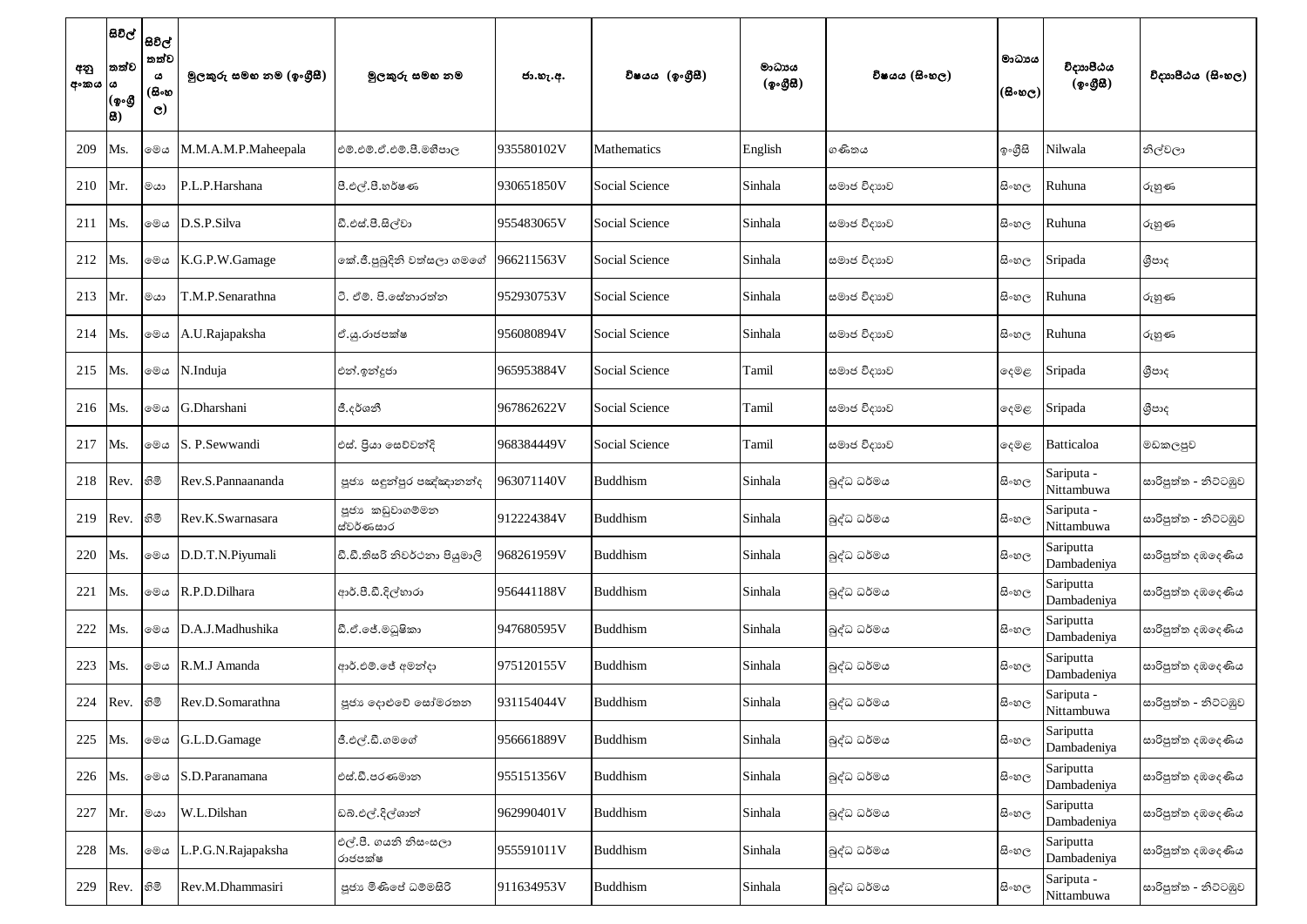| අනු අංකය | සිවිල් තත්වය (ඉංග්‍රීසි) | සිවිල් තත්වය (සිංහල) | මුලකුරු සමඟ නම (ඉංග්‍රීසි) | මුලකුරු සමඟ නම | ජා.හැ.අ. | විෂයය (ඉංග්‍රීසි) | මාධ්‍යය (ඉංග්‍රීසි) | විෂයය (සිංහල) | මාධ්‍යය (සිංහල) | විද්‍යාපීඨය (ඉංග්‍රීසි) | විද්‍යාපීඨය (සිංහල) |
|---|---|---|---|---|---|---|---|---|---|---|---|
| 209 | Ms. | මෙය | M.M.A.M.P.Maheepala | එම්.එම්.ඒ.එම්.පී.මහීපාල | 935580102V | Mathematics | English | ගණිතය | ඉංග්‍රීසි | Nilwala | නිල්වලා |
| 210 | Mr. | මයා | P.L.P.Harshana | පී.එල්.පී.හර්ෂණ | 930651850V | Social Science | Sinhala | සමාජ විද්‍යාව | සිංහල | Ruhuna | රුහුණ |
| 211 | Ms. | මෙය | D.S.P.Silva | ඩී.එස්.පී.සිල්වා | 955483065V | Social Science | Sinhala | සමාජ විද්‍යාව | සිංහල | Ruhuna | රුහුණ |
| 212 | Ms. | මෙය | K.G.P.W.Gamage | කේ.ජී.පුබුදිනි වත්සලා ගමගේ | 966211563V | Social Science | Sinhala | සමාජ විද්‍යාව | සිංහල | Sripada | ශ්‍රීපාද |
| 213 | Mr. | මයා | T.M.P.Senarathna | ටී. ඒම්. පී.සේනාරත්න | 952930753V | Social Science | Sinhala | සමාජ විද්‍යාව | සිංහල | Ruhuna | රුහුණ |
| 214 | Ms. | මෙය | A.U.Rajapaksha | ඒ.යූ.රාජපක්ෂ | 956080894V | Social Science | Sinhala | සමාජ විද්‍යාව | සිංහල | Ruhuna | රුහුණ |
| 215 | Ms. | මෙය | N.Induja | එන්.ඉන්දුජා | 965953884V | Social Science | Tamil | සමාජ විද්‍යාව | දෙමළ | Sripada | ශ්‍රීපාද |
| 216 | Ms. | මෙය | G.Dharshani | ජී.දර්ශනී | 967862622V | Social Science | Tamil | සමාජ විද්‍යාව | දෙමළ | Sripada | ශ්‍රීපාද |
| 217 | Ms. | මෙය | S. P.Sewwandi | එස්. ප්‍රියා සෙව්වන්දි | 968384449V | Social Science | Tamil | සමාජ විද්‍යාව | දෙමළ | Batticaloa | මඩකලපුව |
| 218 | Rev. | හිමි | Rev.S.Pannaananda | පූජ්‍ය සඳුන්පුර පඤ්ඤානන්ද | 963071140V | Buddhism | Sinhala | බුද්ධ ධර්මය | සිංහල | Sariputa - Nittambuwa | සාරිපුත්ත - නිට්ටඹුව |
| 219 | Rev. | හිමි | Rev.K.Swarnasara | පූජ්‍ය කඩුවාගම්මන ස්වර්ණසාර | 912224384V | Buddhism | Sinhala | බුද්ධ ධර්මය | සිංහල | Sariputa - Nittambuwa | සාරිපුත්ත - නිට්ටඹුව |
| 220 | Ms. | මෙය | D.D.T.N.Piyumali | ඩී.ඩී.තිසරි නිවර්ථනා පියුමාලි | 968261959V | Buddhism | Sinhala | බුද්ධ ධර්මය | සිංහල | Sariputta Dambadeniya | සාරිපුත්ත දඹදෙණිය |
| 221 | Ms. | මෙය | R.P.D.Dilhara | ආර්.පී.ඩී.දිල්හාරා | 956441188V | Buddhism | Sinhala | බුද්ධ ධර්මය | සිංහල | Sariputta Dambadeniya | සාරිපුත්ත දඹදෙණිය |
| 222 | Ms. | මෙය | D.A.J.Madhushika | ඩී.ඒ.ජේ.මධුෂිකා | 947680595V | Buddhism | Sinhala | බුද්ධ ධර්මය | සිංහල | Sariputta Dambadeniya | සාරිපුත්ත දඹදෙණිය |
| 223 | Ms. | මෙය | R.M.J Amanda | ආර්.එම්.ජේ අමන්දා | 975120155V | Buddhism | Sinhala | බුද්ධ ධර්මය | සිංහල | Sariputta Dambadeniya | සාරිපුත්ත දඹදෙණිය |
| 224 | Rev. | හිමි | Rev.D.Somarathna | පූජ්‍ය දොළුවේ සෝමරතන | 931154044V | Buddhism | Sinhala | බුද්ධ ධර්මය | සිංහල | Sariputa - Nittambuwa | සාරිපුත්ත - නිට්ටඹුව |
| 225 | Ms. | මෙය | G.L.D.Gamage | ජී.එල්.ඩී.ගමගේ | 956661889V | Buddhism | Sinhala | බුද්ධ ධර්මය | සිංහල | Sariputta Dambadeniya | සාරිපුත්ත දඹදෙණිය |
| 226 | Ms. | මෙය | S.D.Paranamana | එස්.ඩී.පරණමාන | 955151356V | Buddhism | Sinhala | බුද්ධ ධර්මය | සිංහල | Sariputta Dambadeniya | සාරිපුත්ත දඹදෙණිය |
| 227 | Mr. | මයා | W.L.Dilshan | ඩබ්.එල්.දිල්ශාන් | 962990401V | Buddhism | Sinhala | බුද්ධ ධර්මය | සිංහල | Sariputta Dambadeniya | සාරිපුත්ත දඹදෙණිය |
| 228 | Ms. | මෙය | L.P.G.N.Rajapaksha | එල්.පී. ගයනි නිසංසලා රාජපක්ෂ | 955591011V | Buddhism | Sinhala | බුද්ධ ධර්මය | සිංහල | Sariputta Dambadeniya | සාරිපුත්ත දඹදෙණිය |
| 229 | Rev. | හිමි | Rev.M.Dhammasiri | පූජ්‍ය මිණිපේ ධම්මසිරි | 911634953V | Buddhism | Sinhala | බුද්ධ ධර්මය | සිංහල | Sariputa - Nittambuwa | සාරිපුත්ත - නිට්ටඹුව |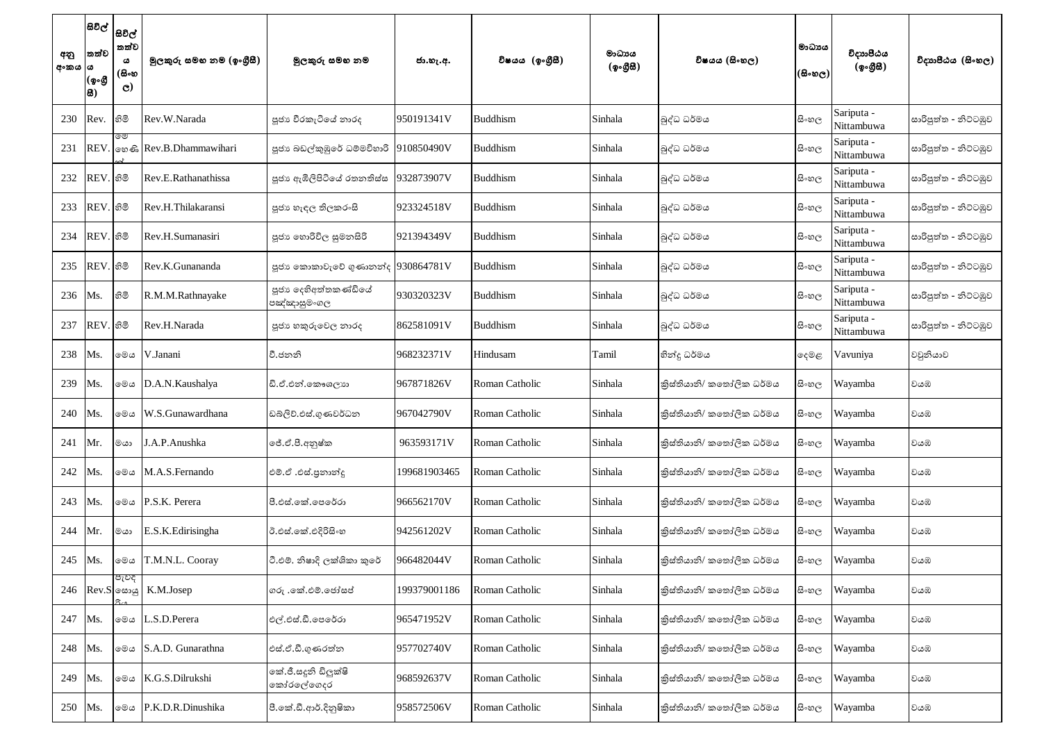| අනු අංකය | සිවිල් තත්වය (ඉංග්‍රීසි) | සිවිල් තත්වය (සිංහල) | මුලකුරු සමඟ නම (ඉංග්‍රීසි) | මුලකුරු සමඟ නම | ජා.හැ.අ. | විෂයය (ඉංග්‍රීසි) | මාධ්‍යය (ඉංග්‍රීසි) | විෂයය (සිංහල) | මාධ්‍යය (සිංහල) | විද්‍යාපීඨය (ඉංග්‍රීසි) | විද්‍යාපීඨය (සිංහල) |
|---|---|---|---|---|---|---|---|---|---|---|---|
| 230 | Rev. | හිමි | Rev.W.Narada | පූජ්‍ය වීරකැටියේ නාරද | 950191341V | Buddhism | Sinhala | බුද්ධ ධර්මය | සිංහල | Sariputa - Nittambuwa | සාරිපුත්ත - නිට්ටඹුව |
| 231 | REV. | මෙහෙණින් | Rev.B.Dhammawihari | පූජ්‍ය බඩල්කුඹුරේ ධම්මවිහාරි | 910850490V | Buddhism | Sinhala | බුද්ධ ධර්මය | සිංහල | Sariputa - Nittambuwa | සාරිපුත්ත - නිට්ටඹුව |
| 232 | REV. | හිමි | Rev.E.Rathanathissa | පූජ්‍ය ඇඹිලිපිටියේ රතනතිස්ස | 932873907V | Buddhism | Sinhala | බුද්ධ ධර්මය | සිංහල | Sariputa - Nittambuwa | සාරිපුත්ත - නිට්ටඹුව |
| 233 | REV. | හිමි | Rev.H.Thilakaransi | පූජ්‍ය හැඳල තිලකරංසි | 923324518V | Buddhism | Sinhala | බුද්ධ ධර්මය | සිංහල | Sariputa - Nittambuwa | සාරිපුත්ත - නිට්ටඹුව |
| 234 | REV. | හිමි | Rev.H.Sumanasiri | පූජ්‍ය හොරිවිල සුමනසිරි | 921394349V | Buddhism | Sinhala | බුද්ධ ධර්මය | සිංහල | Sariputa - Nittambuwa | සාරිපුත්ත - නිට්ටඹුව |
| 235 | REV. | හිමි | Rev.K.Gunananda | පූජ්‍ය කොකාවැවේ ගුණානන්ද | 930864781V | Buddhism | Sinhala | බුද්ධ ධර්මය | සිංහල | Sariputa - Nittambuwa | සාරිපුත්ත - නිට්ටඹුව |
| 236 | Ms. | හිමි | R.M.M.Rathnayake | පූජ්‍ය දෙහිඅත්තකණ්ඩියේ පඤ්ඤාසුමංගල | 930320323V | Buddhism | Sinhala | බුද්ධ ධර්මය | සිංහල | Sariputa - Nittambuwa | සාරිපුත්ත - නිට්ටඹුව |
| 237 | REV. | හිමි | Rev.H.Narada | පූජ්‍ය හකුරුවෙල නාරද | 862581091V | Buddhism | Sinhala | බුද්ධ ධර්මය | සිංහල | Sariputa - Nittambuwa | සාරිපුත්ත - නිට්ටඹුව |
| 238 | Ms. | මෙය | V.Janani | වී.ජනනි | 968232371V | Hindusam | Tamil | හින්දු ධර්මය | දෙමළ | Vavuniya | වවුනියාව |
| 239 | Ms. | මෙය | D.A.N.Kaushalya | ඩී.ඒ.එන්.කෞශල්‍යා | 967871826V | Roman Catholic | Sinhala | ක්‍රිස්තියානි/ කතෝලික ධර්මය | සිංහල | Wayamba | වයඹ |
| 240 | Ms. | මෙය | W.S.Gunawardhana | ඩබ්ලිව්.එස්.ගුණවර්ධන | 967042790V | Roman Catholic | Sinhala | ක්‍රිස්තියානි/ කතෝලික ධර්මය | සිංහල | Wayamba | වයඹ |
| 241 | Mr. | මයා | J.A.P.Anushka | ජේ.ඒ.පී.අනුෂ්ක | 963593171V | Roman Catholic | Sinhala | ක්‍රිස්තියානි/ කතෝලික ධර්මය | සිංහල | Wayamba | වයඹ |
| 242 | Ms. | මෙය | M.A.S.Fernando | එම්.ඒ .එස්.ප්‍රනාන්දු | 199681903465 | Roman Catholic | Sinhala | ක්‍රිස්තියානි/ කතෝලික ධර්මය | සිංහල | Wayamba | වයඹ |
| 243 | Ms. | මෙය | P.S.K. Perera | පී.එස්.කේ.පෙරේරා | 966562170V | Roman Catholic | Sinhala | ක්‍රිස්තියානි/ කතෝලික ධර්මය | සිංහල | Wayamba | වයඹ |
| 244 | Mr. | මයා | E.S.K.Edirisingha | ඊ.එස්.කේ.එදිරිසිංහ | 942561202V | Roman Catholic | Sinhala | ක්‍රිස්තියානි/ කතෝලික ධර්මය | සිංහල | Wayamba | වයඹ |
| 245 | Ms. | මෙය | T.M.N.L. Cooray | ටී.එම්. නිෂාදි ලක්ශිකා කුරේ | 966482044V | Roman Catholic | Sinhala | ක්‍රිස්තියානි/ කතෝලික ධර්මය | සිංහල | Wayamba | වයඹ |
| 246 | Rev.S | පැවිද් සොයුරිය | K.M.Josep | ගරු .කේ.එම්.ජෝසප් | 199379001186 | Roman Catholic | Sinhala | ක්‍රිස්තියානි/ කතෝලික ධර්මය | සිංහල | Wayamba | වයඹ |
| 247 | Ms. | මෙය | L.S.D.Perera | එල්.එස්.ඩී.පෙරේරා | 965471952V | Roman Catholic | Sinhala | ක්‍රිස්තියානි/ කතෝලික ධර්මය | සිංහල | Wayamba | වයඹ |
| 248 | Ms. | මෙය | S.A.D. Gunarathna | එස්.ඒ.ඩී.ගුණරත්න | 957702740V | Roman Catholic | Sinhala | ක්‍රිස්තියානි/ කතෝලික ධර්මය | සිංහල | Wayamba | වයඹ |
| 249 | Ms. | මෙය | K.G.S.Dilrukshi | කේ.ජී.සඳුනි ඩිලුක්ෂි කෝරලේගෙදර | 968592637V | Roman Catholic | Sinhala | ක්‍රිස්තියානි/ කතෝලික ධර්මය | සිංහල | Wayamba | වයඹ |
| 250 | Ms. | මෙය | P.K.D.R.Dinushika | පී.කේ.ඩී.ආර්.දිනුෂිකා | 958572506V | Roman Catholic | Sinhala | ක්‍රිස්තියානි/ කතෝලික ධර්මය | සිංහල | Wayamba | වයඹ |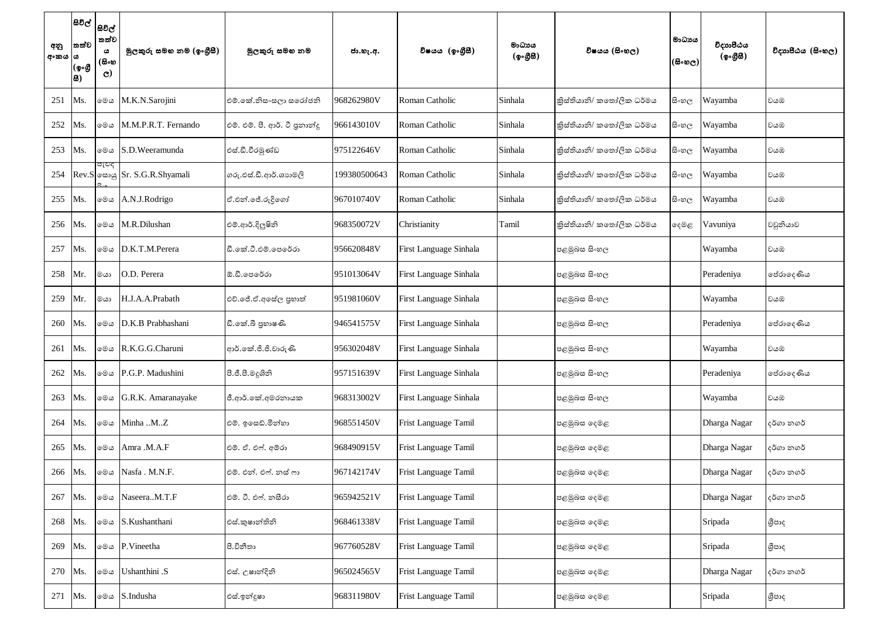| අනු අංකය | සිවිල් තත්ව (ඉංග්‍රීසි) | සිවිල් තත්ව ය (සිංහල) | මුලකුරු සමඟ නම (ඉංග්‍රීසි) | මුලකුරු සමඟ නම | ජා.හැ.අ. | විෂයය (ඉංග්‍රීසි) | මාධ්‍යය (ඉංග්‍රීසි) | විෂයය (සිංහල) | මාධ්‍යය (සිංහල) | විද්‍යාපීඨය (ඉංග්‍රීසි) | විද්‍යාපීඨය (සිංහල) |
|---|---|---|---|---|---|---|---|---|---|---|---|
| 251 | Ms. | මෙය | M.K.N.Sarojini | එම්.කේ.නිසංසලා සරෝජනි | 968262980V | Roman Catholic | Sinhala | ක්‍රිස්තියානි/ කතෝලික ධර්මය | සිංහල | Wayamba | වයඹ |
| 252 | Ms. | මෙය | M.M.P.R.T. Fernando | එම්. එම්. පී. ආර්. ටී ප්‍රනාන්දු | 966143010V | Roman Catholic | Sinhala | ක්‍රිස්තියානි/ කතෝලික ධර්මය | සිංහල | Wayamba | වයඹ |
| 253 | Ms. | මෙය | S.D.Weeramunda | එස්.ඩී.වීරමුණ්ඩ | 975122646V | Roman Catholic | Sinhala | ක්‍රිස්තියානි/ කතෝලික ධර්මය | සිංහල | Wayamba | වයඹ |
| 254 | Rev.S | පැවිදි සොයුරිය | Sr. S.G.R.Shyamali | ගරු.එස්.ජී.ආර්.ශ්‍යාමලි | 199380500643 | Roman Catholic | Sinhala | ක්‍රිස්තියානි/ කතෝලික ධර්මය | සිංහල | Wayamba | වයඹ |
| 255 | Ms. | මෙය | A.N.J.Rodrigo | ඒ.එන්.ජේ.රුද්‍රිගෝ | 967010740V | Roman Catholic | Sinhala | ක්‍රිස්තියානි/ කතෝලික ධර්මය | සිංහල | Wayamba | වයඹ |
| 256 | Ms. | මෙය | M.R.Dilushan | එම්.ආර්.දිලූෂිනි | 968350072V | Christianity | Tamil | ක්‍රිස්තියානි/ කතෝලික ධර්මය | දෙමළ | Vavuniya | වවුනියාව |
| 257 | Ms. | මෙය | D.K.T.M.Perera | ඩී.කේ.ටී.එම්.පෙරේරා | 956620848V | First Language Sinhala | | පළමුබස සිංහල | | Wayamba | වයඹ |
| 258 | Mr. | මයා | O.D. Perera | ඕ.ඩී.පෙරේරා | 951013064V | First Language Sinhala | | පළමුබස සිංහල | | Peradeniya | පේරාදෙණිය |
| 259 | Mr. | මයා | H.J.A.A.Prabath | එච්.ජේ.ඒ.අසේල ප්‍රභාත් | 951981060V | First Language Sinhala | | පළමුබස සිංහල | | Wayamba | වයඹ |
| 260 | Ms. | මෙය | D.K.B Prabhashani | ඩී.කේ.බී ප්‍රභාෂණි | 946541575V | First Language Sinhala | | පළමුබස සිංහල | | Peradeniya | පේරාදෙණිය |
| 261 | Ms. | මෙය | R.K.G.G.Charuni | ආර්.කේ.ජී.ජී.චාරුණි | 956302048V | First Language Sinhala | | පළමුබස සිංහල | | Wayamba | වයඹ |
| 262 | Ms. | මෙය | P.G.P. Madushini | පී.ජී.පී.මදුශිනි | 957151639V | First Language Sinhala | | පළමුබස සිංහල | | Peradeniya | පේරාදෙණිය |
| 263 | Ms. | මෙය | G.R.K. Amaranayake | ජී.ආර්.කේ.අමරනායක | 968313002V | First Language Sinhala | | පළමුබස සිංහල | | Wayamba | වයඹ |
| 264 | Ms. | මෙය | Minha ..M..Z | එම්. ඉසෙඩ්.මින්හා | 968551450V | Frist Language Tamil | | පළමුබස දෙමළ | | Dharga Nagar | දර්ගා නගර් |
| 265 | Ms. | මෙය | Amra .M.A.F | එම්. ඒ. එෆ්. අම්රා | 968490915V | Frist Language Tamil | | පළමුබස දෙමළ | | Dharga Nagar | දර්ගා නගර් |
| 266 | Ms. | මෙය | Nasfa . M.N.F. | එම්. එන්. එෆ්. නස් ෆා | 967142174V | Frist Language Tamil | | පළමුබස දෙමළ | | Dharga Nagar | දර්ගා නගර් |
| 267 | Ms. | මෙය | Naseera..M.T.F | එම්. ටී. එෆ්. නසීරා | 965942521V | Frist Language Tamil | | පළමුබස දෙමළ | | Dharga Nagar | දර්ගා නගර් |
| 268 | Ms. | මෙය | S.Kushanthani | එස්.කුෂාන්තිනි | 968461338V | Frist Language Tamil | | පළමුබස දෙමළ | | Sripada | ශ්‍රීපාද |
| 269 | Ms. | මෙය | P.Vineetha | පී.විනීතා | 967760528V | Frist Language Tamil | | පළමුබස දෙමළ | | Sripada | ශ්‍රීපාද |
| 270 | Ms. | මෙය | Ushanthini .S | එස්. උෂාන්දිනි | 965024565V | Frist Language Tamil | | පළමුබස දෙමළ | | Dharga Nagar | දර්ගා නගර් |
| 271 | Ms. | මෙය | S.Indusha | එස්.ඉන්දූෂා | 968311980V | Frist Language Tamil | | පළමුබස දෙමළ | | Sripada | ශ්‍රීපාද |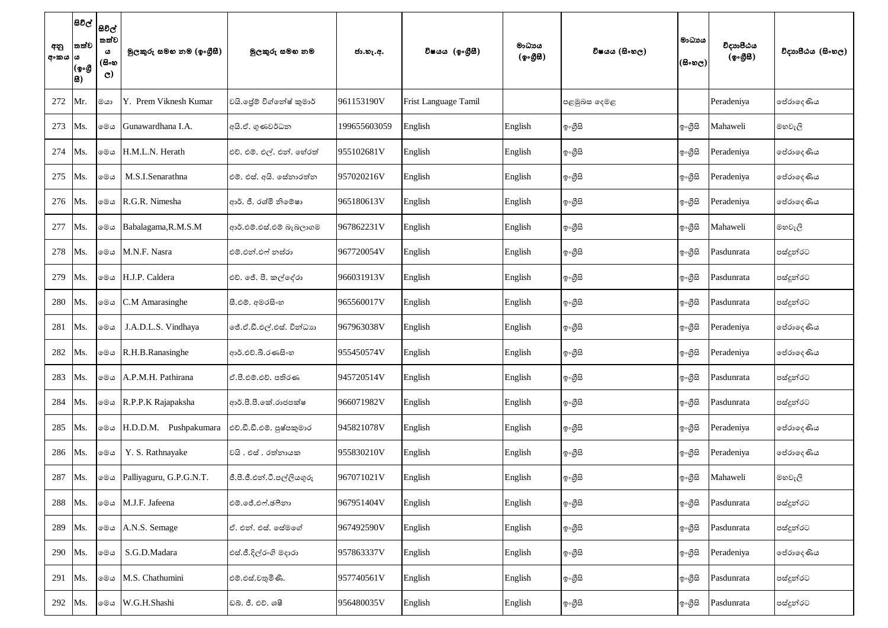| අනු අංකය | සිවිල් තත්වය (ඉංග්‍රීසි) | සිවිල් තත්වය (සිංහල) | මුලකුරු සමඟ නම (ඉංග්‍රීසි) | මුලකුරු සමඟ නම | ජා.හැ.අ. | විෂයය (ඉංග්‍රීසි) | මාධ්‍යය (ඉංග්‍රීසි) | විෂයය (සිංහල) | මාධ්‍යය (සිංහල) | විද්‍යාපීඨය (ඉංග්‍රීසි) | විද්‍යාපීඨය (සිංහල) |
|---|---|---|---|---|---|---|---|---|---|---|---|
| 272 | Mr. | මයා | Y. Prem Viknesh Kumar | වයි.ප්‍රේම් විග්නේෂ් කුමාර් | 961153190V | Frist Language Tamil | | පළමුබස දෙමළ | | Peradeniya | පේරාදෙණිය |
| 273 | Ms. | මෙය | Gunawardhana I.A. | අයි.ඒ. ගුණවර්ධන | 199655603059 | English | English | ඉංග්‍රීසි | ඉංග්‍රීසි | Mahaweli | මහවැලි |
| 274 | Ms. | මෙය | H.M.L.N. Herath | එච්. එම්. එල්. එන්. හේරත් | 955102681V | English | English | ඉංග්‍රීසි | ඉංග්‍රීසි | Peradeniya | පේරාදෙණිය |
| 275 | Ms. | මෙය | M.S.I.Senarathna | එම්. එස්. අයි. සේනාරත්න | 957020216V | English | English | ඉංග්‍රීසි | ඉංග්‍රීසි | Peradeniya | පේරාදෙණිය |
| 276 | Ms. | මෙය | R.G.R. Nimesha | ආර්. ජී. රශ්මි නිමේෂා | 965180613V | English | English | ඉංග්‍රීසි | ඉංග්‍රීසි | Peradeniya | පේරාදෙණිය |
| 277 | Ms. | මෙය | Babalagama,R.M.S.M | ආර්.එම්.එස්.එම් බැබලාගම | 967862231V | English | English | ඉංග්‍රීසි | ඉංග්‍රීසි | Mahaweli | මහවැලි |
| 278 | Ms. | මෙය | M.N.F. Nasra | එම්.එන්.එෆ් නස්රා | 967720054V | English | English | ඉංග්‍රීසි | ඉංග්‍රීසි | Pasdunrata | පස්දුන්රට |
| 279 | Ms. | මෙය | H.J.P. Caldera | එච්. ජේ. පී. කල්දේරා | 966031913V | English | English | ඉංග්‍රීසි | ඉංග්‍රීසි | Pasdunrata | පස්දුන්රට |
| 280 | Ms. | මෙය | C.M Amarasinghe | සී.එම්. අමරසිංහ | 965560017V | English | English | ඉංග්‍රීසි | ඉංග්‍රීසි | Pasdunrata | පස්දුන්රට |
| 281 | Ms. | මෙය | J.A.D.L.S. Vindhaya | ජේ.ඒ.ඩී.එල්.එස්. වින්ධ්‍යා | 967963038V | English | English | ඉංග්‍රීසි | ඉංග්‍රීසි | Peradeniya | පේරාදෙණිය |
| 282 | Ms. | මෙය | R.H.B.Ranasinghe | ආර්.එච්.බී.රණසිංහ | 955450574V | English | English | ඉංග්‍රීසි | ඉංග්‍රීසි | Peradeniya | පේරාදෙණිය |
| 283 | Ms. | මෙය | A.P.M.H. Pathirana | ඒ.පී.එම්.එච්. පතිරණ | 945720514V | English | English | ඉංග්‍රීසි | ඉංග්‍රීසි | Pasdunrata | පස්දුන්රට |
| 284 | Ms. | මෙය | R.P.P.K Rajapaksha | ආර්.පී.පී.කේ.රාජපක්ෂ | 966071982V | English | English | ඉංග්‍රීසි | ඉංග්‍රීසි | Pasdunrata | පස්දුන්රට |
| 285 | Ms. | මෙය | H.D.D.M. Pushpakumara | එච්.ඩී.ඩී.එම්. පුෂ්පකුමාර | 945821078V | English | English | ඉංග්‍රීසි | ඉංග්‍රීසි | Peradeniya | පේරාදෙණිය |
| 286 | Ms. | මෙය | Y. S. Rathnayake | වයි . එස් . රත්නායක | 955830210V | English | English | ඉංග්‍රීසි | ඉංග්‍රීසි | Peradeniya | පේරාදෙණිය |
| 287 | Ms. | මෙය | Palliyaguru, G.P.G.N.T. | ජී.පී.ජී.එන්.ටී.පල්ලියගුරු | 967071021V | English | English | ඉංග්‍රීසි | ඉංග්‍රීසි | Mahaweli | මහවැලි |
| 288 | Ms. | මෙය | M.J.F. Jafeena | එම්.ජේ.එෆ්.ෂෆීනා | 967951404V | English | English | ඉංග්‍රීසි | ඉංග්‍රීසි | Pasdunrata | පස්දුන්රට |
| 289 | Ms. | මෙය | A.N.S. Semage | ඒ. එන්. එස්. සේමගේ | 967492590V | English | English | ඉංග්‍රීසි | ඉංග්‍රීසි | Pasdunrata | පස්දුන්රට |
| 290 | Ms. | මෙය | S.G.D.Madara | එස්.ජී.දිල්රංගි මදාරා | 957863337V | English | English | ඉංග්‍රීසි | ඉංග්‍රීසි | Peradeniya | පේරාදෙණිය |
| 291 | Ms. | මෙය | M.S. Chathumini | එම්.එස්.චතුමිණි. | 957740561V | English | English | ඉංග්‍රීසි | ඉංග්‍රීසි | Pasdunrata | පස්දුන්රට |
| 292 | Ms. | මෙය | W.G.H.Shashi | ඩබ්. ජී. එච්. ශෂී | 956480035V | English | English | ඉංග්‍රීසි | ඉංග්‍රීසි | Pasdunrata | පස්දුන්රට |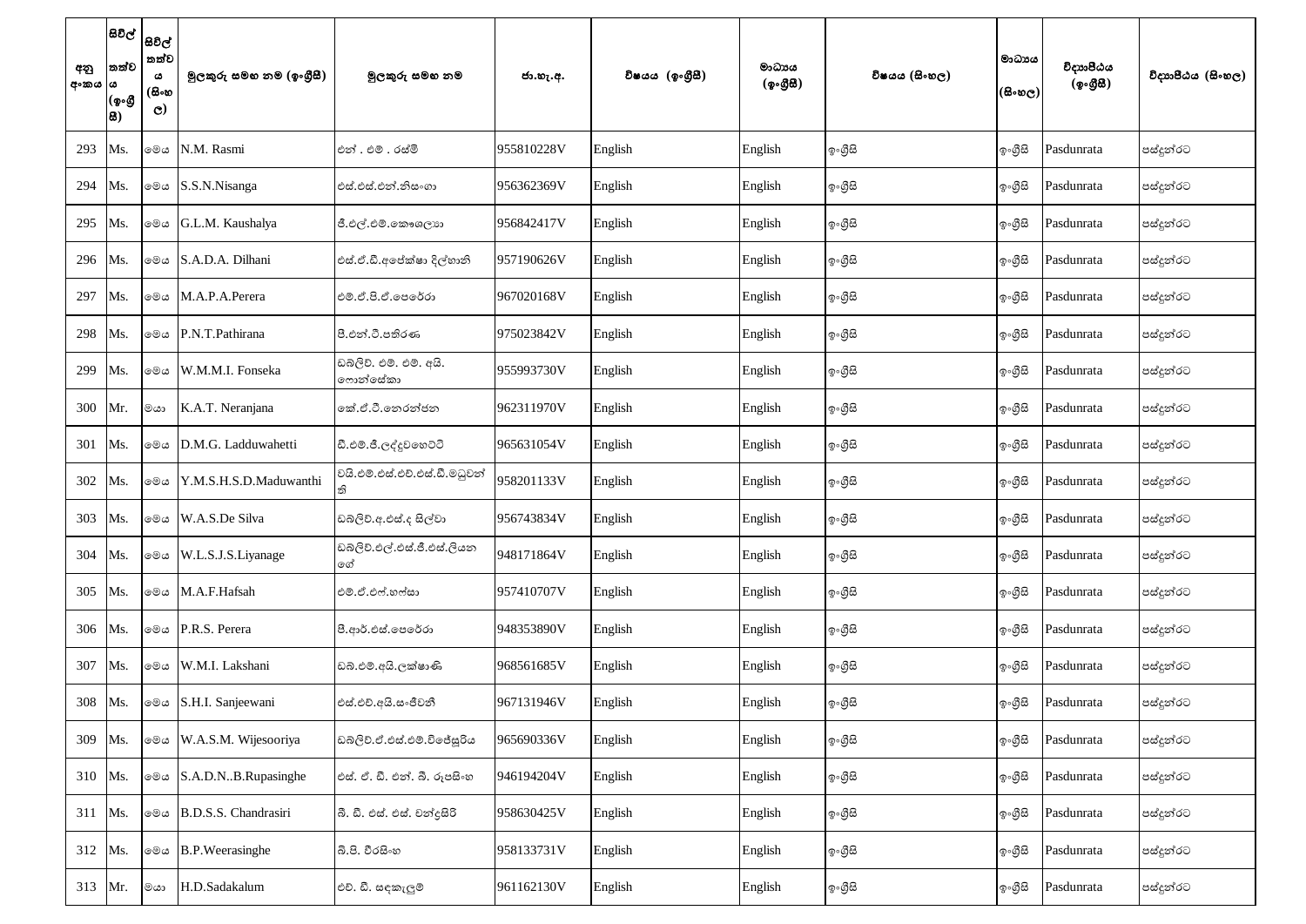| අනු අංකය | සිවිල් තත්වය (ඉංග්‍රීසි) | සිවිල් තත්වය (සිංහල) | මුලකුරු සමඟ නම (ඉංග්‍රීසි) | මුලකුරු සමඟ නම | ජා.හැ.අ. | විෂයය (ඉංග්‍රීසි) | මාධ්‍යය (ඉංග්‍රීසි) | විෂයය (සිංහල) | මාධ්‍යය (සිංහල) | විද්‍යාපීඨය (ඉංග්‍රීසි) | විද්‍යාපීඨය (සිංහල) |
|---|---|---|---|---|---|---|---|---|---|---|---|
| 293 | Ms. | මෙය | N.M. Rasmi | එන් . එම් . රස්මි | 955810228V | English | English | ඉංග්‍රීසි | ඉංග්‍රීසි | Pasdunrata | පස්දුන්රට |
| 294 | Ms. | මෙය | S.S.N.Nisanga | එස්.එස්.එන්.නිසංගා | 956362369V | English | English | ඉංග්‍රීසි | ඉංග්‍රීසි | Pasdunrata | පස්දුන්රට |
| 295 | Ms. | මෙය | G.L.M. Kaushalya | ජී.එල්.එම්.කෞශල්‍යා | 956842417V | English | English | ඉංග්‍රීසි | ඉංග්‍රීසි | Pasdunrata | පස්දුන්රට |
| 296 | Ms. | මෙය | S.A.D.A. Dilhani | එස්.ඒ.ඩී.අපේක්ෂා දිල්හානි | 957190626V | English | English | ඉංග්‍රීසි | ඉංග්‍රීසි | Pasdunrata | පස්දුන්රට |
| 297 | Ms. | මෙය | M.A.P.A.Perera | එම්.ඒ.පී.ඒ.පෙරේරා | 967020168V | English | English | ඉංග්‍රීසි | ඉංග්‍රීසි | Pasdunrata | පස්දුන්රට |
| 298 | Ms. | මෙය | P.N.T.Pathirana | පී.එන්.ටී.පතිරණ | 975023842V | English | English | ඉංග්‍රීසි | ඉංග්‍රීසි | Pasdunrata | පස්දුන්රට |
| 299 | Ms. | මෙය | W.M.M.I. Fonseka | ඩබ්ලිව්. එම්. එම්. අයි. ෆොන්සේකා | 955993730V | English | English | ඉංග්‍රීසි | ඉංග්‍රීසි | Pasdunrata | පස්දුන්රට |
| 300 | Mr. | මයා | K.A.T. Neranjana | කේ.ඒ.ටී.නෙරන්ජන | 962311970V | English | English | ඉංග්‍රීසි | ඉංග්‍රීසි | Pasdunrata | පස්දුන්රට |
| 301 | Ms. | මෙය | D.M.G. Ladduwahetti | ඩී.එම්.ජී.ලද්දුවහෙට්ටි | 965631054V | English | English | ඉංග්‍රීසි | ඉංග්‍රීසි | Pasdunrata | පස්දුන්රට |
| 302 | Ms. | මෙය | Y.M.S.H.S.D.Maduwanthi | වයි.එම්.එස්.එච්.එස්.ඩී.මධුවන්ති | 958201133V | English | English | ඉංග්‍රීසි | ඉංග්‍රීසි | Pasdunrata | පස්දුන්රට |
| 303 | Ms. | මෙය | W.A.S.De Silva | ඩබ්ලිව්.අ.එස්.ද සිල්වා | 956743834V | English | English | ඉංග්‍රීසි | ඉංග්‍රීසි | Pasdunrata | පස්දුන්රට |
| 304 | Ms. | මෙය | W.L.S.J.S.Liyanage | ඩබ්ලිව්.එල්.එස්.ජේ.එස්.ලියනගේ | 948171864V | English | English | ඉංග්‍රීසි | ඉංග්‍රීසි | Pasdunrata | පස්දුන්රට |
| 305 | Ms. | මෙය | M.A.F.Hafsah | එම්.ඒ.එෆ්.හෆ්සා | 957410707V | English | English | ඉංග්‍රීසි | ඉංග්‍රීසි | Pasdunrata | පස්දුන්රට |
| 306 | Ms. | මෙය | P.R.S. Perera | පී.ආර්.එස්.පෙරේරා | 948353890V | English | English | ඉංග්‍රීසි | ඉංග්‍රීසි | Pasdunrata | පස්දුන්රට |
| 307 | Ms. | මෙය | W.M.I. Lakshani | ඩබ්.එම්.අයි.ලක්ෂාණි | 968561685V | English | English | ඉංග්‍රීසි | ඉංග්‍රීසි | Pasdunrata | පස්දුන්රට |
| 308 | Ms. | මෙය | S.H.I. Sanjeewani | එස්.එච්.අයි.සංජීවනී | 967131946V | English | English | ඉංග්‍රීසි | ඉංග්‍රීසි | Pasdunrata | පස්දුන්රට |
| 309 | Ms. | මෙය | W.A.S.M. Wijesooriya | ඩබ්ලිව්.ඒ.එස්.එම්.විජේසූරිය | 965690336V | English | English | ඉංග්‍රීසි | ඉංග්‍රීසි | Pasdunrata | පස්දුන්රට |
| 310 | Ms. | මෙය | S.A.D.N..B.Rupasinghe | එස්. ඒ. ඩී. එන්. බී. රූපසිංහ | 946194204V | English | English | ඉංග්‍රීසි | ඉංග්‍රීසි | Pasdunrata | පස්දුන්රට |
| 311 | Ms. | මෙය | B.D.S.S. Chandrasiri | බී. ඩී. එස්. එස්. චන්ද්‍රසිරි | 958630425V | English | English | ඉංග්‍රීසි | ඉංග්‍රීසි | Pasdunrata | පස්දුන්රට |
| 312 | Ms. | මෙය | B.P.Weerasinghe | බී.පී. වීරසිංහ | 958133731V | English | English | ඉංග්‍රීසි | ඉංග්‍රීසි | Pasdunrata | පස්දුන්රට |
| 313 | Mr. | මයා | H.D.Sadakalum | එච්. ඩී. සඳකැලුම් | 961162130V | English | English | ඉංග්‍රීසි | ඉංග්‍රීසි | Pasdunrata | පස්දුන්රට |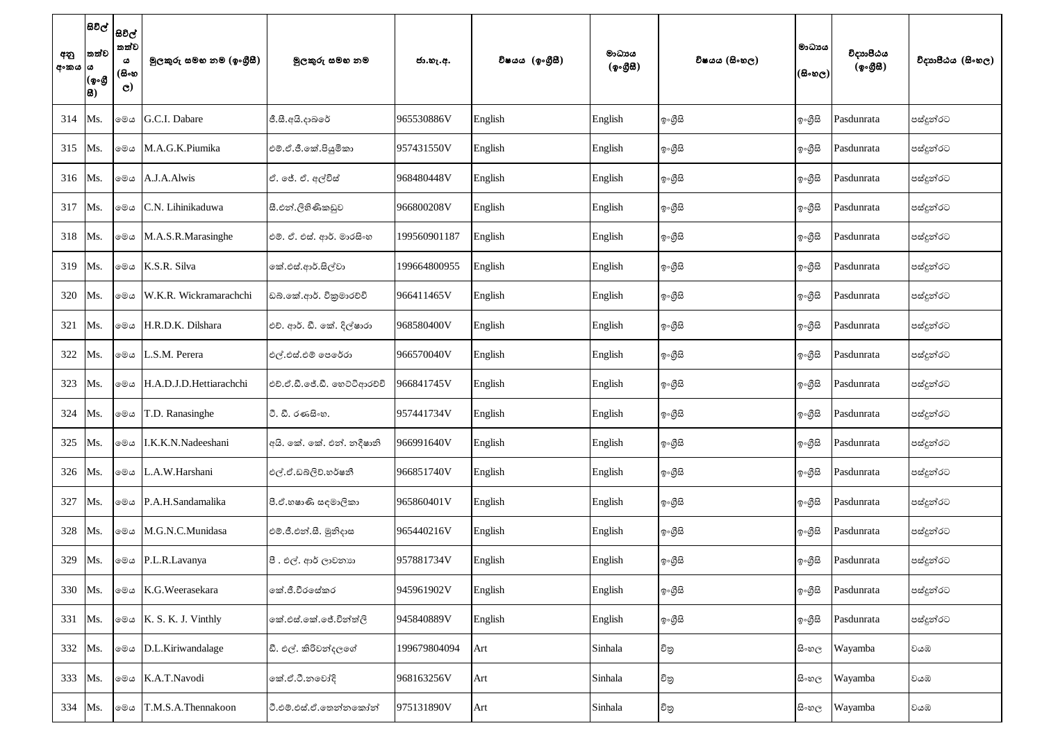| අනු අංකය | සිවිල් තත්ව ය (ඉංග්‍රීසි) | සිවිල් තත්ව ය (සිංහල) | මුලකුරු සමඟ නම (ඉංග්‍රීසි) | මුලකුරු සමඟ නම | ජා.හැ.අ. | විෂයය (ඉංග්‍රීසි) | මාධ්‍යය (ඉංග්‍රීසි) | විෂයය (සිංහල) | මාධ්‍යය (සිංහල) | විද්‍යාපීඨය (ඉංග්‍රීසි) | විද්‍යාපීඨය (සිංහල) |
|---|---|---|---|---|---|---|---|---|---|---|---|
| 314 | Ms. | මෙය | G.C.I. Dabare | ජී.සී.අයි.දාබරේ | 965530886V | English | English | ඉංග්‍රීසි | ඉංග්‍රීසි | Pasdunrata | පස්දුන්රට |
| 315 | Ms. | මෙය | M.A.G.K.Piumika | එම්.ඒ.ජී.කේ.පියුමිකා | 957431550V | English | English | ඉංග්‍රීසි | ඉංග්‍රීසි | Pasdunrata | පස්දුන්රට |
| 316 | Ms. | මෙය | A.J.A.Alwis | ඒ. ජේ. ඒ. අල්විස් | 968480448V | English | English | ඉංග්‍රීසි | ඉංග්‍රීසි | Pasdunrata | පස්දුන්රට |
| 317 | Ms. | මෙය | C.N. Lihinikaduwa | සී.එන්.ලිහිණිකඩුව | 966800208V | English | English | ඉංග්‍රීසි | ඉංග්‍රීසි | Pasdunrata | පස්දුන්රට |
| 318 | Ms. | මෙය | M.A.S.R.Marasinghe | එම්. ඒ. එස්. ආර්. මාරසිංහ | 199560901187 | English | English | ඉංග්‍රීසි | ඉංග්‍රීසි | Pasdunrata | පස්දුන්රට |
| 319 | Ms. | මෙය | K.S.R. Silva | කේ.එස්.ආර්.සිල්වා | 199664800955 | English | English | ඉංග්‍රීසි | ඉංග්‍රීසි | Pasdunrata | පස්දුන්රට |
| 320 | Ms. | මෙය | W.K.R. Wickramarachchi | ඩබ්.කේ.ආර්. වික්‍රමාරච්චි | 966411465V | English | English | ඉංග්‍රීසි | ඉංග්‍රීසි | Pasdunrata | පස්දුන්රට |
| 321 | Ms. | මෙය | H.R.D.K. Dilshara | එච්. ආර්. ඩී. කේ. දිල්ෂාරා | 968580400V | English | English | ඉංග්‍රීසි | ඉංග්‍රීසි | Pasdunrata | පස්දුන්රට |
| 322 | Ms. | මෙය | L.S.M. Perera | එල්.එස්.එම් පෙරේරා | 966570040V | English | English | ඉංග්‍රීසි | ඉංග්‍රීසි | Pasdunrata | පස්දුන්රට |
| 323 | Ms. | මෙය | H.A.D.J.D.Hettiarachchi | එච්.ඒ.ඩී.ජේ.ඩී. හෙට්ටිආරච්චි | 966841745V | English | English | ඉංග්‍රීසි | ඉංග්‍රීසි | Pasdunrata | පස්දුන්රට |
| 324 | Ms. | මෙය | T.D. Ranasinghe | ටී. ඩී. රණසිංහ. | 957441734V | English | English | ඉංග්‍රීසි | ඉංග්‍රීසි | Pasdunrata | පස්දුන්රට |
| 325 | Ms. | මෙය | I.K.K.N.Nadeeshani | අයි. කේ. කේ. එන්. නදීෂානි | 966991640V | English | English | ඉංග්‍රීසි | ඉංග්‍රීසි | Pasdunrata | පස්දුන්රට |
| 326 | Ms. | මෙය | L.A.W.Harshani | එල්.ඒ.ඩබ්ලිව්.හර්ෂනී | 966851740V | English | English | ඉංග්‍රීසි | ඉංග්‍රීසි | Pasdunrata | පස්දුන්රට |
| 327 | Ms. | මෙය | P.A.H.Sandamalika | පී.ඒ.හෂාණි සඳමාලිකා | 965860401V | English | English | ඉංග්‍රීසි | ඉංග්‍රීසි | Pasdunrata | පස්දුන්රට |
| 328 | Ms. | මෙය | M.G.N.C.Munidasa | එම්.ජී.එන්.සී. මුනිදාස | 965440216V | English | English | ඉංග්‍රීසි | ඉංග්‍රීසි | Pasdunrata | පස්දුන්රට |
| 329 | Ms. | මෙය | P.L.R.Lavanya | පී . එල්. ආර් ලාවන්‍යා | 957881734V | English | English | ඉංග්‍රීසි | ඉංග්‍රීසි | Pasdunrata | පස්දුන්රට |
| 330 | Ms. | මෙය | K.G.Weerasekara | කේ.ජී.වීරසේකර | 945961902V | English | English | ඉංග්‍රීසි | ඉංග්‍රීසි | Pasdunrata | පස්දුන්රට |
| 331 | Ms. | මෙය | K. S. K. J. Vinthly | කේ.එස්.කේ.ජේ.වින්ත්ලි | 945840889V | English | English | ඉංග්‍රීසි | ඉංග්‍රීසි | Pasdunrata | පස්දුන්රට |
| 332 | Ms. | මෙය | D.L.Kiriwandalage | ඩී. එල්. කිරිවන්දලගේ | 199679804094 | Art | Sinhala | චිත්‍ර | සිංහල | Wayamba | වයඹ |
| 333 | Ms. | මෙය | K.A.T.Navodi | කේ.ඒ.ටී.නවෝදි | 968163256V | Art | Sinhala | චිත්‍ර | සිංහල | Wayamba | වයඹ |
| 334 | Ms. | මෙය | T.M.S.A.Thennakoon | ටී.එම්.එස්.ඒ.තෙන්නකෝන් | 975131890V | Art | Sinhala | චිත්‍ර | සිංහල | Wayamba | වයඹ |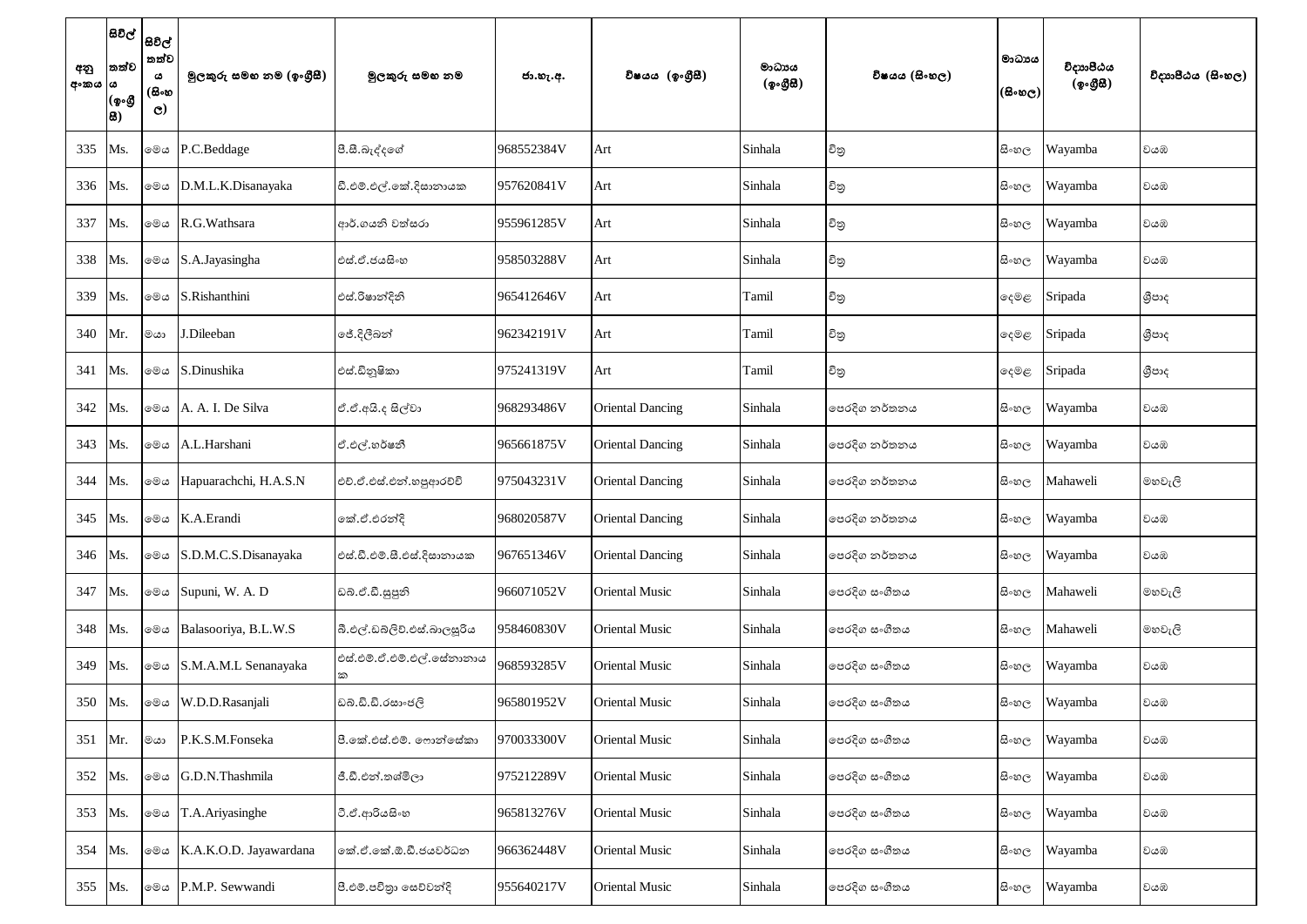| අනු අංකය | සිවිල් තත්වය (ඉංග්‍රීසි) | සිවිල් තත්වය (සිංහල) | මුලකුරු සමඟ නම (ඉංග්‍රීසි) | මුලකුරු සමඟ නම | ජා.හැ.අ. | විෂයය (ඉංග්‍රීසි) | මාධ්‍යය (ඉංග්‍රීසි) | විෂයය (සිංහල) | මාධ්‍යය (සිංහල) | විද්‍යාපීඨය (ඉංග්‍රීසි) | විද්‍යාපීඨය (සිංහල) |
|---|---|---|---|---|---|---|---|---|---|---|---|
| 335 | Ms. | මෙය | P.C.Beddage | පී.සී.බැද්දගේ | 968552384V | Art | Sinhala | චිත්‍ර | සිංහල | Wayamba | වයඹ |
| 336 | Ms. | මෙය | D.M.L.K.Disanayaka | ඩී.එම්.එල්.කේ.දිසානායක | 957620841V | Art | Sinhala | චිත්‍ර | සිංහල | Wayamba | වයඹ |
| 337 | Ms. | මෙය | R.G.Wathsara | ආර්.ගයනි වත්සරා | 955961285V | Art | Sinhala | චිත්‍ර | සිංහල | Wayamba | වයඹ |
| 338 | Ms. | මෙය | S.A.Jayasingha | එස්.ඒ.ජයසිංහ | 958503288V | Art | Sinhala | චිත්‍ර | සිංහල | Wayamba | වයඹ |
| 339 | Ms. | මෙය | S.Rishanthini | එස්.රිෂාන්දිනි | 965412646V | Art | Tamil | චිත්‍ර | දෙමළ | Sripada | ශ්‍රීපාද |
| 340 | Mr. | මයා | J.Dileeban | ජේ.දිලීබන් | 962342191V | Art | Tamil | චිත්‍ර | දෙමළ | Sripada | ශ්‍රීපාද |
| 341 | Ms. | මෙය | S.Dinushika | එස්.ඩිනුෂිකා | 975241319V | Art | Tamil | චිත්‍ර | දෙමළ | Sripada | ශ්‍රීපාද |
| 342 | Ms. | මෙය | A. A. I. De Silva | ඒ.ඒ.අයි.ද සිල්වා | 968293486V | Oriental Dancing | Sinhala | පෙරදිග නර්තනය | සිංහල | Wayamba | වයඹ |
| 343 | Ms. | මෙය | A.L.Harshani | ඒ.එල්.හර්ෂනි | 965661875V | Oriental Dancing | Sinhala | පෙරදිග නර්තනය | සිංහල | Wayamba | වයඹ |
| 344 | Ms. | මෙය | Hapuarachchi, H.A.S.N | එච්.ඒ.එස්.එන්.හපුආරච්චි | 975043231V | Oriental Dancing | Sinhala | පෙරදිග නර්තනය | සිංහල | Mahaweli | මහවැලි |
| 345 | Ms. | මෙය | K.A.Erandi | කේ.ඒ.එරන්දි | 968020587V | Oriental Dancing | Sinhala | පෙරදිග නර්තනය | සිංහල | Wayamba | වයඹ |
| 346 | Ms. | මෙය | S.D.M.C.S.Disanayaka | එස්.ඩී.එම්.සී.එස්.දිසානායක | 967651346V | Oriental Dancing | Sinhala | පෙරදිග නර්තනය | සිංහල | Wayamba | වයඹ |
| 347 | Ms. | මෙය | Supuni, W. A. D | ඩබ්.ඒ.ඩී.සුපුනි | 966071052V | Oriental Music | Sinhala | පෙරදිග සංගීතය | සිංහල | Mahaweli | මහවැලි |
| 348 | Ms. | මෙය | Balasooriya, B.L.W.S | බී.එල්.ඩබ්ලිව්.එස්.බාලසූරිය | 958460830V | Oriental Music | Sinhala | පෙරදිග සංගීතය | සිංහල | Mahaweli | මහවැලි |
| 349 | Ms. | මෙය | S.M.A.M.L Senanayaka | එස්.එම්.ඒ.එම්.එල්.සේනානායක | 968593285V | Oriental Music | Sinhala | පෙරදිග සංගීතය | සිංහල | Wayamba | වයඹ |
| 350 | Ms. | මෙය | W.D.D.Rasanjali | ඩබ්.ඩී.ඩී.රසාංජලි | 965801952V | Oriental Music | Sinhala | පෙරදිග සංගීතය | සිංහල | Wayamba | වයඹ |
| 351 | Mr. | මයා | P.K.S.M.Fonseka | පී.කේ.එස්.එම්. ෆොන්සේකා | 970033300V | Oriental Music | Sinhala | පෙරදිග සංගීතය | සිංහල | Wayamba | වයඹ |
| 352 | Ms. | මෙය | G.D.N.Thashmila | ජී.ඩී.එන්.තශ්මිලා | 975212289V | Oriental Music | Sinhala | පෙරදිග සංගීතය | සිංහල | Wayamba | වයඹ |
| 353 | Ms. | මෙය | T.A.Ariyasinghe | ටී.ඒ.ආරියසිංහ | 965813276V | Oriental Music | Sinhala | පෙරදිග සංගීතය | සිංහල | Wayamba | වයඹ |
| 354 | Ms. | මෙය | K.A.K.O.D. Jayawardana | කේ.ඒ.කේ.ඕ.ඩී.ජයවර්ධන | 966362448V | Oriental Music | Sinhala | පෙරදිග සංගීතය | සිංහල | Wayamba | වයඹ |
| 355 | Ms. | මෙය | P.M.P. Sewwandi | පී.එම්.පවිත්‍රා සෙව්වන්දි | 955640217V | Oriental Music | Sinhala | පෙරදිග සංගීතය | සිංහල | Wayamba | වයඹ |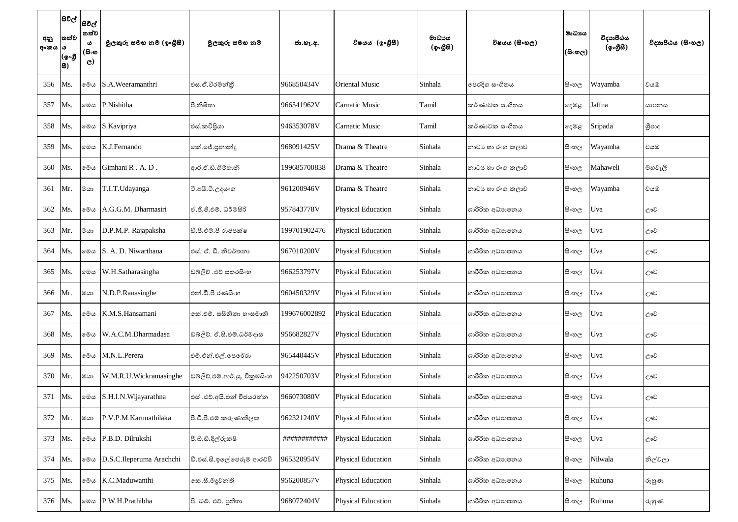| අනු අංකය | සිවිල් තත්වය (ඉංග්‍රීසි) | සිවිල් තත්වය (සිංහල) | මුලකුරු සමඟ නම (ඉංග්‍රීසි) | මුලකුරු සමඟ නම | ජා.හැ.අ. | විෂයය (ඉංග්‍රීසි) | මාධ්‍යය (ඉංග්‍රීසි) | විෂයය (සිංහල) | මාධ්‍යය (සිංහල) | විද්‍යාපීඨය (ඉංග්‍රීසි) | විද්‍යාපීඨය (සිංහල) |
|---|---|---|---|---|---|---|---|---|---|---|---|
| 356 | Ms. | මෙය | S.A.Weeramanthri | එස්.ඒ.වීරමන්ත්‍රී | 966850434V | Oriental Music | Sinhala | පෙරදිග සංගීතය | සිංහල | Wayamba | වයඹ |
| 357 | Ms. | මෙය | P.Nishitha | පී.නිෂිතා | 966541962V | Carnatic Music | Tamil | කර්ණාටක සංගීතය | දෙමළ | Jaffna | යාපනය |
| 358 | Ms. | මෙය | S.Kavipriya | එස්.කවිප්‍රියා | 946353078V | Carnatic Music | Tamil | කර්ණාටක සංගීතය | දෙමළ | Sripada | ශ්‍රීපාද |
| 359 | Ms. | මෙය | K.J.Fernando | කේ.ජේ.ප්‍රනාන්දු | 968091425V | Drama & Theatre | Sinhala | නාට්‍ය හා රංග කලාව | සිංහල | Wayamba | වයඹ |
| 360 | Ms. | මෙය | Gimhani R . A. D . | ආර්.ඒ.ඩී.ගිම්හානි | 199685700838 | Drama & Theatre | Sinhala | නාට්‍ය හා රංග කලාව | සිංහල | Mahaweli | මහවැලි |
| 361 | Mr. | මයා | T.I.T.Udayanga | ටී.අයි.ටී.උදයංග | 961200946V | Drama & Theatre | Sinhala | නාට්‍ය හා රංග කලාව | සිංහල | Wayamba | වයඹ |
| 362 | Ms. | මෙය | A.G.G.M. Dharmasiri | ඒ.ජී.ජී.එම්. ධර්මසිරි | 957843778V | Physical Education | Sinhala | ශාරීරික අධ්‍යාපනය | සිංහල | Uva | ඌව |
| 363 | Mr. | මයා | D.P.M.P. Rajapaksha | ඩී.පී.එම්.පී රාජපක්ෂ | 199701902476 | Physical Education | Sinhala | ශාරීරික අධ්‍යාපනය | සිංහල | Uva | ඌව |
| 364 | Ms. | මෙය | S. A. D. Niwarthana | එස්. ඒ. ඩී. නිවර්තනා | 967010200V | Physical Education | Sinhala | ශාරීරික අධ්‍යාපනය | සිංහල | Uva | ඌව |
| 365 | Ms. | මෙය | W.H.Satharasingha | ඩබ්ලිව් .එච් සතරසිංහ | 966253797V | Physical Education | Sinhala | ශාරීරික අධ්‍යාපනය | සිංහල | Uva | ඌව |
| 366 | Mr. | මයා | N.D.P.Ranasinghe | එන්.ඩී.පී රණසිංහ | 960450329V | Physical Education | Sinhala | ශාරීරික අධ්‍යාපනය | සිංහල | Uva | ඌව |
| 367 | Ms. | මෙය | K.M.S.Hansamani | කේ.එම්. සසිනිකා හංසමානි | 199676002892 | Physical Education | Sinhala | ශාරීරික අධ්‍යාපනය | සිංහල | Uva | ඌව |
| 368 | Ms. | මෙය | W.A.C.M.Dharmadasa | ඩබ්ලිව්. ඒ.සී.එම්.ධර්මදාස | 956682827V | Physical Education | Sinhala | ශාරීරික අධ්‍යාපනය | සිංහල | Uva | ඌව |
| 369 | Ms. | මෙය | M.N.L.Perera | එම්.එන්.එල්.පෙරේරා | 965440445V | Physical Education | Sinhala | ශාරීරික අධ්‍යාපනය | සිංහල | Uva | ඌව |
| 370 | Mr. | මයා | W.M.R.U.Wickramasinghe | ඩබ්ලිව්.එම්.ආර්.යූ. වික්‍රමසිංහ | 942250703V | Physical Education | Sinhala | ශාරීරික අධ්‍යාපනය | සිංහල | Uva | ඌව |
| 371 | Ms. | මෙය | S.H.I.N.Wijayarathna | එස් .එච්.අයි.එන් විජයරත්න | 966073080V | Physical Education | Sinhala | ශාරීරික අධ්‍යාපනය | සිංහල | Uva | ඌව |
| 372 | Mr. | මයා | P.V.P.M.Karunathilaka | පී.වී.පී.එම් කරුණාතිලක | 962321240V | Physical Education | Sinhala | ශාරීරික අධ්‍යාපනය | සිංහල | Uva | ඌව |
| 373 | Ms. | මෙය | P.B.D. Dilrukshi | පී.බී.ඩී.දිල්රුක්ෂි | ############ | Physical Education | Sinhala | ශාරීරික අධ්‍යාපනය | සිංහල | Uva | ඌව |
| 374 | Ms. | මෙය | D.S.C.Ileperuma Arachchi | ඩී.එස්.සී.ඉලේපෙරුම ආරච්චි | 965320954V | Physical Education | Sinhala | ශාරීරික අධ්‍යාපනය | සිංහල | Nilwala | නිල්වලා |
| 375 | Ms. | මෙය | K.C.Maduwanthi | කේ.සී.මදුවන්ති | 956200857V | Physical Education | Sinhala | ශාරීරික අධ්‍යාපනය | සිංහල | Ruhuna | රුහුණ |
| 376 | Ms. | මෙය | P.W.H.Prathibha | පි. ඩබ. එච්. ප්‍රතිභා | 968072404V | Physical Education | Sinhala | ශාරීරික අධ්‍යාපනය | සිංහල | Ruhuna | රුහුණ |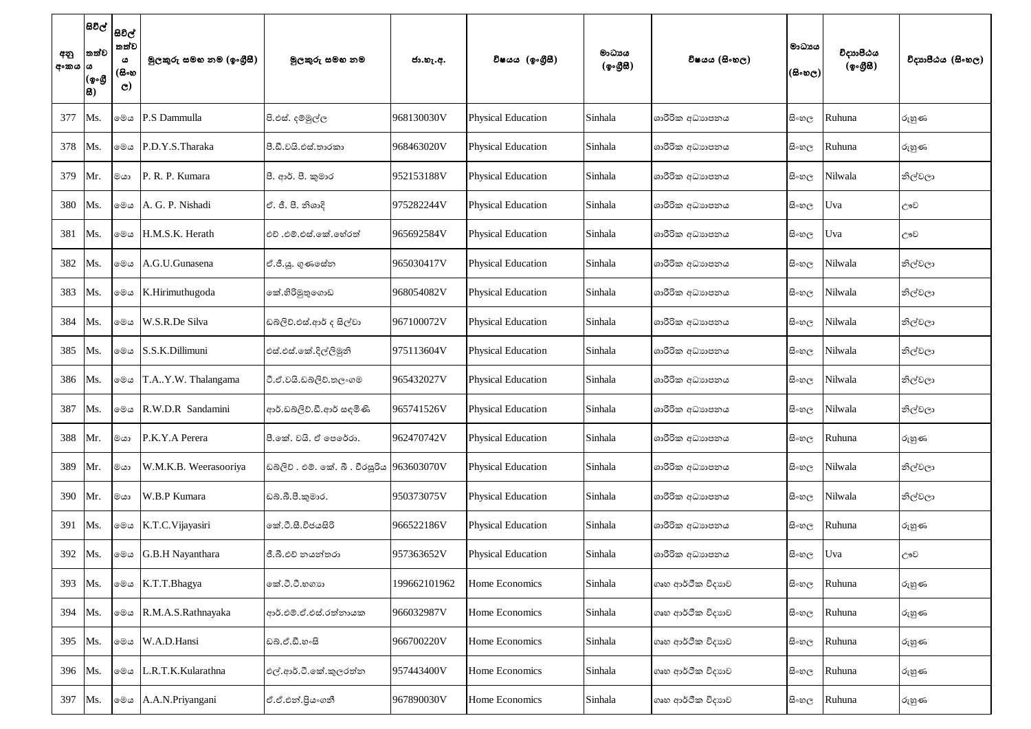| අනු අංකය | සිවිල් තත්ව ය (ඉංග්‍රීසී) | සිවිල් තත්ව ය (සිංහල) | මුලකුරු සමඟ නම (ඉංග්‍රීසී) | මුලකුරු සමඟ නම | ජා.හැ.අ. | විෂයය (ඉංග්‍රීසී) | මාධ්‍යය (ඉංග්‍රීසී) | විෂයය (සිංහල) | මාධ්‍යය (සිංහල) | විද්‍යාපීඨය (ඉංග්‍රීසී) | විද්‍යාපීඨය (සිංහල) |
|---|---|---|---|---|---|---|---|---|---|---|---|
| 377 | Ms. | මෙය | P.S Dammulla | පී.එස්. දම්මුල්ල | 968130030V | Physical Education | Sinhala | ශාරීරික අධ්‍යාපනය | සිංහල | Ruhuna | රුහුණ |
| 378 | Ms. | මෙය | P.D.Y.S.Tharaka | පී.ඩී.වයි.එස්.තාරකා | 968463020V | Physical Education | Sinhala | ශාරීරික අධ්‍යාපනය | සිංහල | Ruhuna | රුහුණ |
| 379 | Mr. | මයා | P. R. P. Kumara | පී. ආර්. පී. කුමාර | 952153188V | Physical Education | Sinhala | ශාරීරික අධ්‍යාපනය | සිංහල | Nilwala | නිල්වලා |
| 380 | Ms. | මෙය | A. G. P. Nishadi | ඒ. ජී. පී. නිශාදි | 975282244V | Physical Education | Sinhala | ශාරීරික අධ්‍යාපනය | සිංහල | Uva | ඌව |
| 381 | Ms. | මෙය | H.M.S.K. Herath | එච් .එම්.එස්.කේ.හේරත් | 965692584V | Physical Education | Sinhala | ශාරීරික අධ්‍යාපනය | සිංහල | Uva | ඌව |
| 382 | Ms. | මෙය | A.G.U.Gunasena | ඒ.ජී.යූ. ගුණසේන | 965030417V | Physical Education | Sinhala | ශාරීරික අධ්‍යාපනය | සිංහල | Nilwala | නිල්වලා |
| 383 | Ms. | මෙය | K.Hirimuthugoda | කේ.හිරිමුතුගොඩ | 968054082V | Physical Education | Sinhala | ශාරීරික අධ්‍යාපනය | සිංහල | Nilwala | නිල්වලා |
| 384 | Ms. | මෙය | W.S.R.De Silva | ඩබ්ලිව්.එස්.ආර් ද සිල්වා | 967100072V | Physical Education | Sinhala | ශාරීරික අධ්‍යාපනය | සිංහල | Nilwala | නිල්වලා |
| 385 | Ms. | මෙය | S.S.K.Dillimuni | එස්.එස්.කේ.දිල්ලිමුනි | 975113604V | Physical Education | Sinhala | ශාරීරික අධ්‍යාපනය | සිංහල | Nilwala | නිල්වලා |
| 386 | Ms. | මෙය | T.A..Y.W. Thalangama | ටී.ඒ.වයි.ඩබ්ලිව්.තලංගම | 965432027V | Physical Education | Sinhala | ශාරීරික අධ්‍යාපනය | සිංහල | Nilwala | නිල්වලා |
| 387 | Ms. | මෙය | R.W.D.R  Sandamini | ආර්.ඩබ්ලිව්.ඩී.ආර් සඳමිණි | 965741526V | Physical Education | Sinhala | ශාරීරික අධ්‍යාපනය | සිංහල | Nilwala | නිල්වලා |
| 388 | Mr. | මයා | P.K.Y.A Perera | පී.කේ. වයි. ඒ පෙරේරා. | 962470742V | Physical Education | Sinhala | ශාරීරික අධ්‍යාපනය | සිංහල | Ruhuna | රුහුණ |
| 389 | Mr. | මයා | W.M.K.B. Weerasooriya | ඩබ්ලිව් . එම්. කේ. බී . වීරසූරිය | 963603070V | Physical Education | Sinhala | ශාරීරික අධ්‍යාපනය | සිංහල | Nilwala | නිල්වලා |
| 390 | Mr. | මයා | W.B.P Kumara | ඩබ්.බී.පී.කුමාර. | 950373075V | Physical Education | Sinhala | ශාරීරික අධ්‍යාපනය | සිංහල | Nilwala | නිල්වලා |
| 391 | Ms. | මෙය | K.T.C.Vijayasiri | කේ.ටී.සී.විජයසිරි | 966522186V | Physical Education | Sinhala | ශාරීරික අධ්‍යාපනය | සිංහල | Ruhuna | රුහුණ |
| 392 | Ms. | මෙය | G.B.H Nayanthara | ජී.බී.එච් නයන්තරා | 957363652V | Physical Education | Sinhala | ශාරීරික අධ්‍යාපනය | සිංහල | Uva | ඌව |
| 393 | Ms. | මෙය | K.T.T.Bhagya | කේ.ටී.ටී.භාග්‍යා | 199662101962 | Home Economics | Sinhala | ගෘහ ආර්ථික විද්‍යාව | සිංහල | Ruhuna | රුහුණ |
| 394 | Ms. | මෙය | R.M.A.S.Rathnayaka | ආර්.එම්.ඒ.එස්.රත්නායක | 966032987V | Home Economics | Sinhala | ගෘහ ආර්ථික විද්‍යාව | සිංහල | Ruhuna | රුහුණ |
| 395 | Ms. | මෙය | W.A.D.Hansi | ඩබ්.ඒ.ඩී.හංසි | 966700220V | Home Economics | Sinhala | ගෘහ ආර්ථික විද්‍යාව | සිංහල | Ruhuna | රුහුණ |
| 396 | Ms. | මෙය | L.R.T.K.Kularathna | එල්.ආර්.ටී.කේ.කුලරත්න | 957443400V | Home Economics | Sinhala | ගෘහ ආර්ථික විද්‍යාව | සිංහල | Ruhuna | රුහුණ |
| 397 | Ms. | මෙය | A.A.N.Priyangani | ඒ.ඒ.එන්.ප්‍රියංගනී | 967890030V | Home Economics | Sinhala | ගෘහ ආර්ථික විද්‍යාව | සිංහල | Ruhuna | රුහුණ |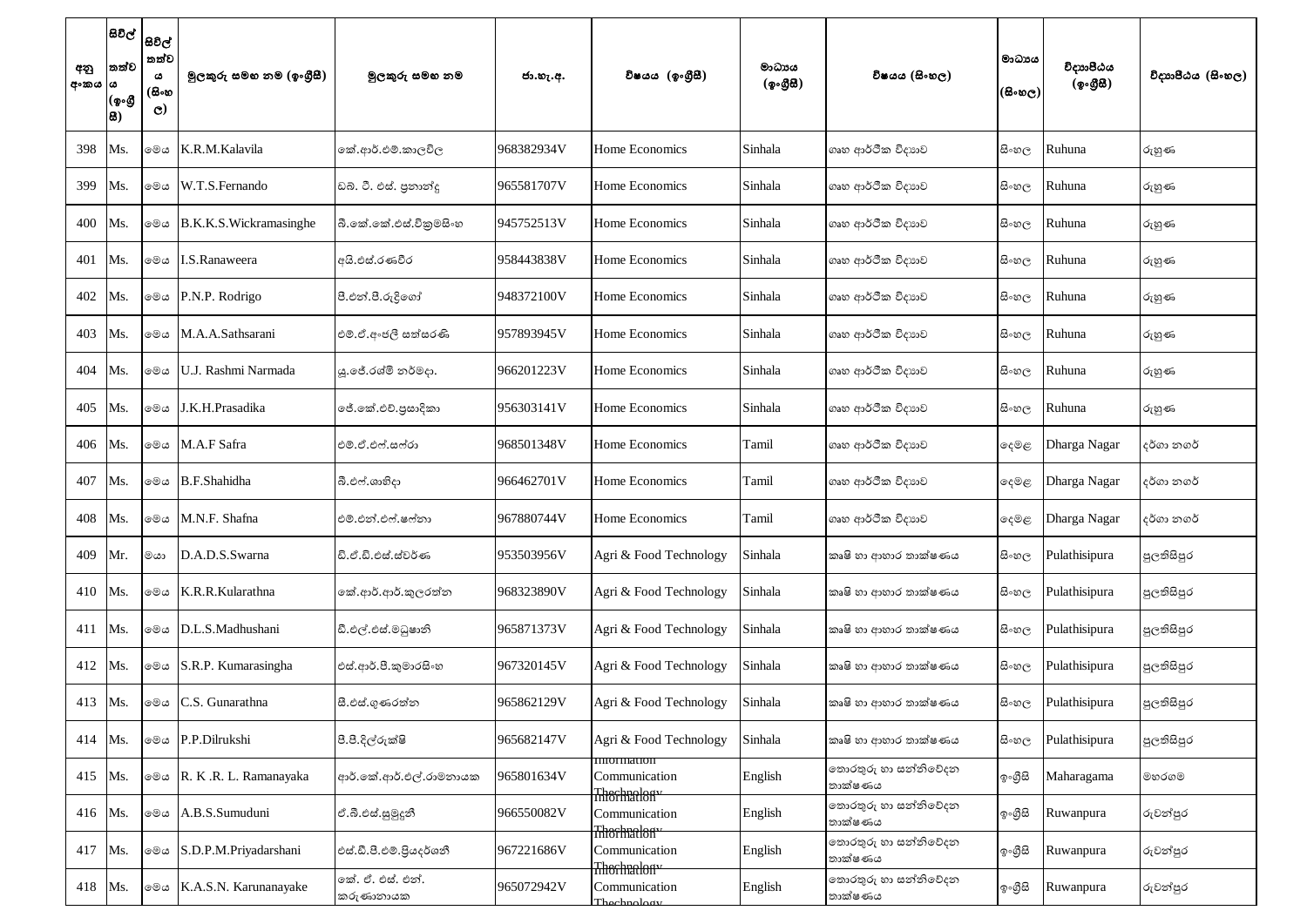| අනු අංකය | සිවිල් තත්වය (ඉංග්‍රීසි) | සිවිල් තත්වය (සිංහල) | මුලකුරු සමඟ නම (ඉංග්‍රීසි) | මුලකුරු සමඟ නම | ජා.හැ.අ. | විෂයය (ඉංග්‍රීසි) | මාධ්‍යය (ඉංග්‍රීසි) | විෂයය (සිංහල) | මාධ්‍යය (සිංහල) | විද්‍යාපීඨය (ඉංග්‍රීසි) | විද්‍යාපීඨය (සිංහල) |
|---|---|---|---|---|---|---|---|---|---|---|---|
| 398 | Ms. | මෙය | K.R.M.Kalavila | කේ.ආර්.එම්.කාලවිල | 968382934V | Home Economics | Sinhala | ගෘහ ආර්ථික විද්‍යාව | සිංහල | Ruhuna | රුහුණ |
| 399 | Ms. | මෙය | W.T.S.Fernando | ඩබ්. ටී. එස්. ප්‍රනාන්දු | 965581707V | Home Economics | Sinhala | ගෘහ ආර්ථික විද්‍යාව | සිංහල | Ruhuna | රුහුණ |
| 400 | Ms. | මෙය | B.K.K.S.Wickramasinghe | බී.කේ.කේ.එස්.වික්‍රමසිංහ | 945752513V | Home Economics | Sinhala | ගෘහ ආර්ථික විද්‍යාව | සිංහල | Ruhuna | රුහුණ |
| 401 | Ms. | මෙය | I.S.Ranaweera | අයි.එස්.රණවීර | 958443838V | Home Economics | Sinhala | ගෘහ ආර්ථික විද්‍යාව | සිංහල | Ruhuna | රුහුණ |
| 402 | Ms. | මෙය | P.N.P. Rodrigo | පී.එන්.පී.රුද්‍රිගෝ | 948372100V | Home Economics | Sinhala | ගෘහ ආර්ථික විද්‍යාව | සිංහල | Ruhuna | රුහුණ |
| 403 | Ms. | මෙය | M.A.A.Sathsarani | එම්.ඒ.අංජලී සත්සරණි | 957893945V | Home Economics | Sinhala | ගෘහ ආර්ථික විද්‍යාව | සිංහල | Ruhuna | රුහුණ |
| 404 | Ms. | මෙය | U.J. Rashmi Narmada | යූ.ජේ.රශ්මි නර්මදා. | 966201223V | Home Economics | Sinhala | ගෘහ ආර්ථික විද්‍යාව | සිංහල | Ruhuna | රුහුණ |
| 405 | Ms. | මෙය | J.K.H.Prasadika | ජේ.කේ.එච්.ප්‍රසාදිකා | 956303141V | Home Economics | Sinhala | ගෘහ ආර්ථික විද්‍යාව | සිංහල | Ruhuna | රුහුණ |
| 406 | Ms. | මෙය | M.A.F Safra | එම්.ඒ.එෆ්.සෆ්රා | 968501348V | Home Economics | Tamil | ගෘහ ආර්ථික විද්‍යාව | දෙමළ | Dharga Nagar | දර්ගා නගර් |
| 407 | Ms. | මෙය | B.F.Shahidha | බී.එෆ්.ශාහිදා | 966462701V | Home Economics | Tamil | ගෘහ ආර්ථික විද්‍යාව | දෙමළ | Dharga Nagar | දර්ගා නගර් |
| 408 | Ms. | මෙය | M.N.F. Shafna | එම්.එන්.එෆ්.ෂෆ්නා | 967880744V | Home Economics | Tamil | ගෘහ ආර්ථික විද්‍යාව | දෙමළ | Dharga Nagar | දර්ගා නගර් |
| 409 | Mr. | මයා | D.A.D.S.Swarna | ඩී.ඒ.ඩී.එස්.ස්වර්ණ | 953503956V | Agri & Food Technology | Sinhala | කෘෂි හා ආහාර තාක්ෂණය | සිංහල | Pulathisipura | පුලතිසිපුර |
| 410 | Ms. | මෙය | K.R.R.Kularathna | කේ.ආර්.ආර්.කුලරත්න | 968323890V | Agri & Food Technology | Sinhala | කෘෂි හා ආහාර තාක්ෂණය | සිංහල | Pulathisipura | පුලතිසිපුර |
| 411 | Ms. | මෙය | D.L.S.Madhushani | ඩී.එල්.එස්.මධුෂානි | 965871373V | Agri & Food Technology | Sinhala | කෘෂි හා ආහාර තාක්ෂණය | සිංහල | Pulathisipura | පුලතිසිපුර |
| 412 | Ms. | මෙය | S.R.P. Kumarasingha | එස්.ආර්.පී.කුමාරසිංහ | 967320145V | Agri & Food Technology | Sinhala | කෘෂි හා ආහාර තාක්ෂණය | සිංහල | Pulathisipura | පුලතිසිපුර |
| 413 | Ms. | මෙය | C.S. Gunarathna | සී.එස්.ගුණරත්න | 965862129V | Agri & Food Technology | Sinhala | කෘෂි හා ආහාර තාක්ෂණය | සිංහල | Pulathisipura | පුලතිසිපුර |
| 414 | Ms. | මෙය | P.P.Dilrukshi | පී.පී.දිල්රුක්ෂි | 965682147V | Agri & Food Technology | Sinhala | කෘෂි හා ආහාර තාක්ෂණය | සිංහල | Pulathisipura | පුලතිසිපුර |
| 415 | Ms. | මෙය | R. K .R. L. Ramanayaka | ආර්.කේ.ආර්.එල්.රාමනායක | 965801634V | Information Communication Thechnology | English | තොරතුරු හා සන්නිවේදන තාක්ෂණය | ඉංග්‍රීසි | Maharagama | මහරගම |
| 416 | Ms. | මෙය | A.B.S.Sumuduni | ඒ.බී.එස්.සුමුදුනී | 966550082V | Information Communication Thechnology | English | තොරතුරු හා සන්නිවේදන තාක්ෂණය | ඉංග්‍රීසි | Ruwanpura | රුවන්පුර |
| 417 | Ms. | මෙය | S.D.P.M.Priyadarshani | එස්.ඩී.පී.එම්.ප්‍රියදර්ශනී | 967221686V | Information Communication Thechnology | English | තොරතුරු හා සන්නිවේදන තාක්ෂණය | ඉංග්‍රීසි | Ruwanpura | රුවන්පුර |
| 418 | Ms. | මෙය | K.A.S.N. Karunanayake | කේ. ඒ. එස්. එන්. කරුණානායක | 965072942V | Information Communication Thechnology | English | තොරතුරු හා සන්නිවේදන තාක්ෂණය | ඉංග්‍රීසි | Ruwanpura | රුවන්පුර |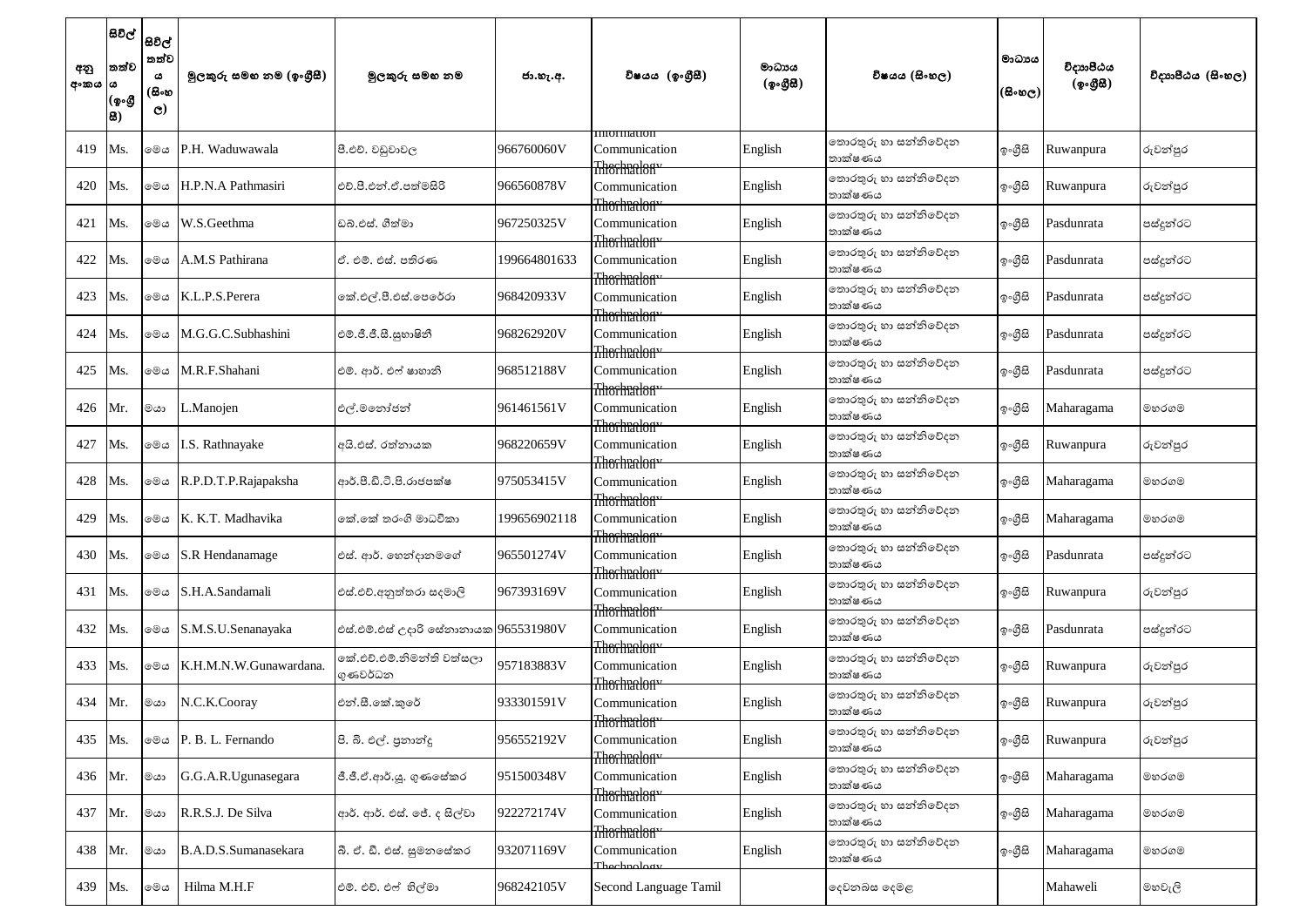| අනු අංකය | සිවිල් තත්වය (ඉංග්‍රීසි) | සිවිල් තත්වය (සිංහල) | මූලකුරු සමඟ නම (ඉංග්‍රීසි) | මූලකුරු සමඟ නම | ජා.හැ.අ. | විෂයය (ඉංග්‍රීසි) | මාධ්‍යය (ඉංග්‍රීසි) | විෂයය (සිංහල) | මාධ්‍යය (සිංහල) | විද්‍යාපීඨය (ඉංග්‍රීසි) | විද්‍යාපීඨය (සිංහල) |
|---|---|---|---|---|---|---|---|---|---|---|---|
| 419 | Ms. | මෙය | P.H. Waduwawala | පී.එච්. වඩුවාවල | 966760060V | Information Communication Thechnology | English | තොරතුරු හා සන්නිවේදන තාක්ෂණය | ඉංග්‍රීසි | Ruwanpura | රුවන්පුර |
| 420 | Ms. | මෙය | H.P.N.A Pathmasiri | එච්.පී.එන්.ඒ.පත්මසිරි | 966560878V | Information Communication Thechnology | English | තොරතුරු හා සන්නිවේදන තාක්ෂණය | ඉංග්‍රීසි | Ruwanpura | රුවන්පුර |
| 421 | Ms. | මෙය | W.S.Geethma | ඩබ්.එස්. ගීත්මා | 967250325V | Information Communication Thechnology | English | තොරතුරු හා සන්නිවේදන තාක්ෂණය | ඉංග්‍රීසි | Pasdunrata | පස්දුන්රට |
| 422 | Ms. | මෙය | A.M.S Pathirana | ඒ. එම්. එස්. පතිරණ | 199664801633 | Information Communication Thechnology | English | තොරතුරු හා සන්නිවේදන තාක්ෂණය | ඉංග්‍රීසි | Pasdunrata | පස්දුන්රට |
| 423 | Ms. | මෙය | K.L.P.S.Perera | කේ.එල්.පී.එස්.පෙරේරා | 968420933V | Information Communication Thechnology | English | තොරතුරු හා සන්නිවේදන තාක්ෂණය | ඉංග්‍රීසි | Pasdunrata | පස්දුන්රට |
| 424 | Ms. | මෙය | M.G.G.C.Subhashini | එම්.ජී.ජී.සී.සුභාෂිනී | 968262920V | Information Communication Thechnology | English | තොරතුරු හා සන්නිවේදන තාක්ෂණය | ඉංග්‍රීසි | Pasdunrata | පස්දුන්රට |
| 425 | Ms. | මෙය | M.R.F.Shahani | එම්. ආර්. එෆ් ෂාහානි | 968512188V | Information Communication Thechnology | English | තොරතුරු හා සන්නිවේදන තාක්ෂණය | ඉංග්‍රීසි | Pasdunrata | පස්දුන්රට |
| 426 | Mr. | මයා | L.Manojen | එල්.මනෝජන් | 961461561V | Information Communication Thechnology | English | තොරතුරු හා සන්නිවේදන තාක්ෂණය | ඉංග්‍රීසි | Maharagama | මහරගම |
| 427 | Ms. | මෙය | I.S. Rathnayake | අයි.එස්. රත්නායක | 968220659V | Information Communication Thechnology | English | තොරතුරු හා සන්නිවේදන තාක්ෂණය | ඉංග්‍රීසි | Ruwanpura | රුවන්පුර |
| 428 | Ms. | මෙය | R.P.D.T.P.Rajapaksha | ආර්.පී.ඩී.ටී.පී.රාජපක්ෂ | 975053415V | Information Communication Thechnology | English | තොරතුරු හා සන්නිවේදන තාක්ෂණය | ඉංග්‍රීසි | Maharagama | මහරගම |
| 429 | Ms. | මෙය | K. K.T. Madhavika | කේ.කේ තරංගි මාධවිකා | 199656902118 | Information Communication Thechnology | English | තොරතුරු හා සන්නිවේදන තාක්ෂණය | ඉංග්‍රීසි | Maharagama | මහරගම |
| 430 | Ms. | මෙය | S.R Hendanamage | එස්. ආර්. හෙන්දානමගේ | 965501274V | Information Communication Thechnology | English | තොරතුරු හා සන්නිවේදන තාක්ෂණය | ඉංග්‍රීසි | Pasdunrata | පස්දුන්රට |
| 431 | Ms. | මෙය | S.H.A.Sandamali | එස්.එච්.අනුත්තරා සඳමාලි | 967393169V | Information Communication Thechnology | English | තොරතුරු හා සන්නිවේදන තාක්ෂණය | ඉංග්‍රීසි | Ruwanpura | රුවන්පුර |
| 432 | Ms. | මෙය | S.M.S.U.Senanayaka | එස්.එම්.එස් උදාරි සේනානායක | 965531980V | Information Communication Thechnology | English | තොරතුරු හා සන්නිවේදන තාක්ෂණය | ඉංග්‍රීසි | Pasdunrata | පස්දුන්රට |
| 433 | Ms. | මෙය | K.H.M.N.W.Gunawardana. | කේ.එච්.එම්.නිමන්ති වත්සලා ගුණවර්ධන | 957183883V | Information Communication Thechnology | English | තොරතුරු හා සන්නිවේදන තාක්ෂණය | ඉංග්‍රීසි | Ruwanpura | රුවන්පුර |
| 434 | Mr. | මයා | N.C.K.Cooray | එන්.සී.කේ.කුරේ | 933301591V | Information Communication Thechnology | English | තොරතුරු හා සන්නිවේදන තාක්ෂණය | ඉංග්‍රීසි | Ruwanpura | රුවන්පුර |
| 435 | Ms. | මෙය | P. B. L. Fernando | පී. බී. එල්. ප්‍රනාන්දු | 956552192V | Information Communication Thechnology | English | තොරතුරු හා සන්නිවේදන තාක්ෂණය | ඉංග්‍රීසි | Ruwanpura | රුවන්පුර |
| 436 | Mr. | මයා | G.G.A.R.Ugunasegara | ජී.ජී.ඒ.ආර්.යූ. ගුණසේකර | 951500348V | Information Communication Thechnology | English | තොරතුරු හා සන්නිවේදන තාක්ෂණය | ඉංග්‍රීසි | Maharagama | මහරගම |
| 437 | Mr. | මයා | R.R.S.J. De Silva | ආර්. ආර්. එස්. ජේ. ද සිල්වා | 922272174V | Information Communication Thechnology | English | තොරතුරු හා සන්නිවේදන තාක්ෂණය | ඉංග්‍රීසි | Maharagama | මහරගම |
| 438 | Mr. | මයා | B.A.D.S.Sumanasekara | බී. ඒ. ඩී. එස්. සුමනසේකර | 932071169V | Information Communication Thechnology | English | තොරතුරු හා සන්නිවේදන තාක්ෂණය | ඉංග්‍රීසි | Maharagama | මහරගම |
| 439 | Ms. | මෙය | Hilma M.H.F | එම්. එච්. එෆ් හිල්මා | 968242105V | Second Language Tamil | | දෙවනබස දෙමළ | | Mahaweli | මහවැලි |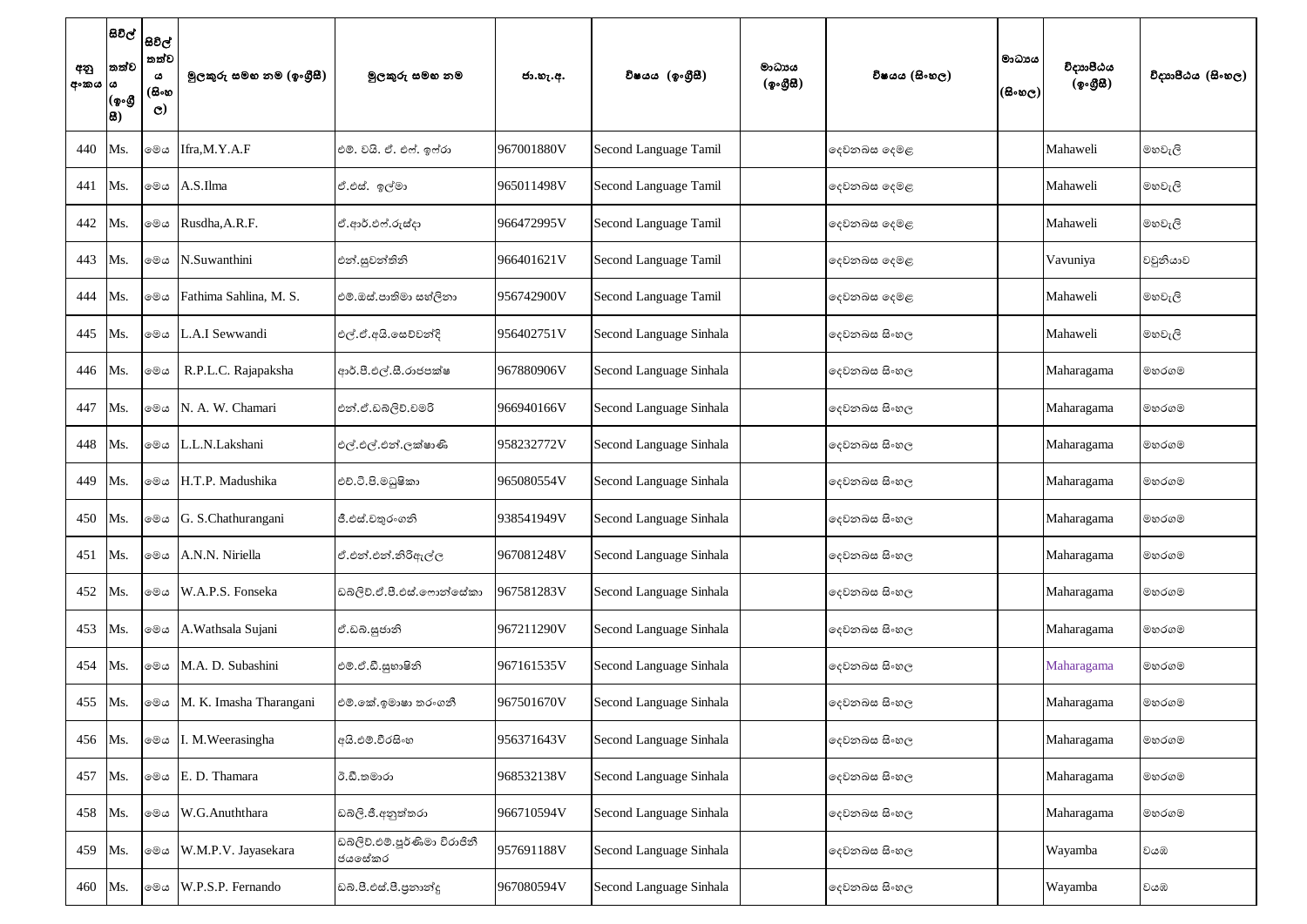| අනු අංකය | සිවිල් තත්වය (ඉංග්‍රීසි) | සිවිල් තත්වය (සිංහල) | මුලකුරු සමඟ නම (ඉංග්‍රීසි) | මුලකුරු සමඟ නම | ජා.හැ.අ. | විෂයය (ඉංග්‍රීසි) | මාධ්‍යය (ඉංග්‍රීසි) | විෂයය (සිංහල) | මාධ්‍යය (සිංහල) | විද්‍යාපීඨය (ඉංග්‍රීසි) | විද්‍යාපීඨය (සිංහල) |
|---|---|---|---|---|---|---|---|---|---|---|---|
| 440 | Ms. | මෙය | Ifra,M.Y.A.F | එම්. වයි. ඒ. එෆ්. ඉෆ්රා | 967001880V | Second Language Tamil | | දෙවනබස දෙමළ | | Mahaweli | මහවැලි |
| 441 | Ms. | මෙය | A.S.Ilma | ඒ.එස්. ඉල්මා | 965011498V | Second Language Tamil | | දෙවනබස දෙමළ | | Mahaweli | මහවැලි |
| 442 | Ms. | මෙය | Rusdha,A.R.F. | ඒ.ආර්.එෆ්.රුස්දා | 966472995V | Second Language Tamil | | දෙවනබස දෙමළ | | Mahaweli | මහවැලි |
| 443 | Ms. | මෙය | N.Suwanthini | එන්.සුවන්තිනි | 966401621V | Second Language Tamil | | දෙවනබස දෙමළ | | Vavuniya | වවුනියාව |
| 444 | Ms. | මෙය | Fathima Sahlina, M. S. | එම්.ඔස්.පාතිමා සහ්ලිනා | 956742900V | Second Language Tamil | | දෙවනබස දෙමළ | | Mahaweli | මහවැලි |
| 445 | Ms. | මෙය | L.A.I Sewwandi | එල්.ඒ.අයි.සෙව්වන්දි | 956402751V | Second Language Sinhala | | දෙවනබස සිංහල | | Mahaweli | මහවැලි |
| 446 | Ms. | මෙය | R.P.L.C. Rajapaksha | ආර්.පී.එල්.සී.රාජපක්ෂ | 967880906V | Second Language Sinhala | | දෙවනබස සිංහල | | Maharagama | මහරගම |
| 447 | Ms. | මෙය | N. A. W. Chamari | එන්.ඒ.ඩබ්ලිව්.චමරි | 966940166V | Second Language Sinhala | | දෙවනබස සිංහල | | Maharagama | මහරගම |
| 448 | Ms. | මෙය | L.L.N.Lakshani | එල්.එල්.එන්.ලක්ෂාණි | 958232772V | Second Language Sinhala | | දෙවනබස සිංහල | | Maharagama | මහරගම |
| 449 | Ms. | මෙය | H.T.P. Madushika | එච්.ටී.පී.මධුෂිකා | 965080554V | Second Language Sinhala | | දෙවනබස සිංහල | | Maharagama | මහරගම |
| 450 | Ms. | මෙය | G. S.Chathurangani | ජී.එස්.චතුරංගනි | 938541949V | Second Language Sinhala | | දෙවනබස සිංහල | | Maharagama | මහරගම |
| 451 | Ms. | මෙය | A.N.N. Niriella | ඒ.එන්.එන්.නිරිඇල්ල | 967081248V | Second Language Sinhala | | දෙවනබස සිංහල | | Maharagama | මහරගම |
| 452 | Ms. | මෙය | W.A.P.S. Fonseka | ඩබ්ලිව්.ඒ.පී.එස්.ෆොන්සේකා | 967581283V | Second Language Sinhala | | දෙවනබස සිංහල | | Maharagama | මහරගම |
| 453 | Ms. | මෙය | A.Wathsala Sujani | ඒ.ඩබ්.සුජානි | 967211290V | Second Language Sinhala | | දෙවනබස සිංහල | | Maharagama | මහරගම |
| 454 | Ms. | මෙය | M.A. D. Subashini | එම්.ඒ.ඩී.සුභාෂිනි | 967161535V | Second Language Sinhala | | දෙවනබස සිංහල | | Maharagama | මහරගම |
| 455 | Ms. | මෙය | M. K. Imasha Tharangani | එම්.කේ.ඉමාෂා තරංගනි | 967501670V | Second Language Sinhala | | දෙවනබස සිංහල | | Maharagama | මහරගම |
| 456 | Ms. | මෙය | I. M.Weerasingha | අයි.එම්.වීරසිංහ | 956371643V | Second Language Sinhala | | දෙවනබස සිංහල | | Maharagama | මහරගම |
| 457 | Ms. | මෙය | E. D. Thamara | ඊ.ඩී.තමාරා | 968532138V | Second Language Sinhala | | දෙවනබස සිංහල | | Maharagama | මහරගම |
| 458 | Ms. | මෙය | W.G.Anuththara | ඩබ්ලි.ජී.අනුත්තරා | 966710594V | Second Language Sinhala | | දෙවනබස සිංහල | | Maharagama | මහරගම |
| 459 | Ms. | මෙය | W.M.P.V. Jayasekara | ඩබ්ලිව්.එම්.පූර්ණිමා විරාජිනී ජයසේකර | 957691188V | Second Language Sinhala | | දෙවනබස සිංහල | | Wayamba | වයඹ |
| 460 | Ms. | මෙය | W.P.S.P. Fernando | ඩබ්.පී.එස්.පී.ප්‍රනාන්දු | 967080594V | Second Language Sinhala | | දෙවනබස සිංහල | | Wayamba | වයඹ |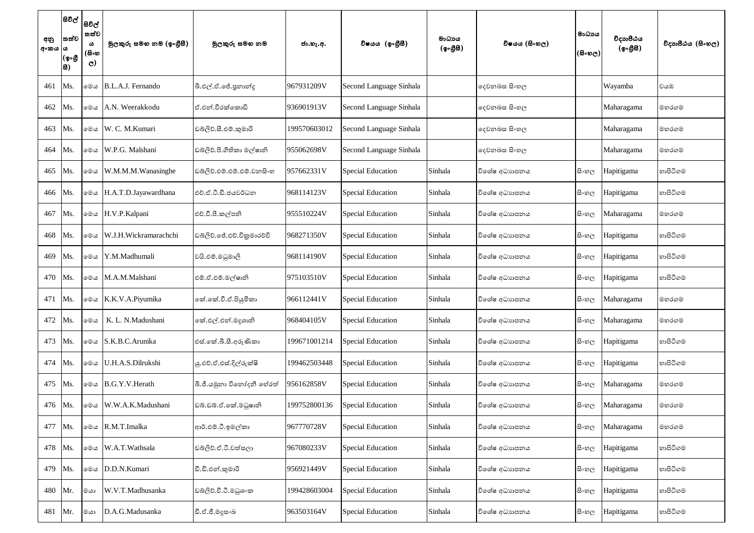| අනු අංකය | සිවිල් තත්ව (ඉංග්‍රීසි) | සිවිල් තත්ව (සිංහල) | මුලකුරු සමඟ නම (ඉංග්‍රීසි) | මුලකුරු සමඟ නම | ජා.හැ.අ. | විෂයය (ඉංග්‍රීසි) | මාධ්‍යය (ඉංග්‍රීසි) | විෂයය (සිංහල) | මාධ්‍යය (සිංහල) | විද්‍යාපීඨය (ඉංග්‍රීසි) | විද්‍යාපීඨය (සිංහල) |
|---|---|---|---|---|---|---|---|---|---|---|---|
| 461 | Ms. | මෙය | B.L.A.J. Fernando | බී.එල්.ඒ.ජේ.ප්‍රනාන්දු | 967931209V | Second Language Sinhala | | දෙවනබස සිංහල | | Wayamba | වයඹ |
| 462 | Ms. | මෙය | A.N. Weerakkodu | ඒ.එන්.වීරක්කොඩි | 936901913V | Second Language Sinhala | | දෙවනබස සිංහල | | Maharagama | මහරගම |
| 463 | Ms. | මෙය | W. C. M.Kumari | ඩබලිව්.සී.එම්.කුමාරි | 199570603012 | Second Language Sinhala | | දෙවනබස සිංහල | | Maharagama | මහරගම |
| 464 | Ms. | මෙය | W.P.G. Malshani | ඩබලිව්.පී.ගීතිකා මල්ෂානි | 955062698V | Second Language Sinhala | | දෙවනබස සිංහල | | Maharagama | මහරගම |
| 465 | Ms. | මෙය | W.M.M.M.Wanasinghe | ඩබලිව්.එම්.එම්.එම්.වනසිංහ | 957662331V | Special Education | Sinhala | විශේෂ අධ්‍යාපනය | සිංහල | Hapitigama | හාපිටිගම |
| 466 | Ms. | මෙය | H.A.T.D.Jayawardhana | එච්.ඒ.ටී.ඩී.ජයවර්ධන | 968114123V | Special Education | Sinhala | විශේෂ අධ්‍යාපනය | සිංහල | Hapitigama | හාපිටිගම |
| 467 | Ms. | මෙය | H.V.P.Kalpani | එච්.වී.පී.කල්පනි | 955510224V | Special Education | Sinhala | විශේෂ අධ්‍යාපනය | සිංහල | Maharagama | මහරගම |
| 468 | Ms. | මෙය | W.J.H.Wickramarachchi | ඩබලිව්.ජේ.එච්.වික්‍රමාරච්චි | 968271350V | Special Education | Sinhala | විශේෂ අධ්‍යාපනය | සිංහල | Hapitigama | හාපිටිගම |
| 469 | Ms. | මෙය | Y.M.Madhumali | වයි.එම්.මධුමාලි | 968114190V | Special Education | Sinhala | විශේෂ අධ්‍යාපනය | සිංහල | Hapitigama | හාපිටිගම |
| 470 | Ms. | මෙය | M.A.M.Malshani | එම්.ඒ.එම්.මල්ෂානි | 975103510V | Special Education | Sinhala | විශේෂ අධ්‍යාපනය | සිංහල | Hapitigama | හාපිටිගම |
| 471 | Ms. | මෙය | K.K.V.A.Piyumika | කේ.කේ.වී.ඒ.පියුමිකා | 966112441V | Special Education | Sinhala | විශේෂ අධ්‍යාපනය | සිංහල | Maharagama | මහරගම |
| 472 | Ms. | මෙය | K. L. N.Madushani | කේ.එල්.එන්.මදූශානි | 968404105V | Special Education | Sinhala | විශේෂ අධ්‍යාපනය | සිංහල | Maharagama | මහරගම |
| 473 | Ms. | මෙය | S.K.B.C.Arunika | එස්.කේ.බී.සී.අරුණිකා | 199671001214 | Special Education | Sinhala | විශේෂ අධ්‍යාපනය | සිංහල | Hapitigama | හාපිටිගම |
| 474 | Ms. | මෙය | U.H.A.S.Dilrukshi | යූ.එච්.ඒ.එස්.දිල්රුක්ෂි | 199462503448 | Special Education | Sinhala | විශේෂ අධ්‍යාපනය | සිංහල | Hapitigama | හාපිටිගම |
| 475 | Ms. | මෙය | B.G.Y.V.Herath | බී.ජී.යමුනා විනෝදනී හේරත් | 956162858V | Special Education | Sinhala | විශේෂ අධ්‍යාපනය | සිංහල | Maharagama | මහරගම |
| 476 | Ms. | මෙය | W.W.A.K.Madushani | ඩබ්.ඩබ්.ඒ.කේ.මධුෂානි | 199752800136 | Special Education | Sinhala | විශේෂ අධ්‍යාපනය | සිංහල | Maharagama | මහරගම |
| 477 | Ms. | මෙය | R.M.T.Imalka | ආර්.එම්.ටී.ඉමල්කා | 967770728V | Special Education | Sinhala | විශේෂ අධ්‍යාපනය | සිංහල | Maharagama | මහරගම |
| 478 | Ms. | මෙය | W.A.T.Wathsala | ඩබලිව්.ඒ.ටී.වත්සලා | 967080233V | Special Education | Sinhala | විශේෂ අධ්‍යාපනය | සිංහල | Hapitigama | හාපිටිගම |
| 479 | Ms. | මෙය | D.D.N.Kumari | ඩී.ඩී.එන්.කුමාරි | 956921449V | Special Education | Sinhala | විශේෂ අධ්‍යාපනය | සිංහල | Hapitigama | හාපිටිගම |
| 480 | Mr. | මයා | W.V.T.Madhusanka | ඩබලිව්.වී.ටී.මධුශංක | 199428603004 | Special Education | Sinhala | විශේෂ අධ්‍යාපනය | සිංහල | Hapitigama | හාපිටිගම |
| 481 | Mr. | මයා | D.A.G.Madusanka | ඩී.ඒ.ජී.මදූසංඛ | 963503164V | Special Education | Sinhala | විශේෂ අධ්‍යාපනය | සිංහල | Hapitigama | හාපිටිගම |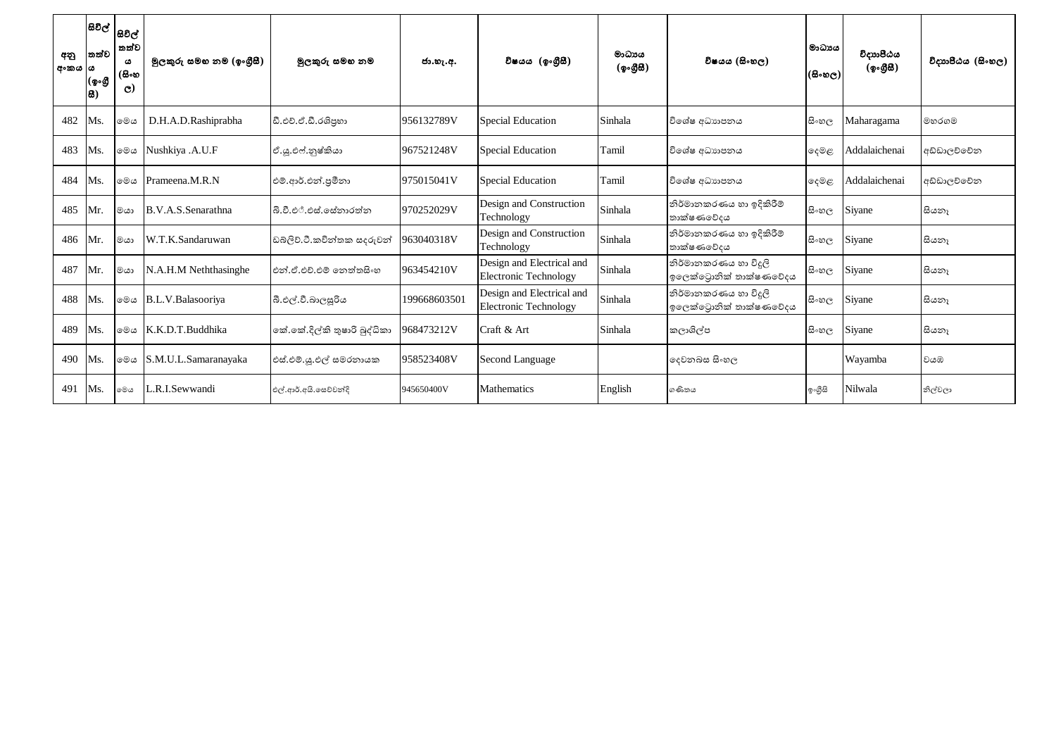| අනු අංකය | සිවිල් තත්වය (ඉංග්‍රීසි) | සිවිල් තත්වය (සිංහල) | මුලකුරු සමඟ නම (ඉංග්‍රීසි) | මුලකුරු සමඟ නම | ජා.හැ.අ. | විෂයය (ඉංග්‍රීසි) | මාධ්‍යය (ඉංග්‍රීසි) | විෂයය (සිංහල) | මාධ්‍යය (සිංහල) | විද්‍යාපීඨය (ඉංග්‍රීසි) | විද්‍යාපීඨය (සිංහල) |
|---|---|---|---|---|---|---|---|---|---|---|---|
| 482 | Ms. | මෙය | D.H.A.D.Rashiprabha | ඩී.එච්.ඒ.ඩී.රශිප්‍රභා | 956132789V | Special Education | Sinhala | විශේෂ අධ්‍යාපනය | සිංහල | Maharagama | මහරගම |
| 483 | Ms. | මෙය | Nushkiya .A.U.F | ඒ.යූ.එෆ්.නුෂ්කියා | 967521248V | Special Education | Tamil | විශේෂ අධ්‍යාපනය | දෙමළ | Addalaichenai | අඩ්ඩාලච්චේන |
| 484 | Ms. | මෙය | Prameena.M.R.N | එම්.ආර්.එන්.ප්‍රමීනා | 975015041V | Special Education | Tamil | විශේෂ අධ්‍යාපනය | දෙමළ | Addalaichenai | අඩ්ඩාලච්චේන |
| 485 | Mr. | මයා | B.V.A.S.Senarathna | බී.වී.ඒ.එස්.සේනාරත්න | 970252029V | Design and Construction Technology | Sinhala | නිර්මාණකරණය හා ඉදිකිරීම් තාක්ෂණවේදය | සිංහල | Siyane | සියනෑ |
| 486 | Mr. | මයා | W.T.K.Sandaruwan | ඩබ්ලිව්.ටී.කවින්තක සදරුවන් | 963040318V | Design and Construction Technology | Sinhala | නිර්මාණකරණය හා ඉදිකිරීම් තාක්ෂණවේදය | සිංහල | Siyane | සියනෑ |
| 487 | Mr. | මයා | N.A.H.M Neththasinghe | එන්.ඒ.එච්.එම් නෙත්තසිංහ | 963454210V | Design and Electrical and Electronic Technology | Sinhala | නිර්මාණකරණය හා විදුලි ඉලෙක්ට්‍රොනික් තාක්ෂණවේදය | සිංහල | Siyane | සියනෑ |
| 488 | Ms. | මෙය | B.L.V.Balasooriya | බී.එල්.වී.බාලසූරිය | 199668603501 | Design and Electrical and Electronic Technology | Sinhala | නිර්මාණකරණය හා විදුලි ඉලෙක්ට්‍රොනික් තාක්ෂණවේදය | සිංහල | Siyane | සියනෑ |
| 489 | Ms. | මෙය | K.K.D.T.Buddhika | කේ.කේ.දිල්කි තුෂාරි බුද්ධිකා | 968473212V | Craft & Art | Sinhala | කලාශිල්ප | සිංහල | Siyane | සියනෑ |
| 490 | Ms. | මෙය | S.M.U.L.Samaranayaka | එස්.එම්.යූ.එල් සමරනායක | 958523408V | Second Language | | දෙවනබස සිංහල | | Wayamba | වයඹ |
| 491 | Ms. | මෙය | L.R.I.Sewwandi | එල්.ආර්.අයි.සෙව්වන්දි | 945650400V | Mathematics | English | ගණිතය | ඉංග්‍රීසි | Nilwala | නිල්වලා |